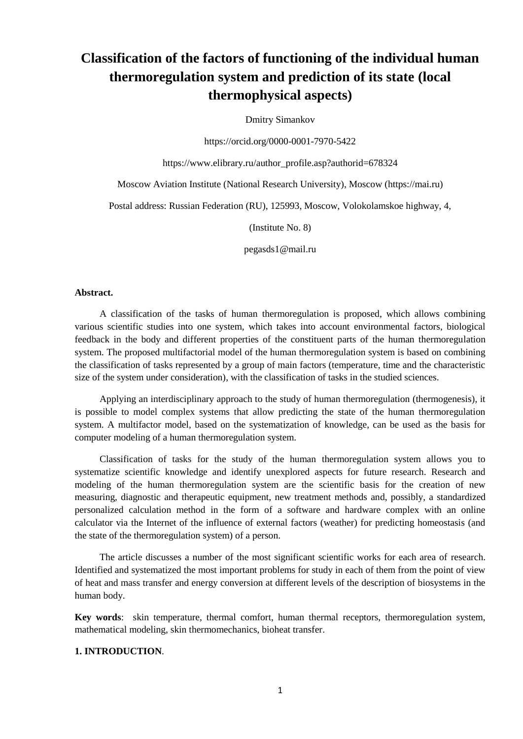# Classification of the factors of functioning of the individual human thermoregulation system and prediction of its state (local thermophysical aspects)

Dmitry Simankov

https://orcid.org/0000-0001-7970-5422

https://www.elibrary.ru/author_profile.asp?authorid=678324

Moscow Aviation Institute (National Research University), Moscow (https://mai.ru)

Postal address: Russian Federation (RU), 125993, Moscow, Volokolamskoe highway, 4,

(Institute No. 8)

pegasds1@mail.ru

**Abstract.**

A classification of the tasks of human thermoregulation is proposed, which allows combining various scientific studies into one system, which takes into account environmental factors, biological feedback in the body and different properties of the constituent parts of the human thermoregulation system. The proposed multifactorial model of the human thermoregulation system is based on combining the classification of tasks represented by a group of main factors (temperature, time and the characteristic size of the system under consideration), with the classification of tasks in the studied sciences.

Applying an interdisciplinary approach to the study of human thermoregulation (thermogenesis), it is possible to model complex systems that allow predicting the state of the human thermoregulation system. A multifactor model, based on the systematization of knowledge, can be used as the basis for computer modeling of a human thermoregulation system.

Classification of tasks for the study of the human thermoregulation system allows you to systematize scientific knowledge and identify unexplored aspects for future research. Research and modeling of the human thermoregulation system are the scientific basis for the creation of new measuring, diagnostic and therapeutic equipment, new treatment methods and, possibly, a standardized personalized calculation method in the form of a software and hardware complex with an online calculator via the Internet of the influence of external factors (weather) for predicting homeostasis (and the state of the thermoregulation system) of a person.

The article discusses a number of the most significant scientific works for each area of research. Identified and systematized the most important problems for study in each of them from the point of view of heat and mass transfer and energy conversion at different levels of the description of biosystems in the human body.

**Key words**: skin temperature, thermal comfort, human thermal receptors, thermoregulation system, mathematical modeling, skin thermomechanics, bioheat transfer.

## 1. INTRODUCTION.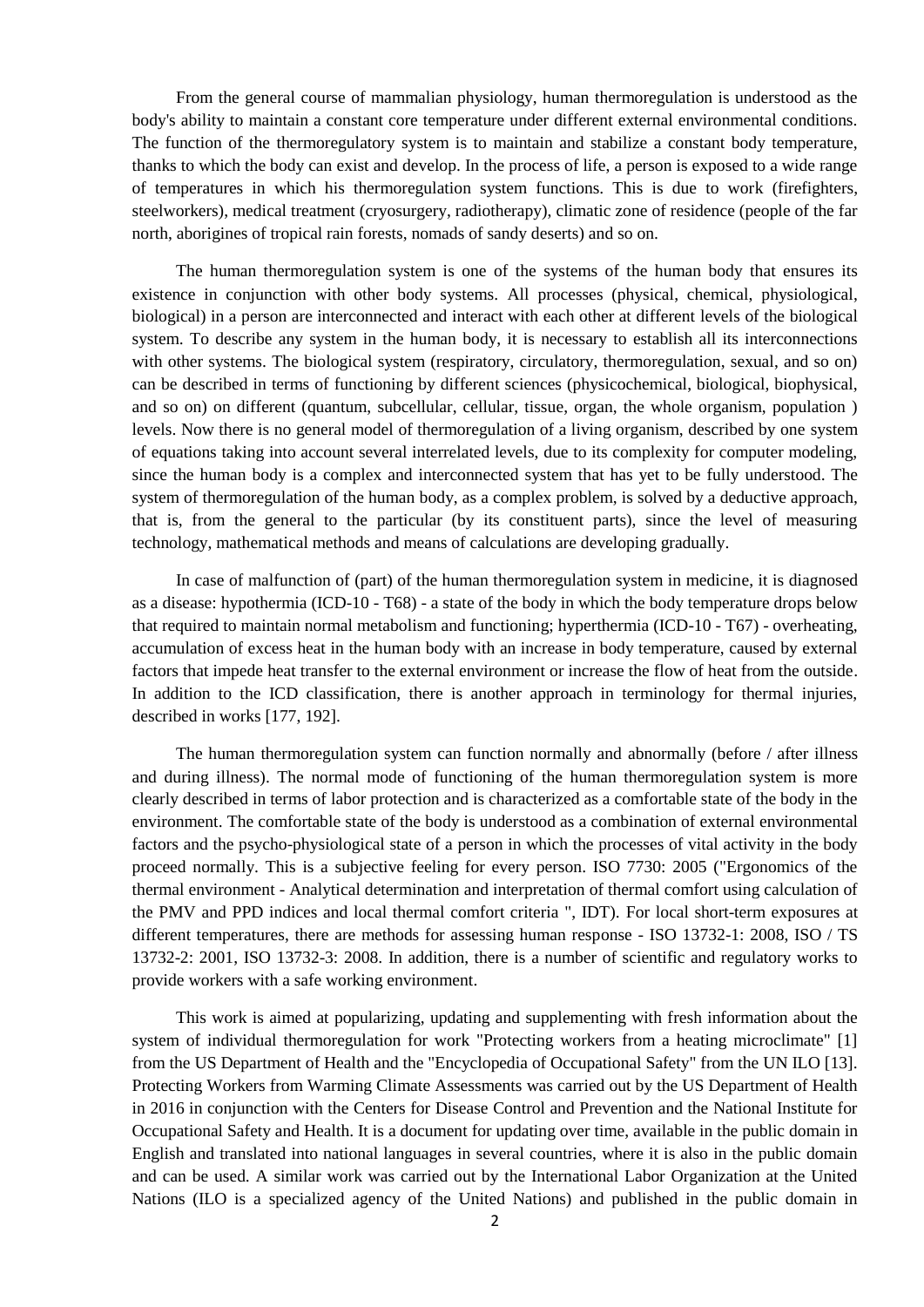From the general course of mammalian physiology, human thermoregulation is understood as the body's ability to maintain a constant core temperature under different external environmental conditions. The function of the thermoregulatory system is to maintain and stabilize a constant body temperature, thanks to which the body can exist and develop. In the process of life, a person is exposed to a wide range of temperatures in which his thermoregulation system functions. This is due to work (firefighters, steelworkers), medical treatment (cryosurgery, radiotherapy), climatic zone of residence (people of the far north, aborigines of tropical rain forests, nomads of sandy deserts) and so on.

The human thermoregulation system is one of the systems of the human body that ensures its existence in conjunction with other body systems. All processes (physical, chemical, physiological, biological) in a person are interconnected and interact with each other at different levels of the biological system. To describe any system in the human body, it is necessary to establish all its interconnections with other systems. The biological system (respiratory, circulatory, thermoregulation, sexual, and so on) can be described in terms of functioning by different sciences (physicochemical, biological, biophysical, and so on) on different (quantum, subcellular, cellular, tissue, organ, the whole organism, population ) levels. Now there is no general model of thermoregulation of a living organism, described by one system of equations taking into account several interrelated levels, due to its complexity for computer modeling, since the human body is a complex and interconnected system that has yet to be fully understood. The system of thermoregulation of the human body, as a complex problem, is solved by a deductive approach, that is, from the general to the particular (by its constituent parts), since the level of measuring technology, mathematical methods and means of calculations are developing gradually.

In case of malfunction of (part) of the human thermoregulation system in medicine, it is diagnosed as a disease: hypothermia (ICD-10 - T68) - a state of the body in which the body temperature drops below that required to maintain normal metabolism and functioning; hyperthermia (ICD-10 - T67) - overheating, accumulation of excess heat in the human body with an increase in body temperature, caused by external factors that impede heat transfer to the external environment or increase the flow of heat from the outside. In addition to the ICD classification, there is another approach in terminology for thermal injuries, described in works [177, 192].

The human thermoregulation system can function normally and abnormally (before / after illness and during illness). The normal mode of functioning of the human thermoregulation system is more clearly described in terms of labor protection and is characterized as a comfortable state of the body in the environment. The comfortable state of the body is understood as a combination of external environmental factors and the psycho-physiological state of a person in which the processes of vital activity in the body proceed normally. This is a subjective feeling for every person. ISO 7730: 2005 ("Ergonomics of the thermal environment - Analytical determination and interpretation of thermal comfort using calculation of the PMV and PPD indices and local thermal comfort criteria ", IDT). For local short-term exposures at different temperatures, there are methods for assessing human response - ISO 13732-1: 2008, ISO / TS 13732-2: 2001, ISO 13732-3: 2008. In addition, there is a number of scientific and regulatory works to provide workers with a safe working environment.

This work is aimed at popularizing, updating and supplementing with fresh information about the system of individual thermoregulation for work "Protecting workers from a heating microclimate" [1] from the US Department of Health and the "Encyclopedia of Occupational Safety" from the UN ILO [13]. Protecting Workers from Warming Climate Assessments was carried out by the US Department of Health in 2016 in conjunction with the Centers for Disease Control and Prevention and the National Institute for Occupational Safety and Health. It is a document for updating over time, available in the public domain in English and translated into national languages in several countries, where it is also in the public domain and can be used. A similar work was carried out by the International Labor Organization at the United Nations (ILO is a specialized agency of the United Nations) and published in the public domain in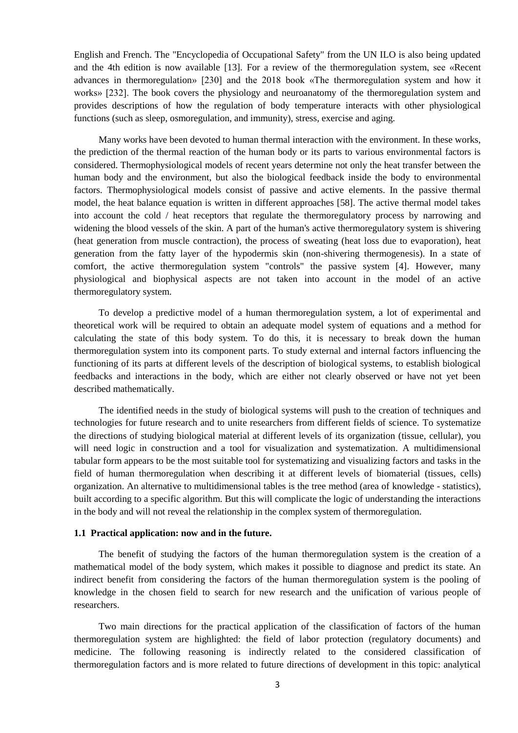English and French. The "Encyclopedia of Occupational Safety" from the UN ILO is also being updated and the 4th edition is now available [13]. For a review of the thermoregulation system, see «Recent advances in thermoregulation» [230] and the 2018 book «The thermoregulation system and how it works» [232]. The book covers the physiology and neuroanatomy of the thermoregulation system and provides descriptions of how the regulation of body temperature interacts with other physiological functions (such as sleep, osmoregulation, and immunity), stress, exercise and aging.

Many works have been devoted to human thermal interaction with the environment. In these works, the prediction of the thermal reaction of the human body or its parts to various environmental factors is considered. Thermophysiological models of recent years determine not only the heat transfer between the human body and the environment, but also the biological feedback inside the body to environmental factors. Thermophysiological models consist of passive and active elements. In the passive thermal model, the heat balance equation is written in different approaches [58]. The active thermal model takes into account the cold / heat receptors that regulate the thermoregulatory process by narrowing and widening the blood vessels of the skin. A part of the human's active thermoregulatory system is shivering (heat generation from muscle contraction), the process of sweating (heat loss due to evaporation), heat generation from the fatty layer of the hypodermis skin (non-shivering thermogenesis). In a state of comfort, the active thermoregulation system "controls" the passive system [4]. However, many physiological and biophysical aspects are not taken into account in the model of an active thermoregulatory system.

To develop a predictive model of a human thermoregulation system, a lot of experimental and theoretical work will be required to obtain an adequate model system of equations and a method for calculating the state of this body system. To do this, it is necessary to break down the human thermoregulation system into its component parts. To study external and internal factors influencing the functioning of its parts at different levels of the description of biological systems, to establish biological feedbacks and interactions in the body, which are either not clearly observed or have not yet been described mathematically.

The identified needs in the study of biological systems will push to the creation of techniques and technologies for future research and to unite researchers from different fields of science. To systematize the directions of studying biological material at different levels of its organization (tissue, cellular), you will need logic in construction and a tool for visualization and systematization. A multidimensional tabular form appears to be the most suitable tool for systematizing and visualizing factors and tasks in the field of human thermoregulation when describing it at different levels of biomaterial (tissues, cells) organization. An alternative to multidimensional tables is the tree method (area of knowledge - statistics), built according to a specific algorithm. But this will complicate the logic of understanding the interactions in the body and will not reveal the relationship in the complex system of thermoregulation.

### 1.1 Practical application: now and in the future.

The benefit of studying the factors of the human thermoregulation system is the creation of a mathematical model of the body system, which makes it possible to diagnose and predict its state. An indirect benefit from considering the factors of the human thermoregulation system is the pooling of knowledge in the chosen field to search for new research and the unification of various people of researchers.

Two main directions for the practical application of the classification of factors of the human thermoregulation system are highlighted: the field of labor protection (regulatory documents) and medicine. The following reasoning is indirectly related to the considered classification of thermoregulation factors and is more related to future directions of development in this topic: analytical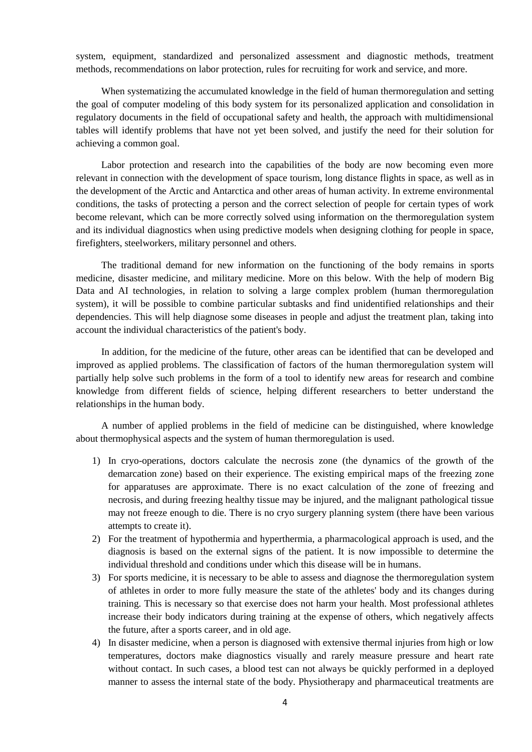system, equipment, standardized and personalized assessment and diagnostic methods, treatment methods, recommendations on labor protection, rules for recruiting for work and service, and more.

When systematizing the accumulated knowledge in the field of human thermoregulation and setting the goal of computer modeling of this body system for its personalized application and consolidation in regulatory documents in the field of occupational safety and health, the approach with multidimensional tables will identify problems that have not yet been solved, and justify the need for their solution for achieving a common goal.

Labor protection and research into the capabilities of the body are now becoming even more relevant in connection with the development of space tourism, long distance flights in space, as well as in the development of the Arctic and Antarctica and other areas of human activity. In extreme environmental conditions, the tasks of protecting a person and the correct selection of people for certain types of work become relevant, which can be more correctly solved using information on the thermoregulation system and its individual diagnostics when using predictive models when designing clothing for people in space, firefighters, steelworkers, military personnel and others.

The traditional demand for new information on the functioning of the body remains in sports medicine, disaster medicine, and military medicine. More on this below. With the help of modern Big Data and AI technologies, in relation to solving a large complex problem (human thermoregulation system), it will be possible to combine particular subtasks and find unidentified relationships and their dependencies. This will help diagnose some diseases in people and adjust the treatment plan, taking into account the individual characteristics of the patient's body.

In addition, for the medicine of the future, other areas can be identified that can be developed and improved as applied problems. The classification of factors of the human thermoregulation system will partially help solve such problems in the form of a tool to identify new areas for research and combine knowledge from different fields of science, helping different researchers to better understand the relationships in the human body.

A number of applied problems in the field of medicine can be distinguished, where knowledge about thermophysical aspects and the system of human thermoregulation is used.

1) In cryo-operations, doctors calculate the necrosis zone (the dynamics of the growth of the demarcation zone) based on their experience. The existing empirical maps of the freezing zone for apparatuses are approximate. There is no exact calculation of the zone of freezing and necrosis, and during freezing healthy tissue may be injured, and the malignant pathological tissue may not freeze enough to die. There is no cryo surgery planning system (there have been various attempts to create it).
2) For the treatment of hypothermia and hyperthermia, a pharmacological approach is used, and the diagnosis is based on the external signs of the patient. It is now impossible to determine the individual threshold and conditions under which this disease will be in humans.
3) For sports medicine, it is necessary to be able to assess and diagnose the thermoregulation system of athletes in order to more fully measure the state of the athletes' body and its changes during training. This is necessary so that exercise does not harm your health. Most professional athletes increase their body indicators during training at the expense of others, which negatively affects the future, after a sports career, and in old age.
4) In disaster medicine, when a person is diagnosed with extensive thermal injuries from high or low temperatures, doctors make diagnostics visually and rarely measure pressure and heart rate without contact. In such cases, a blood test can not always be quickly performed in a deployed manner to assess the internal state of the body. Physiotherapy and pharmaceutical treatments are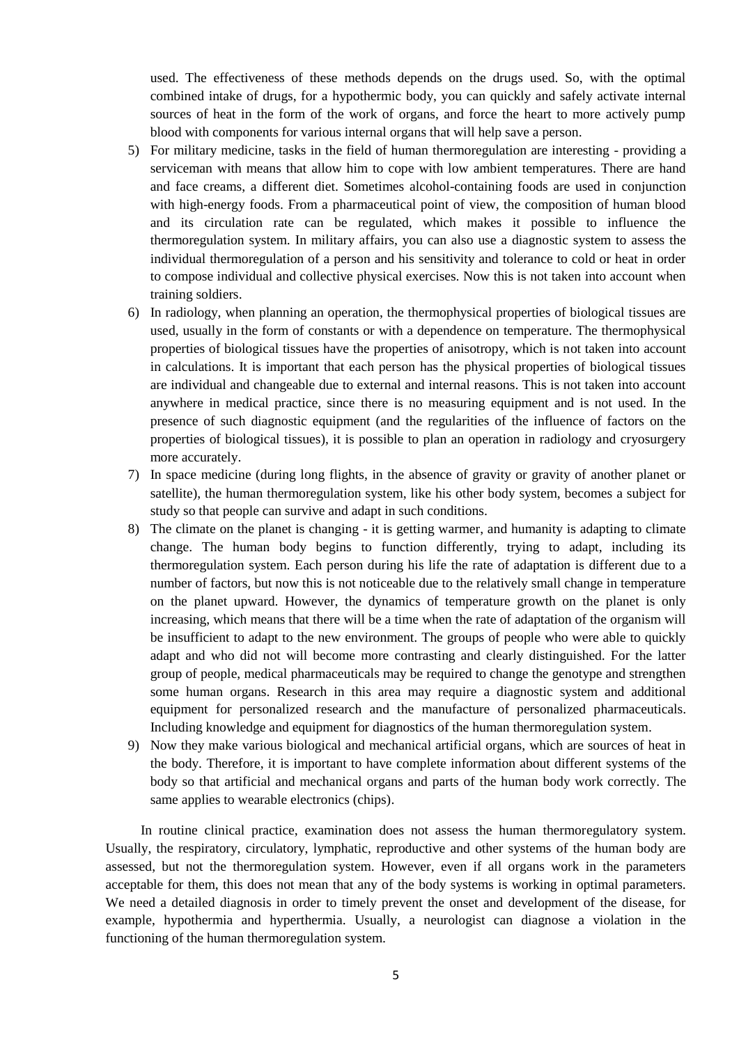used. The effectiveness of these methods depends on the drugs used. So, with the optimal combined intake of drugs, for a hypothermic body, you can quickly and safely activate internal sources of heat in the form of the work of organs, and force the heart to more actively pump blood with components for various internal organs that will help save a person.

5) For military medicine, tasks in the field of human thermoregulation are interesting - providing a serviceman with means that allow him to cope with low ambient temperatures. There are hand and face creams, a different diet. Sometimes alcohol-containing foods are used in conjunction with high-energy foods. From a pharmaceutical point of view, the composition of human blood and its circulation rate can be regulated, which makes it possible to influence the thermoregulation system. In military affairs, you can also use a diagnostic system to assess the individual thermoregulation of a person and his sensitivity and tolerance to cold or heat in order to compose individual and collective physical exercises. Now this is not taken into account when training soldiers.
6) In radiology, when planning an operation, the thermophysical properties of biological tissues are used, usually in the form of constants or with a dependence on temperature. The thermophysical properties of biological tissues have the properties of anisotropy, which is not taken into account in calculations. It is important that each person has the physical properties of biological tissues are individual and changeable due to external and internal reasons. This is not taken into account anywhere in medical practice, since there is no measuring equipment and is not used. In the presence of such diagnostic equipment (and the regularities of the influence of factors on the properties of biological tissues), it is possible to plan an operation in radiology and cryosurgery more accurately.
7) In space medicine (during long flights, in the absence of gravity or gravity of another planet or satellite), the human thermoregulation system, like his other body system, becomes a subject for study so that people can survive and adapt in such conditions.
8) The climate on the planet is changing - it is getting warmer, and humanity is adapting to climate change. The human body begins to function differently, trying to adapt, including its thermoregulation system. Each person during his life the rate of adaptation is different due to a number of factors, but now this is not noticeable due to the relatively small change in temperature on the planet upward. However, the dynamics of temperature growth on the planet is only increasing, which means that there will be a time when the rate of adaptation of the organism will be insufficient to adapt to the new environment. The groups of people who were able to quickly adapt and who did not will become more contrasting and clearly distinguished. For the latter group of people, medical pharmaceuticals may be required to change the genotype and strengthen some human organs. Research in this area may require a diagnostic system and additional equipment for personalized research and the manufacture of personalized pharmaceuticals. Including knowledge and equipment for diagnostics of the human thermoregulation system.
9) Now they make various biological and mechanical artificial organs, which are sources of heat in the body. Therefore, it is important to have complete information about different systems of the body so that artificial and mechanical organs and parts of the human body work correctly. The same applies to wearable electronics (chips).

In routine clinical practice, examination does not assess the human thermoregulatory system. Usually, the respiratory, circulatory, lymphatic, reproductive and other systems of the human body are assessed, but not the thermoregulation system. However, even if all organs work in the parameters acceptable for them, this does not mean that any of the body systems is working in optimal parameters. We need a detailed diagnosis in order to timely prevent the onset and development of the disease, for example, hypothermia and hyperthermia. Usually, a neurologist can diagnose a violation in the functioning of the human thermoregulation system.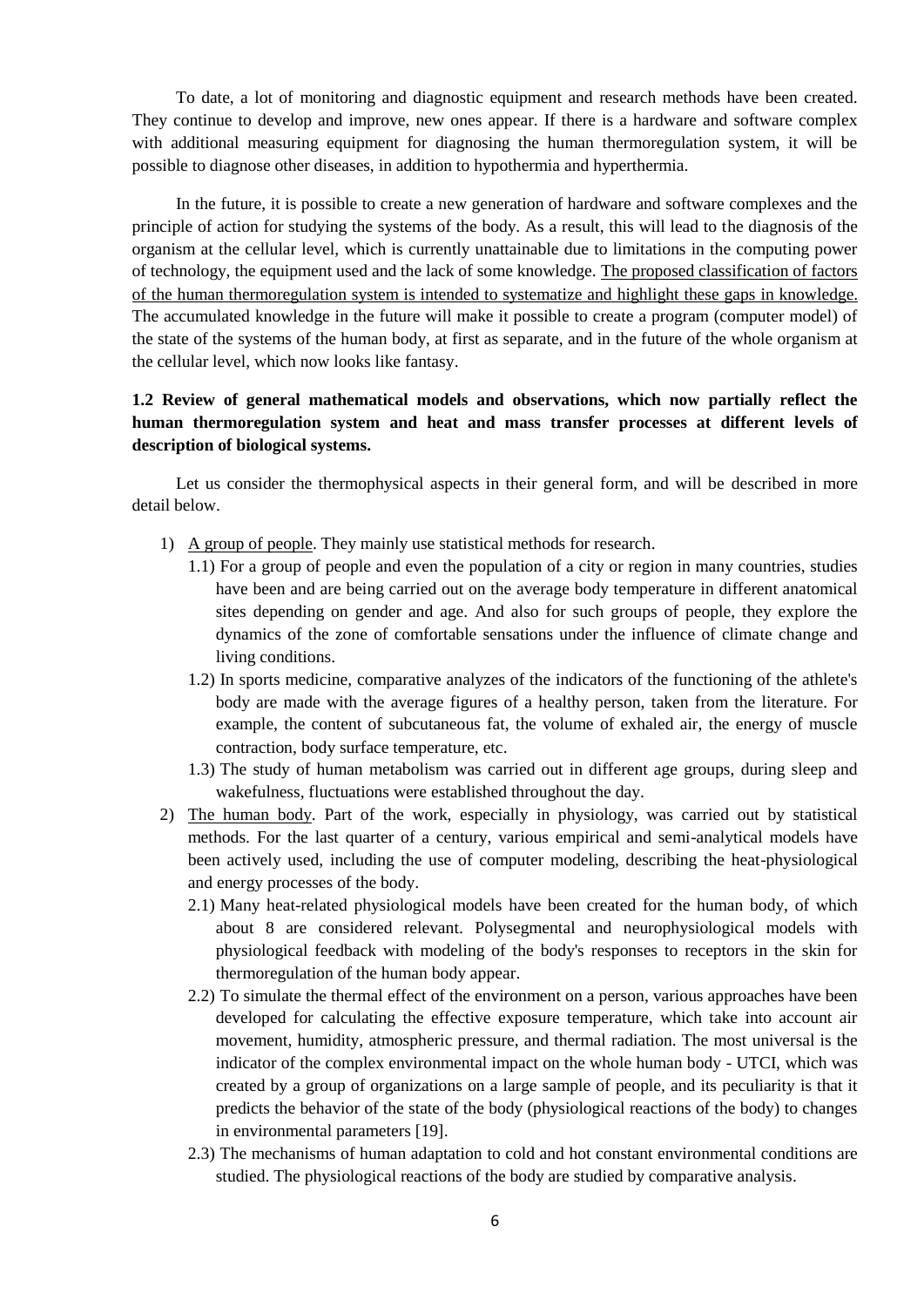To date, a lot of monitoring and diagnostic equipment and research methods have been created. They continue to develop and improve, new ones appear. If there is a hardware and software complex with additional measuring equipment for diagnosing the human thermoregulation system, it will be possible to diagnose other diseases, in addition to hypothermia and hyperthermia.

In the future, it is possible to create a new generation of hardware and software complexes and the principle of action for studying the systems of the body. As a result, this will lead to the diagnosis of the organism at the cellular level, which is currently unattainable due to limitations in the computing power of technology, the equipment used and the lack of some knowledge. <u>The proposed classification of factors of the human thermoregulation system is intended to systematize and highlight these gaps in knowledge.</u> The accumulated knowledge in the future will make it possible to create a program (computer model) of the state of the systems of the human body, at first as separate, and in the future of the whole organism at the cellular level, which now looks like fantasy.

### 1.2 Review of general mathematical models and observations, which now partially reflect the human thermoregulation system and heat and mass transfer processes at different levels of description of biological systems.

Let us consider the thermophysical aspects in their general form, and will be described in more detail below.

1) <u>A group of people</u>. They mainly use statistical methods for research.
   1.1) For a group of people and even the population of a city or region in many countries, studies have been and are being carried out on the average body temperature in different anatomical sites depending on gender and age. And also for such groups of people, they explore the dynamics of the zone of comfortable sensations under the influence of climate change and living conditions.
   1.2) In sports medicine, comparative analyzes of the indicators of the functioning of the athlete's body are made with the average figures of a healthy person, taken from the literature. For example, the content of subcutaneous fat, the volume of exhaled air, the energy of muscle contraction, body surface temperature, etc.
   1.3) The study of human metabolism was carried out in different age groups, during sleep and wakefulness, fluctuations were established throughout the day.
2) <u>The human body</u>. Part of the work, especially in physiology, was carried out by statistical methods. For the last quarter of a century, various empirical and semi-analytical models have been actively used, including the use of computer modeling, describing the heat-physiological and energy processes of the body.
   2.1) Many heat-related physiological models have been created for the human body, of which about 8 are considered relevant. Polysegmental and neurophysiological models with physiological feedback with modeling of the body's responses to receptors in the skin for thermoregulation of the human body appear.
   2.2) To simulate the thermal effect of the environment on a person, various approaches have been developed for calculating the effective exposure temperature, which take into account air movement, humidity, atmospheric pressure, and thermal radiation. The most universal is the indicator of the complex environmental impact on the whole human body - UTCI, which was created by a group of organizations on a large sample of people, and its peculiarity is that it predicts the behavior of the state of the body (physiological reactions of the body) to changes in environmental parameters [19].
   2.3) The mechanisms of human adaptation to cold and hot constant environmental conditions are studied. The physiological reactions of the body are studied by comparative analysis.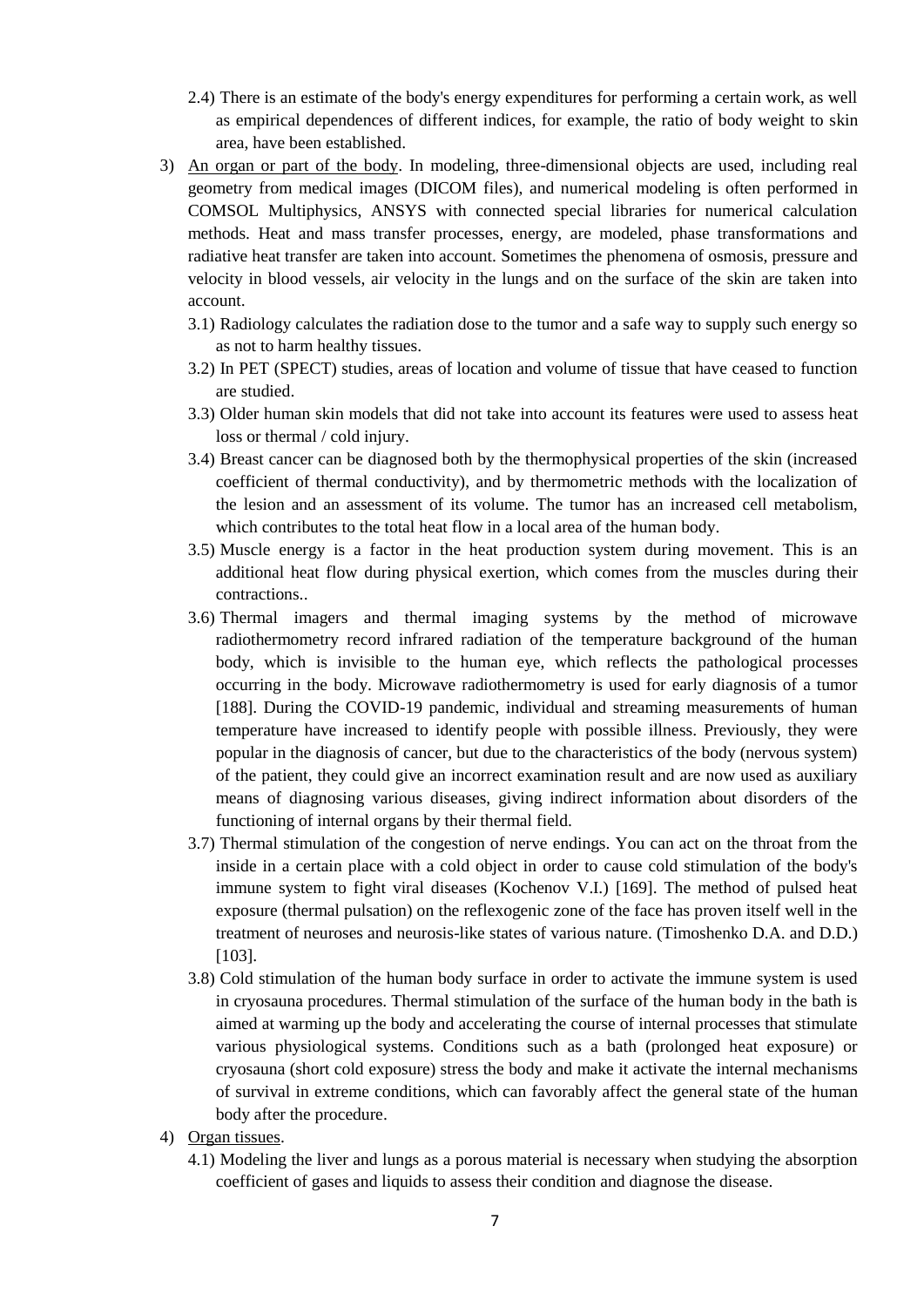2.4) There is an estimate of the body's energy expenditures for performing a certain work, as well as empirical dependences of different indices, for example, the ratio of body weight to skin area, have been established.

3) <u>An organ or part of the body</u>. In modeling, three-dimensional objects are used, including real geometry from medical images (DICOM files), and numerical modeling is often performed in COMSOL Multiphysics, ANSYS with connected special libraries for numerical calculation methods. Heat and mass transfer processes, energy, are modeled, phase transformations and radiative heat transfer are taken into account. Sometimes the phenomena of osmosis, pressure and velocity in blood vessels, air velocity in the lungs and on the surface of the skin are taken into account.

   3.1) Radiology calculates the radiation dose to the tumor and a safe way to supply such energy so as not to harm healthy tissues.

   3.2) In PET (SPECT) studies, areas of location and volume of tissue that have ceased to function are studied.

   3.3) Older human skin models that did not take into account its features were used to assess heat loss or thermal / cold injury.

   3.4) Breast cancer can be diagnosed both by the thermophysical properties of the skin (increased coefficient of thermal conductivity), and by thermometric methods with the localization of the lesion and an assessment of its volume. The tumor has an increased cell metabolism, which contributes to the total heat flow in a local area of the human body.

   3.5) Muscle energy is a factor in the heat production system during movement. This is an additional heat flow during physical exertion, which comes from the muscles during their contractions..

   3.6) Thermal imagers and thermal imaging systems by the method of microwave radiothermometry record infrared radiation of the temperature background of the human body, which is invisible to the human eye, which reflects the pathological processes occurring in the body. Microwave radiothermometry is used for early diagnosis of a tumor [188]. During the COVID-19 pandemic, individual and streaming measurements of human temperature have increased to identify people with possible illness. Previously, they were popular in the diagnosis of cancer, but due to the characteristics of the body (nervous system) of the patient, they could give an incorrect examination result and are now used as auxiliary means of diagnosing various diseases, giving indirect information about disorders of the functioning of internal organs by their thermal field.

   3.7) Thermal stimulation of the congestion of nerve endings. You can act on the throat from the inside in a certain place with a cold object in order to cause cold stimulation of the body's immune system to fight viral diseases (Kochenov V.I.) [169]. The method of pulsed heat exposure (thermal pulsation) on the reflexogenic zone of the face has proven itself well in the treatment of neuroses and neurosis-like states of various nature. (Timoshenko D.A. and D.D.) [103].

   3.8) Cold stimulation of the human body surface in order to activate the immune system is used in cryosauna procedures. Thermal stimulation of the surface of the human body in the bath is aimed at warming up the body and accelerating the course of internal processes that stimulate various physiological systems. Conditions such as a bath (prolonged heat exposure) or cryosauna (short cold exposure) stress the body and make it activate the internal mechanisms of survival in extreme conditions, which can favorably affect the general state of the human body after the procedure.

4) <u>Organ tissues</u>.

   4.1) Modeling the liver and lungs as a porous material is necessary when studying the absorption coefficient of gases and liquids to assess their condition and diagnose the disease.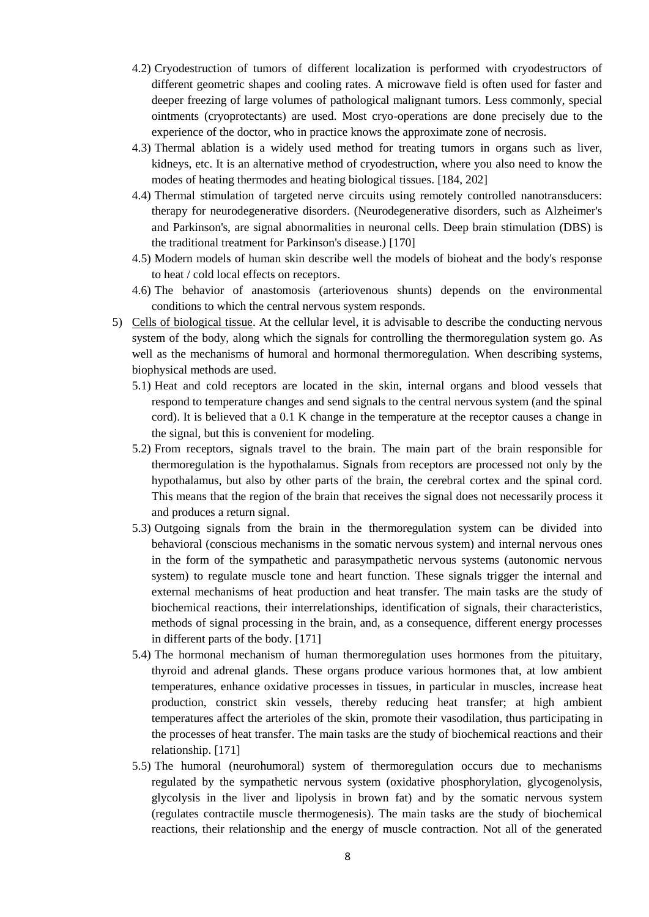4.2) Cryodestruction of tumors of different localization is performed with cryodestructors of different geometric shapes and cooling rates. A microwave field is often used for faster and deeper freezing of large volumes of pathological malignant tumors. Less commonly, special ointments (cryoprotectants) are used. Most cryo-operations are done precisely due to the experience of the doctor, who in practice knows the approximate zone of necrosis.

4.3) Thermal ablation is a widely used method for treating tumors in organs such as liver, kidneys, etc. It is an alternative method of cryodestruction, where you also need to know the modes of heating thermodes and heating biological tissues. [184, 202]

4.4) Thermal stimulation of targeted nerve circuits using remotely controlled nanotransducers: therapy for neurodegenerative disorders. (Neurodegenerative disorders, such as Alzheimer's and Parkinson's, are signal abnormalities in neuronal cells. Deep brain stimulation (DBS) is the traditional treatment for Parkinson's disease.) [170]

4.5) Modern models of human skin describe well the models of bioheat and the body's response to heat / cold local effects on receptors.

4.6) The behavior of anastomosis (arteriovenous shunts) depends on the environmental conditions to which the central nervous system responds.

5) Cells of biological tissue. At the cellular level, it is advisable to describe the conducting nervous system of the body, along which the signals for controlling the thermoregulation system go. As well as the mechanisms of humoral and hormonal thermoregulation. When describing systems, biophysical methods are used.

5.1) Heat and cold receptors are located in the skin, internal organs and blood vessels that respond to temperature changes and send signals to the central nervous system (and the spinal cord). It is believed that a 0.1 K change in the temperature at the receptor causes a change in the signal, but this is convenient for modeling.

5.2) From receptors, signals travel to the brain. The main part of the brain responsible for thermoregulation is the hypothalamus. Signals from receptors are processed not only by the hypothalamus, but also by other parts of the brain, the cerebral cortex and the spinal cord. This means that the region of the brain that receives the signal does not necessarily process it and produces a return signal.

5.3) Outgoing signals from the brain in the thermoregulation system can be divided into behavioral (conscious mechanisms in the somatic nervous system) and internal nervous ones in the form of the sympathetic and parasympathetic nervous systems (autonomic nervous system) to regulate muscle tone and heart function. These signals trigger the internal and external mechanisms of heat production and heat transfer. The main tasks are the study of biochemical reactions, their interrelationships, identification of signals, their characteristics, methods of signal processing in the brain, and, as a consequence, different energy processes in different parts of the body. [171]

5.4) The hormonal mechanism of human thermoregulation uses hormones from the pituitary, thyroid and adrenal glands. These organs produce various hormones that, at low ambient temperatures, enhance oxidative processes in tissues, in particular in muscles, increase heat production, constrict skin vessels, thereby reducing heat transfer; at high ambient temperatures affect the arterioles of the skin, promote their vasodilation, thus participating in the processes of heat transfer. The main tasks are the study of biochemical reactions and their relationship. [171]

5.5) The humoral (neurohumoral) system of thermoregulation occurs due to mechanisms regulated by the sympathetic nervous system (oxidative phosphorylation, glycogenolysis, glycolysis in the liver and lipolysis in brown fat) and by the somatic nervous system (regulates contractile muscle thermogenesis). The main tasks are the study of biochemical reactions, their relationship and the energy of muscle contraction. Not all of the generated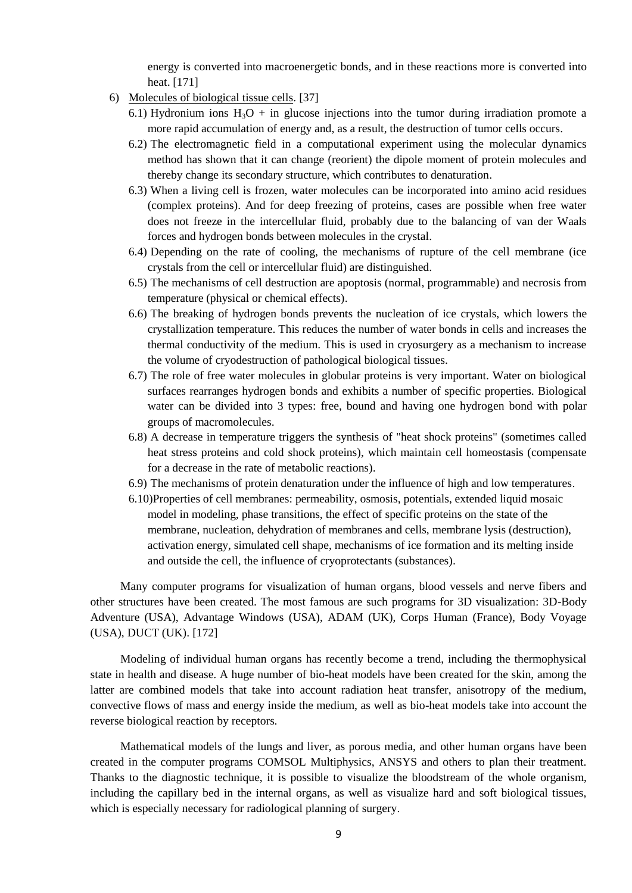energy is converted into macroenergetic bonds, and in these reactions more is converted into heat. [171]

6) <u>Molecules of biological tissue cells</u>. [37]
   - 6.1) Hydronium ions $H_3O$ + in glucose injections into the tumor during irradiation promote a more rapid accumulation of energy and, as a result, the destruction of tumor cells occurs.
   - 6.2) The electromagnetic field in a computational experiment using the molecular dynamics method has shown that it can change (reorient) the dipole moment of protein molecules and thereby change its secondary structure, which contributes to denaturation.
   - 6.3) When a living cell is frozen, water molecules can be incorporated into amino acid residues (complex proteins). And for deep freezing of proteins, cases are possible when free water does not freeze in the intercellular fluid, probably due to the balancing of van der Waals forces and hydrogen bonds between molecules in the crystal.
   - 6.4) Depending on the rate of cooling, the mechanisms of rupture of the cell membrane (ice crystals from the cell or intercellular fluid) are distinguished.
   - 6.5) The mechanisms of cell destruction are apoptosis (normal, programmable) and necrosis from temperature (physical or chemical effects).
   - 6.6) The breaking of hydrogen bonds prevents the nucleation of ice crystals, which lowers the crystallization temperature. This reduces the number of water bonds in cells and increases the thermal conductivity of the medium. This is used in cryosurgery as a mechanism to increase the volume of cryodestruction of pathological biological tissues.
   - 6.7) The role of free water molecules in globular proteins is very important. Water on biological surfaces rearranges hydrogen bonds and exhibits a number of specific properties. Biological water can be divided into 3 types: free, bound and having one hydrogen bond with polar groups of macromolecules.
   - 6.8) A decrease in temperature triggers the synthesis of "heat shock proteins" (sometimes called heat stress proteins and cold shock proteins), which maintain cell homeostasis (compensate for a decrease in the rate of metabolic reactions).
   - 6.9) The mechanisms of protein denaturation under the influence of high and low temperatures.
   - 6.10) Properties of cell membranes: permeability, osmosis, potentials, extended liquid mosaic model in modeling, phase transitions, the effect of specific proteins on the state of the membrane, nucleation, dehydration of membranes and cells, membrane lysis (destruction), activation energy, simulated cell shape, mechanisms of ice formation and its melting inside and outside the cell, the influence of cryoprotectants (substances).

Many computer programs for visualization of human organs, blood vessels and nerve fibers and other structures have been created. The most famous are such programs for 3D visualization: 3D-Body Adventure (USA), Advantage Windows (USA), ADAM (UK), Corps Human (France), Body Voyage (USA), DUCT (UK). [172]

Modeling of individual human organs has recently become a trend, including the thermophysical state in health and disease. A huge number of bio-heat models have been created for the skin, among the latter are combined models that take into account radiation heat transfer, anisotropy of the medium, convective flows of mass and energy inside the medium, as well as bio-heat models take into account the reverse biological reaction by receptors.

Mathematical models of the lungs and liver, as porous media, and other human organs have been created in the computer programs COMSOL Multiphysics, ANSYS and others to plan their treatment. Thanks to the diagnostic technique, it is possible to visualize the bloodstream of the whole organism, including the capillary bed in the internal organs, as well as visualize hard and soft biological tissues, which is especially necessary for radiological planning of surgery.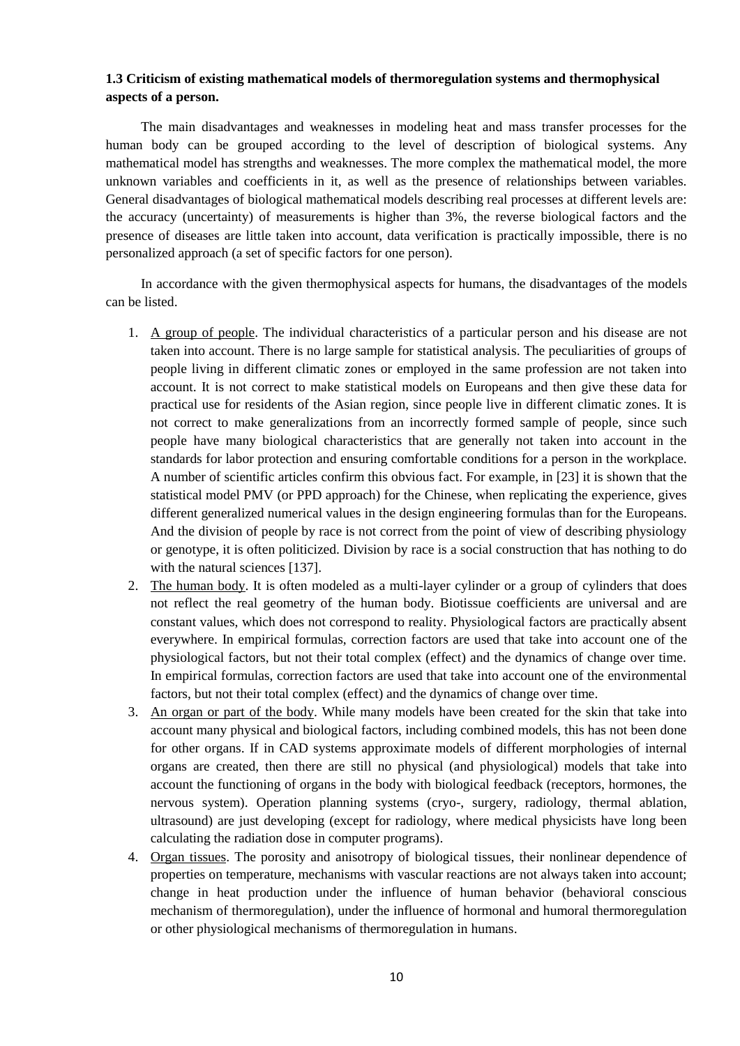### 1.3 Criticism of existing mathematical models of thermoregulation systems and thermophysical aspects of a person.

The main disadvantages and weaknesses in modeling heat and mass transfer processes for the human body can be grouped according to the level of description of biological systems. Any mathematical model has strengths and weaknesses. The more complex the mathematical model, the more unknown variables and coefficients in it, as well as the presence of relationships between variables. General disadvantages of biological mathematical models describing real processes at different levels are: the accuracy (uncertainty) of measurements is higher than 3%, the reverse biological factors and the presence of diseases are little taken into account, data verification is practically impossible, there is no personalized approach (a set of specific factors for one person).

In accordance with the given thermophysical aspects for humans, the disadvantages of the models can be listed.

1. A group of people. The individual characteristics of a particular person and his disease are not taken into account. There is no large sample for statistical analysis. The peculiarities of groups of people living in different climatic zones or employed in the same profession are not taken into account. It is not correct to make statistical models on Europeans and then give these data for practical use for residents of the Asian region, since people live in different climatic zones. It is not correct to make generalizations from an incorrectly formed sample of people, since such people have many biological characteristics that are generally not taken into account in the standards for labor protection and ensuring comfortable conditions for a person in the workplace. A number of scientific articles confirm this obvious fact. For example, in [23] it is shown that the statistical model PMV (or PPD approach) for the Chinese, when replicating the experience, gives different generalized numerical values in the design engineering formulas than for the Europeans. And the division of people by race is not correct from the point of view of describing physiology or genotype, it is often politicized. Division by race is a social construction that has nothing to do with the natural sciences [137].
2. The human body. It is often modeled as a multi-layer cylinder or a group of cylinders that does not reflect the real geometry of the human body. Biotissue coefficients are universal and are constant values, which does not correspond to reality. Physiological factors are practically absent everywhere. In empirical formulas, correction factors are used that take into account one of the physiological factors, but not their total complex (effect) and the dynamics of change over time. In empirical formulas, correction factors are used that take into account one of the environmental factors, but not their total complex (effect) and the dynamics of change over time.
3. An organ or part of the body. While many models have been created for the skin that take into account many physical and biological factors, including combined models, this has not been done for other organs. If in CAD systems approximate models of different morphologies of internal organs are created, then there are still no physical (and physiological) models that take into account the functioning of organs in the body with biological feedback (receptors, hormones, the nervous system). Operation planning systems (cryo-, surgery, radiology, thermal ablation, ultrasound) are just developing (except for radiology, where medical physicists have long been calculating the radiation dose in computer programs).
4. Organ tissues. The porosity and anisotropy of biological tissues, their nonlinear dependence of properties on temperature, mechanisms with vascular reactions are not always taken into account; change in heat production under the influence of human behavior (behavioral conscious mechanism of thermoregulation), under the influence of hormonal and humoral thermoregulation or other physiological mechanisms of thermoregulation in humans.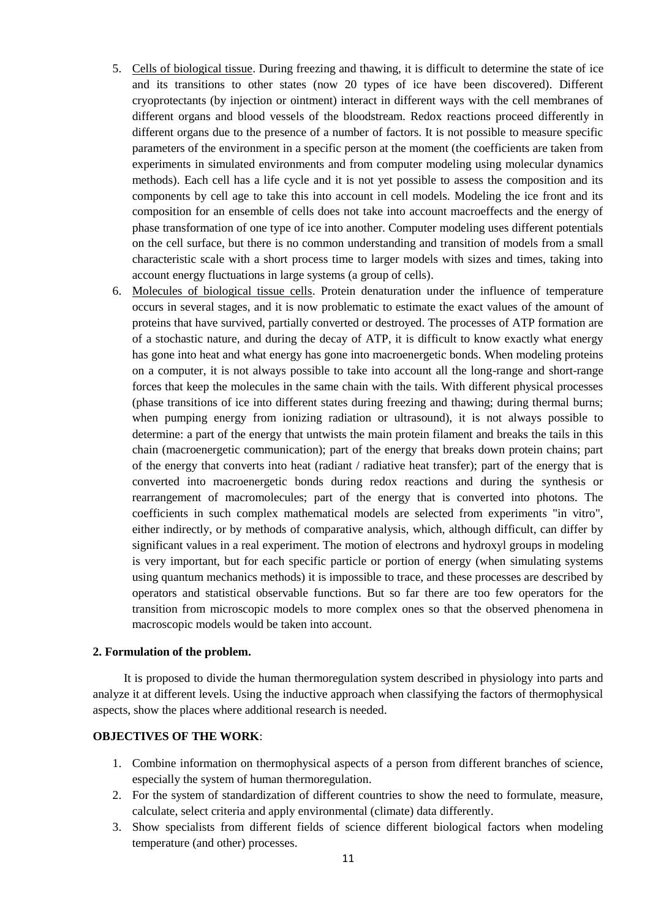5. <u>Cells of biological tissue</u>. During freezing and thawing, it is difficult to determine the state of ice and its transitions to other states (now 20 types of ice have been discovered). Different cryoprotectants (by injection or ointment) interact in different ways with the cell membranes of different organs and blood vessels of the bloodstream. Redox reactions proceed differently in different organs due to the presence of a number of factors. It is not possible to measure specific parameters of the environment in a specific person at the moment (the coefficients are taken from experiments in simulated environments and from computer modeling using molecular dynamics methods). Each cell has a life cycle and it is not yet possible to assess the composition and its components by cell age to take this into account in cell models. Modeling the ice front and its composition for an ensemble of cells does not take into account macroeffects and the energy of phase transformation of one type of ice into another. Computer modeling uses different potentials on the cell surface, but there is no common understanding and transition of models from a small characteristic scale with a short process time to larger models with sizes and times, taking into account energy fluctuations in large systems (a group of cells).
6. <u>Molecules of biological tissue cells</u>. Protein denaturation under the influence of temperature occurs in several stages, and it is now problematic to estimate the exact values of the amount of proteins that have survived, partially converted or destroyed. The processes of ATP formation are of a stochastic nature, and during the decay of ATP, it is difficult to know exactly what energy has gone into heat and what energy has gone into macroenergetic bonds. When modeling proteins on a computer, it is not always possible to take into account all the long-range and short-range forces that keep the molecules in the same chain with the tails. With different physical processes (phase transitions of ice into different states during freezing and thawing; during thermal burns; when pumping energy from ionizing radiation or ultrasound), it is not always possible to determine: a part of the energy that untwists the main protein filament and breaks the tails in this chain (macroenergetic communication); part of the energy that breaks down protein chains; part of the energy that converts into heat (radiant / radiative heat transfer); part of the energy that is converted into macroenergetic bonds during redox reactions and during the synthesis or rearrangement of macromolecules; part of the energy that is converted into photons. The coefficients in such complex mathematical models are selected from experiments "in vitro", either indirectly, or by methods of comparative analysis, which, although difficult, can differ by significant values in a real experiment. The motion of electrons and hydroxyl groups in modeling is very important, but for each specific particle or portion of energy (when simulating systems using quantum mechanics methods) it is impossible to trace, and these processes are described by operators and statistical observable functions. But so far there are too few operators for the transition from microscopic models to more complex ones so that the observed phenomena in macroscopic models would be taken into account.

## 2. Formulation of the problem.

It is proposed to divide the human thermoregulation system described in physiology into parts and analyze it at different levels. Using the inductive approach when classifying the factors of thermophysical aspects, show the places where additional research is needed.

**OBJECTIVES OF THE WORK**:

1. Combine information on thermophysical aspects of a person from different branches of science, especially the system of human thermoregulation.
2. For the system of standardization of different countries to show the need to formulate, measure, calculate, select criteria and apply environmental (climate) data differently.
3. Show specialists from different fields of science different biological factors when modeling temperature (and other) processes.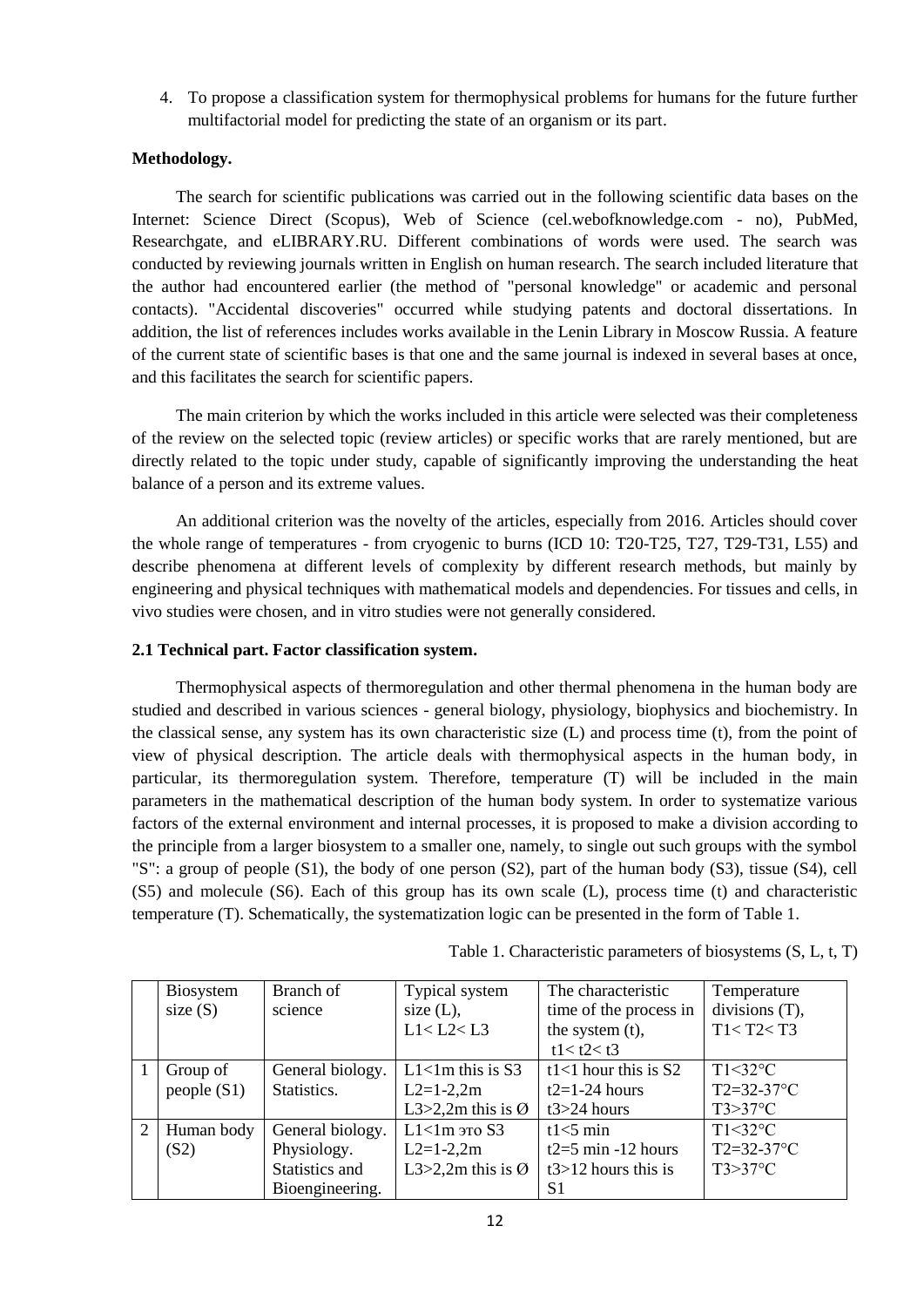4. To propose a classification system for thermophysical problems for humans for the future further multifactorial model for predicting the state of an organism or its part.

**Methodology.**

The search for scientific publications was carried out in the following scientific data bases on the Internet: Science Direct (Scopus), Web of Science (cel.webofknowledge.com - no), PubMed, Researchgate, and eLIBRARY.RU. Different combinations of words were used. The search was conducted by reviewing journals written in English on human research. The search included literature that the author had encountered earlier (the method of "personal knowledge" or academic and personal contacts). "Accidental discoveries" occurred while studying patents and doctoral dissertations. In addition, the list of references includes works available in the Lenin Library in Moscow Russia. A feature of the current state of scientific bases is that one and the same journal is indexed in several bases at once, and this facilitates the search for scientific papers.

The main criterion by which the works included in this article were selected was their completeness of the review on the selected topic (review articles) or specific works that are rarely mentioned, but are directly related to the topic under study, capable of significantly improving the understanding the heat balance of a person and its extreme values.

An additional criterion was the novelty of the articles, especially from 2016. Articles should cover the whole range of temperatures - from cryogenic to burns (ICD 10: T20-T25, T27, T29-T31, L55) and describe phenomena at different levels of complexity by different research methods, but mainly by engineering and physical techniques with mathematical models and dependencies. For tissues and cells, in vivo studies were chosen, and in vitro studies were not generally considered.

**2.1 Technical part. Factor classification system.**

Thermophysical aspects of thermoregulation and other thermal phenomena in the human body are studied and described in various sciences - general biology, physiology, biophysics and biochemistry. In the classical sense, any system has its own characteristic size (L) and process time (t), from the point of view of physical description. The article deals with thermophysical aspects in the human body, in particular, its thermoregulation system. Therefore, temperature (T) will be included in the main parameters in the mathematical description of the human body system. In order to systematize various factors of the external environment and internal processes, it is proposed to make a division according to the principle from a larger biosystem to a smaller one, namely, to single out such groups with the symbol "S": a group of people (S1), the body of one person (S2), part of the human body (S3), tissue (S4), cell (S5) and molecule (S6). Each of this group has its own scale (L), process time (t) and characteristic temperature (T). Schematically, the systematization logic can be presented in the form of Table 1.

Table 1. Characteristic parameters of biosystems (S, L, t, T)

| | Biosystem size (S) | Branch of science | Typical system size (L), L1< L2< L3 | The characteristic time of the process in the system (t), t1< t2< t3 | Temperature divisions (T), T1< T2< T3 |
|---|---|---|---|---|---|
| 1 | Group of people (S1) | General biology. Statistics. | L1<1m this is S3<br>L2=1-2,2m<br>L3>2,2m this is Ø | t1<1 hour this is S2<br>t2=1-24 hours<br>t3>24 hours | T1<32°C<br>T2=32-37°C<br>T3>37°C |
| 2 | Human body (S2) | General biology. Physiology. Statistics and Bioengineering. | L1<1m это S3<br>L2=1-2,2m<br>L3>2,2m this is Ø | t1<5 min<br>t2=5 min -12 hours<br>t3>12 hours this is S1 | T1<32°C<br>T2=32-37°C<br>T3>37°C |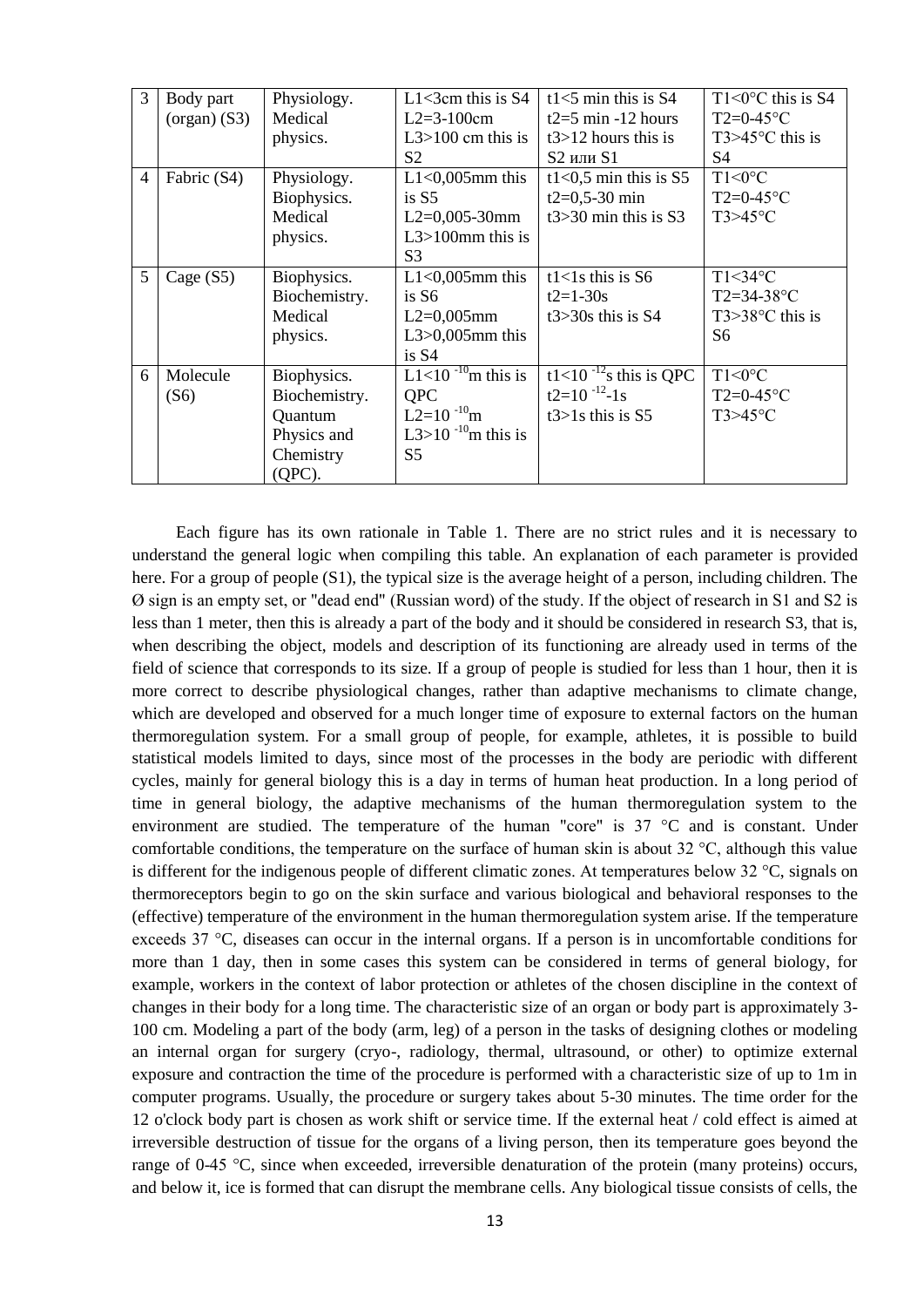| 3 | Body part (organ) (S3) | Physiology. Medical physics. | L1<3cm this is S4<br>L2=3-100cm<br>L3>100 cm this is S2 | t1<5 min this is S4<br>t2=5 min -12 hours<br>t3>12 hours this is S2 или S1 | T1<0°C this is S4<br>T2=0-45°C<br>T3>45°C this is S4 |
|---|---|---|---|---|---|
| 4 | Fabric (S4) | Physiology. Biophysics. Medical physics. | L1<0,005mm this is S5<br>L2=0,005-30mm<br>L3>100mm this is S3 | t1<0,5 min this is S5<br>t2=0,5-30 min<br>t3>30 min this is S3 | T1<0°C<br>T2=0-45°C<br>T3>45°C |
| 5 | Cage (S5) | Biophysics. Biochemistry. Medical physics. | L1<0,005mm this is S6<br>L2=0,005mm<br>L3>0,005mm this is S4 | t1<1s this is S6<br>t2=1-30s<br>t3>30s this is S4 | T1<34°C<br>T2=34-38°C<br>T3>38°C this is S6 |
| 6 | Molecule (S6) | Biophysics. Biochemistry. Quantum Physics and Chemistry (QPC). | L1<$10^{-10}$m this is QPC<br>L2=$10^{-10}$m<br>L3>$10^{-10}$m this is S5 | t1<$10^{-12}$s this is QPC<br>t2=$10^{-12}$-1s<br>t3>1s this is S5 | T1<0°C<br>T2=0-45°C<br>T3>45°C |

Each figure has its own rationale in Table 1. There are no strict rules and it is necessary to understand the general logic when compiling this table. An explanation of each parameter is provided here. For a group of people (S1), the typical size is the average height of a person, including children. The Ø sign is an empty set, or "dead end" (Russian word) of the study. If the object of research in S1 and S2 is less than 1 meter, then this is already a part of the body and it should be considered in research S3, that is, when describing the object, models and description of its functioning are already used in terms of the field of science that corresponds to its size. If a group of people is studied for less than 1 hour, then it is more correct to describe physiological changes, rather than adaptive mechanisms to climate change, which are developed and observed for a much longer time of exposure to external factors on the human thermoregulation system. For a small group of people, for example, athletes, it is possible to build statistical models limited to days, since most of the processes in the body are periodic with different cycles, mainly for general biology this is a day in terms of human heat production. In a long period of time in general biology, the adaptive mechanisms of the human thermoregulation system to the environment are studied. The temperature of the human "core" is 37 °C and is constant. Under comfortable conditions, the temperature on the surface of human skin is about 32 °C, although this value is different for the indigenous people of different climatic zones. At temperatures below 32 °C, signals on thermoreceptors begin to go on the skin surface and various biological and behavioral responses to the (effective) temperature of the environment in the human thermoregulation system arise. If the temperature exceeds 37 °C, diseases can occur in the internal organs. If a person is in uncomfortable conditions for more than 1 day, then in some cases this system can be considered in terms of general biology, for example, workers in the context of labor protection or athletes of the chosen discipline in the context of changes in their body for a long time. The characteristic size of an organ or body part is approximately 3-100 cm. Modeling a part of the body (arm, leg) of a person in the tasks of designing clothes or modeling an internal organ for surgery (cryo-, radiology, thermal, ultrasound, or other) to optimize external exposure and contraction the time of the procedure is performed with a characteristic size of up to 1m in computer programs. Usually, the procedure or surgery takes about 5-30 minutes. The time order for the 12 o'clock body part is chosen as work shift or service time. If the external heat / cold effect is aimed at irreversible destruction of tissue for the organs of a living person, then its temperature goes beyond the range of 0-45 °C, since when exceeded, irreversible denaturation of the protein (many proteins) occurs, and below it, ice is formed that can disrupt the membrane cells. Any biological tissue consists of cells, the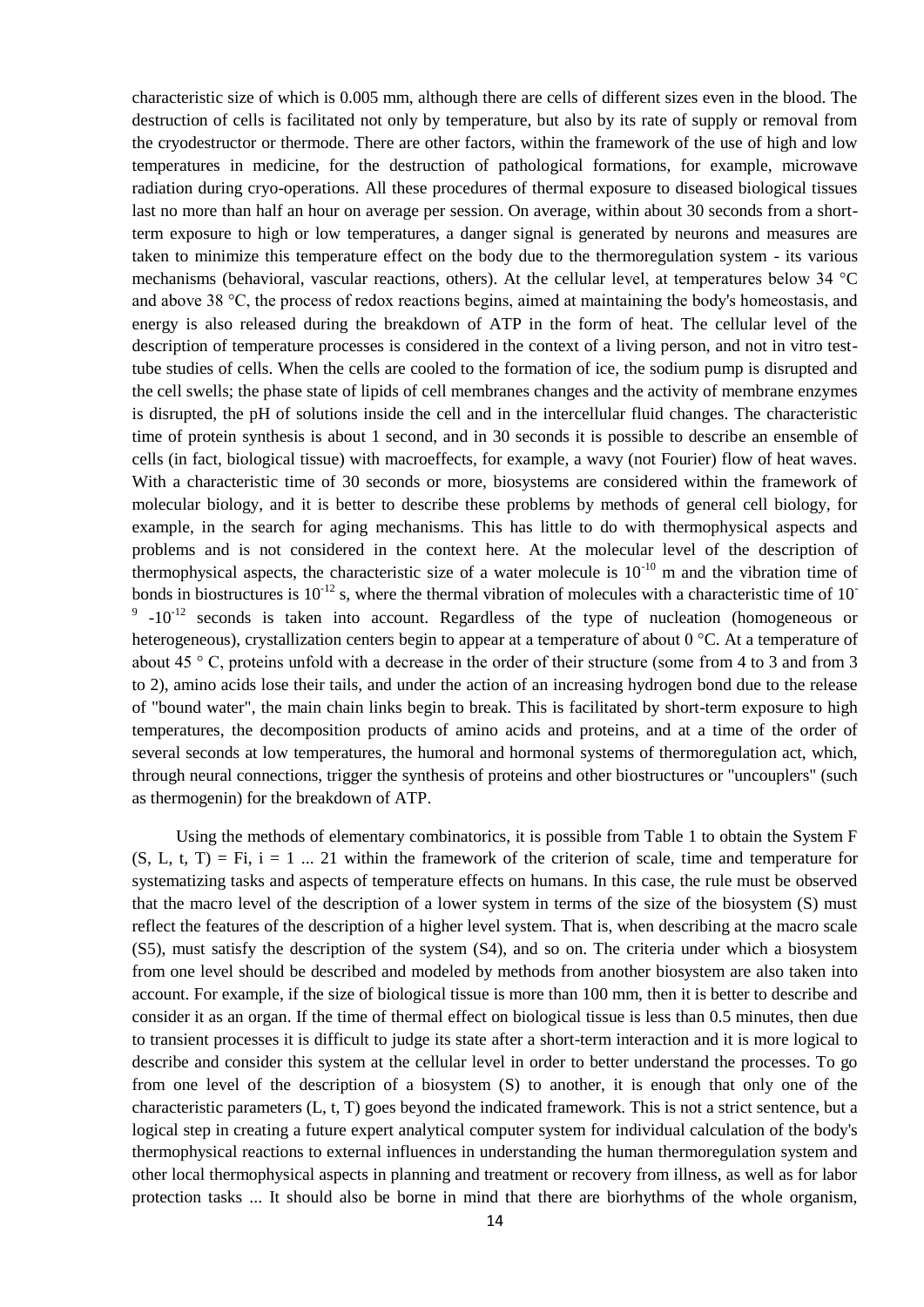characteristic size of which is 0.005 mm, although there are cells of different sizes even in the blood. The destruction of cells is facilitated not only by temperature, but also by its rate of supply or removal from the cryodestructor or thermode. There are other factors, within the framework of the use of high and low temperatures in medicine, for the destruction of pathological formations, for example, microwave radiation during cryo-operations. All these procedures of thermal exposure to diseased biological tissues last no more than half an hour on average per session. On average, within about 30 seconds from a short-term exposure to high or low temperatures, a danger signal is generated by neurons and measures are taken to minimize this temperature effect on the body due to the thermoregulation system - its various mechanisms (behavioral, vascular reactions, others). At the cellular level, at temperatures below 34 °C and above 38 °C, the process of redox reactions begins, aimed at maintaining the body's homeostasis, and energy is also released during the breakdown of ATP in the form of heat. The cellular level of the description of temperature processes is considered in the context of a living person, and not in vitro test-tube studies of cells. When the cells are cooled to the formation of ice, the sodium pump is disrupted and the cell swells; the phase state of lipids of cell membranes changes and the activity of membrane enzymes is disrupted, the pH of solutions inside the cell and in the intercellular fluid changes. The characteristic time of protein synthesis is about 1 second, and in 30 seconds it is possible to describe an ensemble of cells (in fact, biological tissue) with macroeffects, for example, a wavy (not Fourier) flow of heat waves. With a characteristic time of 30 seconds or more, biosystems are considered within the framework of molecular biology, and it is better to describe these problems by methods of general cell biology, for example, in the search for aging mechanisms. This has little to do with thermophysical aspects and problems and is not considered in the context here. At the molecular level of the description of thermophysical aspects, the characteristic size of a water molecule is $10^{-10}$ m and the vibration time of bonds in biostructures is $10^{-12}$ s, where the thermal vibration of molecules with a characteristic time of $10^{-9}$ -$10^{-12}$ seconds is taken into account. Regardless of the type of nucleation (homogeneous or heterogeneous), crystallization centers begin to appear at a temperature of about 0 °C. At a temperature of about 45 ° C, proteins unfold with a decrease in the order of their structure (some from 4 to 3 and from 3 to 2), amino acids lose their tails, and under the action of an increasing hydrogen bond due to the release of "bound water", the main chain links begin to break. This is facilitated by short-term exposure to high temperatures, the decomposition products of amino acids and proteins, and at a time of the order of several seconds at low temperatures, the humoral and hormonal systems of thermoregulation act, which, through neural connections, trigger the synthesis of proteins and other biostructures or "uncouplers" (such as thermogenin) for the breakdown of ATP.

Using the methods of elementary combinatorics, it is possible from Table 1 to obtain the System F (S, L, t, T) = Fi, i = 1 ... 21 within the framework of the criterion of scale, time and temperature for systematizing tasks and aspects of temperature effects on humans. In this case, the rule must be observed that the macro level of the description of a lower system in terms of the size of the biosystem (S) must reflect the features of the description of a higher level system. That is, when describing at the macro scale (S5), must satisfy the description of the system (S4), and so on. The criteria under which a biosystem from one level should be described and modeled by methods from another biosystem are also taken into account. For example, if the size of biological tissue is more than 100 mm, then it is better to describe and consider it as an organ. If the time of thermal effect on biological tissue is less than 0.5 minutes, then due to transient processes it is difficult to judge its state after a short-term interaction and it is more logical to describe and consider this system at the cellular level in order to better understand the processes. To go from one level of the description of a biosystem (S) to another, it is enough that only one of the characteristic parameters (L, t, T) goes beyond the indicated framework. This is not a strict sentence, but a logical step in creating a future expert analytical computer system for individual calculation of the body's thermophysical reactions to external influences in understanding the human thermoregulation system and other local thermophysical aspects in planning and treatment or recovery from illness, as well as for labor protection tasks ... It should also be borne in mind that there are biorhythms of the whole organism,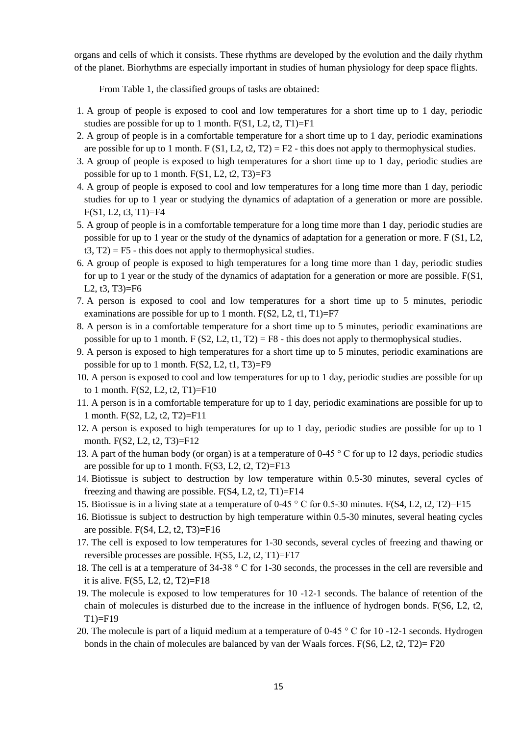organs and cells of which it consists. These rhythms are developed by the evolution and the daily rhythm of the planet. Biorhythms are especially important in studies of human physiology for deep space flights.

From Table 1, the classified groups of tasks are obtained:

1. A group of people is exposed to cool and low temperatures for a short time up to 1 day, periodic studies are possible for up to 1 month. F(S1, L2, t2, T1)=F1
2. A group of people is in a comfortable temperature for a short time up to 1 day, periodic examinations are possible for up to 1 month. F (S1, L2, t2, T2) = F2 - this does not apply to thermophysical studies.
3. A group of people is exposed to high temperatures for a short time up to 1 day, periodic studies are possible for up to 1 month. F(S1, L2, t2, T3)=F3
4. A group of people is exposed to cool and low temperatures for a long time more than 1 day, periodic studies for up to 1 year or studying the dynamics of adaptation of a generation or more are possible. F(S1, L2, t3, T1)=F4
5. A group of people is in a comfortable temperature for a long time more than 1 day, periodic studies are possible for up to 1 year or the study of the dynamics of adaptation for a generation or more. F (S1, L2, t3, T2) = F5 - this does not apply to thermophysical studies.
6. A group of people is exposed to high temperatures for a long time more than 1 day, periodic studies for up to 1 year or the study of the dynamics of adaptation for a generation or more are possible. F(S1, L2, t3, T3)=F6
7. A person is exposed to cool and low temperatures for a short time up to 5 minutes, periodic examinations are possible for up to 1 month. F(S2, L2, t1, T1)=F7
8. A person is in a comfortable temperature for a short time up to 5 minutes, periodic examinations are possible for up to 1 month. F (S2, L2, t1, T2) = F8 - this does not apply to thermophysical studies.
9. A person is exposed to high temperatures for a short time up to 5 minutes, periodic examinations are possible for up to 1 month. F(S2, L2, t1, T3)=F9
10. A person is exposed to cool and low temperatures for up to 1 day, periodic studies are possible for up to 1 month. F(S2, L2, t2, T1)=F10
11. A person is in a comfortable temperature for up to 1 day, periodic examinations are possible for up to 1 month. F(S2, L2, t2, T2)=F11
12. A person is exposed to high temperatures for up to 1 day, periodic studies are possible for up to 1 month. F(S2, L2, t2, T3)=F12
13. A part of the human body (or organ) is at a temperature of 0-45 ° C for up to 12 days, periodic studies are possible for up to 1 month. F(S3, L2, t2, T2)=F13
14. Biotissue is subject to destruction by low temperature within 0.5-30 minutes, several cycles of freezing and thawing are possible. F(S4, L2, t2, T1)=F14
15. Biotissue is in a living state at a temperature of 0-45 ° C for 0.5-30 minutes. F(S4, L2, t2, T2)=F15
16. Biotissue is subject to destruction by high temperature within 0.5-30 minutes, several heating cycles are possible. F(S4, L2, t2, T3)=F16
17. The cell is exposed to low temperatures for 1-30 seconds, several cycles of freezing and thawing or reversible processes are possible. F(S5, L2, t2, T1)=F17
18. The cell is at a temperature of 34-38 ° C for 1-30 seconds, the processes in the cell are reversible and it is alive. F(S5, L2, t2, T2)=F18
19. The molecule is exposed to low temperatures for 10 -12-1 seconds. The balance of retention of the chain of molecules is disturbed due to the increase in the influence of hydrogen bonds. F(S6, L2, t2, T1)=F19
20. The molecule is part of a liquid medium at a temperature of 0-45 ° C for 10 -12-1 seconds. Hydrogen bonds in the chain of molecules are balanced by van der Waals forces. F(S6, L2, t2, T2)= F20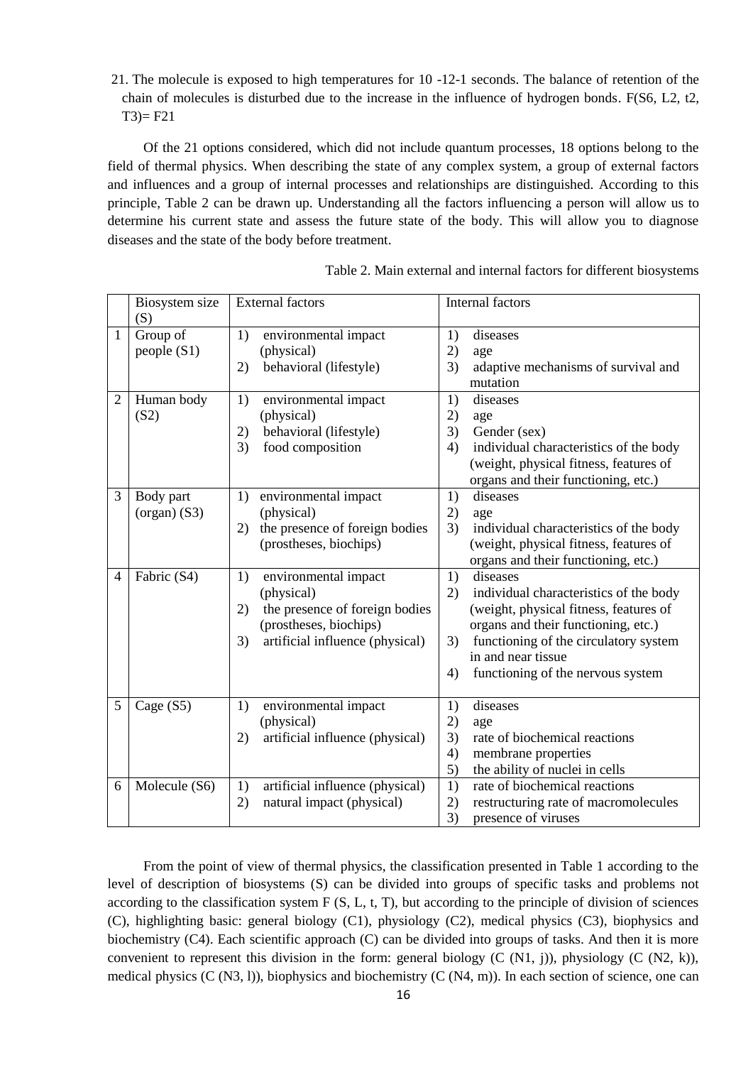21. The molecule is exposed to high temperatures for 10 -12-1 seconds. The balance of retention of the chain of molecules is disturbed due to the increase in the influence of hydrogen bonds. F(S6, L2, t2, T3)= F21

Of the 21 options considered, which did not include quantum processes, 18 options belong to the field of thermal physics. When describing the state of any complex system, a group of external factors and influences and a group of internal processes and relationships are distinguished. According to this principle, Table 2 can be drawn up. Understanding all the factors influencing a person will allow us to determine his current state and assess the future state of the body. This will allow you to diagnose diseases and the state of the body before treatment.

Table 2. Main external and internal factors for different biosystems

| | Biosystem size (S) | External factors | Internal factors |
|---|---|---|---|
| 1 | Group of people (S1) | 1) environmental impact (physical)<br>2) behavioral (lifestyle) | 1) diseases<br>2) age<br>3) adaptive mechanisms of survival and mutation |
| 2 | Human body (S2) | 1) environmental impact (physical)<br>2) behavioral (lifestyle)<br>3) food composition | 1) diseases<br>2) age<br>3) Gender (sex)<br>4) individual characteristics of the body (weight, physical fitness, features of organs and their functioning, etc.) |
| 3 | Body part (organ) (S3) | 1) environmental impact (physical)<br>2) the presence of foreign bodies (prostheses, biochips) | 1) diseases<br>2) age<br>3) individual characteristics of the body (weight, physical fitness, features of organs and their functioning, etc.) |
| 4 | Fabric (S4) | 1) environmental impact (physical)<br>2) the presence of foreign bodies (prostheses, biochips)<br>3) artificial influence (physical) | 1) diseases<br>2) individual characteristics of the body (weight, physical fitness, features of organs and their functioning, etc.)<br>3) functioning of the circulatory system in and near tissue<br>4) functioning of the nervous system |
| 5 | Cage (S5) | 1) environmental impact (physical)<br>2) artificial influence (physical) | 1) diseases<br>2) age<br>3) rate of biochemical reactions<br>4) membrane properties<br>5) the ability of nuclei in cells |
| 6 | Molecule (S6) | 1) artificial influence (physical)<br>2) natural impact (physical) | 1) rate of biochemical reactions<br>2) restructuring rate of macromolecules<br>3) presence of viruses |

From the point of view of thermal physics, the classification presented in Table 1 according to the level of description of biosystems (S) can be divided into groups of specific tasks and problems not according to the classification system F (S, L, t, T), but according to the principle of division of sciences (C), highlighting basic: general biology (C1), physiology (C2), medical physics (C3), biophysics and biochemistry (C4). Each scientific approach (C) can be divided into groups of tasks. And then it is more convenient to represent this division in the form: general biology (C (N1, j)), physiology (C (N2, k)), medical physics (C (N3, l)), biophysics and biochemistry (C (N4, m)). In each section of science, one can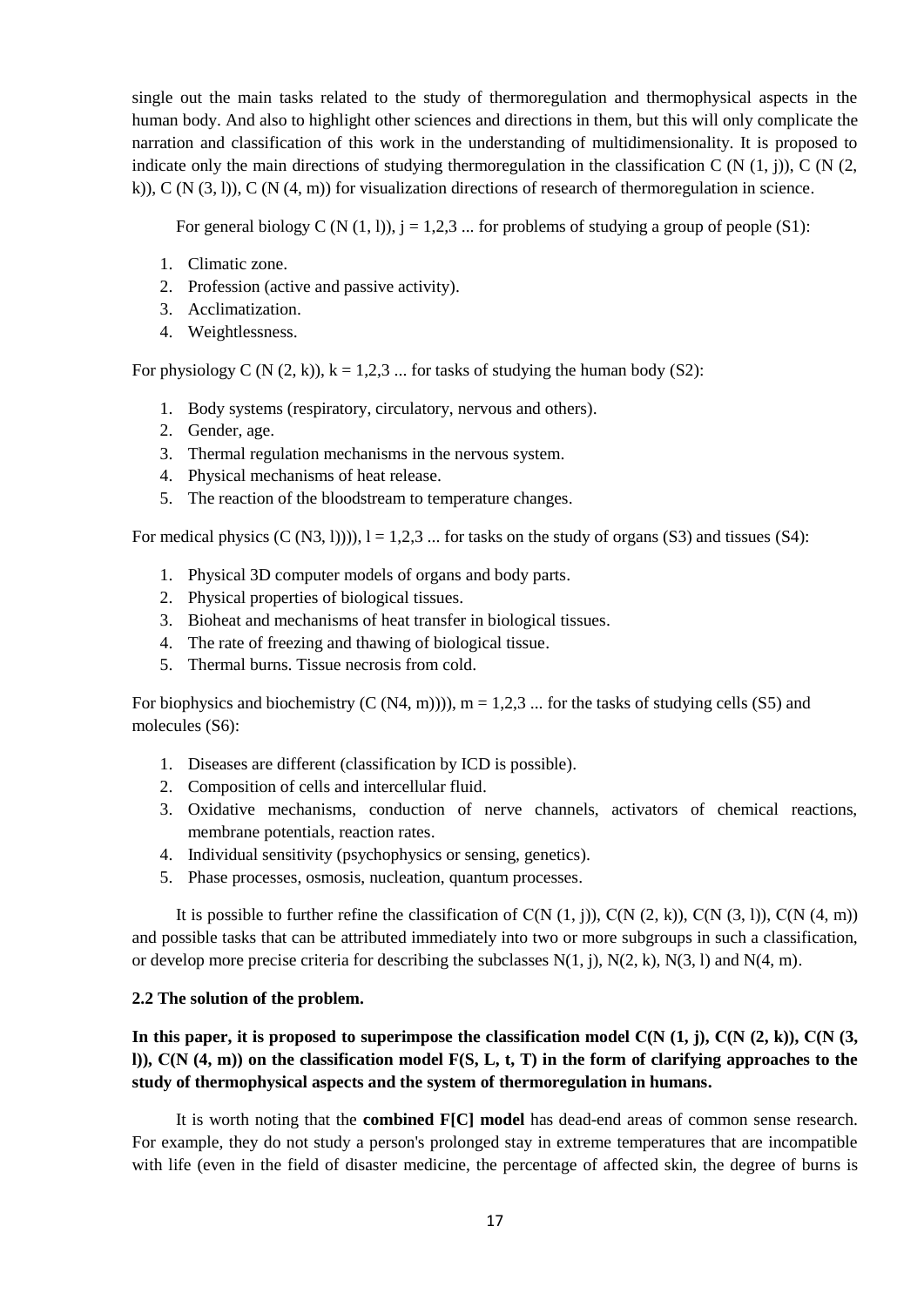single out the main tasks related to the study of thermoregulation and thermophysical aspects in the human body. And also to highlight other sciences and directions in them, but this will only complicate the narration and classification of this work in the understanding of multidimensionality. It is proposed to indicate only the main directions of studying thermoregulation in the classification C (N (1, j)), C (N (2, k)), C (N (3, l)), C (N (4, m)) for visualization directions of research of thermoregulation in science.

For general biology C (N (1, l)), j = 1,2,3 ... for problems of studying a group of people (S1):

1. Climatic zone.
2. Profession (active and passive activity).
3. Acclimatization.
4. Weightlessness.

For physiology C (N (2, k)), k = 1,2,3 ... for tasks of studying the human body (S2):

1. Body systems (respiratory, circulatory, nervous and others).
2. Gender, age.
3. Thermal regulation mechanisms in the nervous system.
4. Physical mechanisms of heat release.
5. The reaction of the bloodstream to temperature changes.

For medical physics (C (N3, l)))), l = 1,2,3 ... for tasks on the study of organs (S3) and tissues (S4):

1. Physical 3D computer models of organs and body parts.
2. Physical properties of biological tissues.
3. Bioheat and mechanisms of heat transfer in biological tissues.
4. The rate of freezing and thawing of biological tissue.
5. Thermal burns. Tissue necrosis from cold.

For biophysics and biochemistry (C (N4, m)))), m = 1,2,3 ... for the tasks of studying cells (S5) and molecules (S6):

1. Diseases are different (classification by ICD is possible).
2. Composition of cells and intercellular fluid.
3. Oxidative mechanisms, conduction of nerve channels, activators of chemical reactions, membrane potentials, reaction rates.
4. Individual sensitivity (psychophysics or sensing, genetics).
5. Phase processes, osmosis, nucleation, quantum processes.

It is possible to further refine the classification of C(N (1, j)), C(N (2, k)), C(N (3, l)), C(N (4, m)) and possible tasks that can be attributed immediately into two or more subgroups in such a classification, or develop more precise criteria for describing the subclasses N(1, j), N(2, k), N(3, l) and N(4, m).

**2.2 The solution of the problem.**

**In this paper, it is proposed to superimpose the classification model C(N (1, j), C(N (2, k)), C(N (3, l)), C(N (4, m)) on the classification model F(S, L, t, T) in the form of clarifying approaches to the study of thermophysical aspects and the system of thermoregulation in humans.**

It is worth noting that the **combined F[C] model** has dead-end areas of common sense research. For example, they do not study a person's prolonged stay in extreme temperatures that are incompatible with life (even in the field of disaster medicine, the percentage of affected skin, the degree of burns is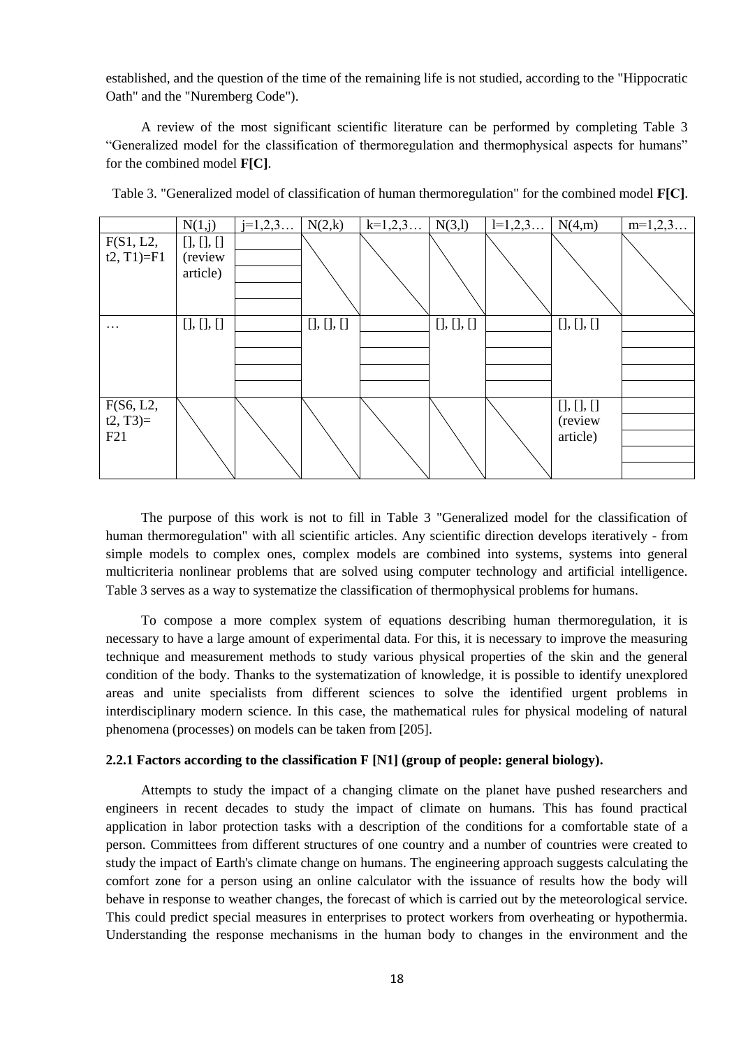established, and the question of the time of the remaining life is not studied, according to the "Hippocratic Oath" and the "Nuremberg Code").

A review of the most significant scientific literature can be performed by completing Table 3 "Generalized model for the classification of thermoregulation and thermophysical aspects for humans" for the combined model **F[C]**.

Table 3. "Generalized model of classification of human thermoregulation" for the combined model **F[C]**.

| | N(1,j) | j=1,2,3… | N(2,k) | k=1,2,3… | N(3,l) | l=1,2,3… | N(4,m) | m=1,2,3… |
|---|---|---|---|---|---|---|---|---|
| F(S1, L2, t2, T1)=F1 | [], [], [] (review article) | | \ | \ | \ | \ | \ | \ |
| … | [], [], [] | | [], [], [] | | [], [], [] | | [], [], [] | |
| F(S6, L2, t2, T3)= F21 | \ | \ | \ | \ | \ | \ | [], [], [] (review article) | |

The purpose of this work is not to fill in Table 3 "Generalized model for the classification of human thermoregulation" with all scientific articles. Any scientific direction develops iteratively - from simple models to complex ones, complex models are combined into systems, systems into general multicriteria nonlinear problems that are solved using computer technology and artificial intelligence. Table 3 serves as a way to systematize the classification of thermophysical problems for humans.

To compose a more complex system of equations describing human thermoregulation, it is necessary to have a large amount of experimental data. For this, it is necessary to improve the measuring technique and measurement methods to study various physical properties of the skin and the general condition of the body. Thanks to the systematization of knowledge, it is possible to identify unexplored areas and unite specialists from different sciences to solve the identified urgent problems in interdisciplinary modern science. In this case, the mathematical rules for physical modeling of natural phenomena (processes) on models can be taken from [205].

### 2.2.1 Factors according to the classification F [N1] (group of people: general biology).

Attempts to study the impact of a changing climate on the planet have pushed researchers and engineers in recent decades to study the impact of climate on humans. This has found practical application in labor protection tasks with a description of the conditions for a comfortable state of a person. Committees from different structures of one country and a number of countries were created to study the impact of Earth's climate change on humans. The engineering approach suggests calculating the comfort zone for a person using an online calculator with the issuance of results how the body will behave in response to weather changes, the forecast of which is carried out by the meteorological service. This could predict special measures in enterprises to protect workers from overheating or hypothermia. Understanding the response mechanisms in the human body to changes in the environment and the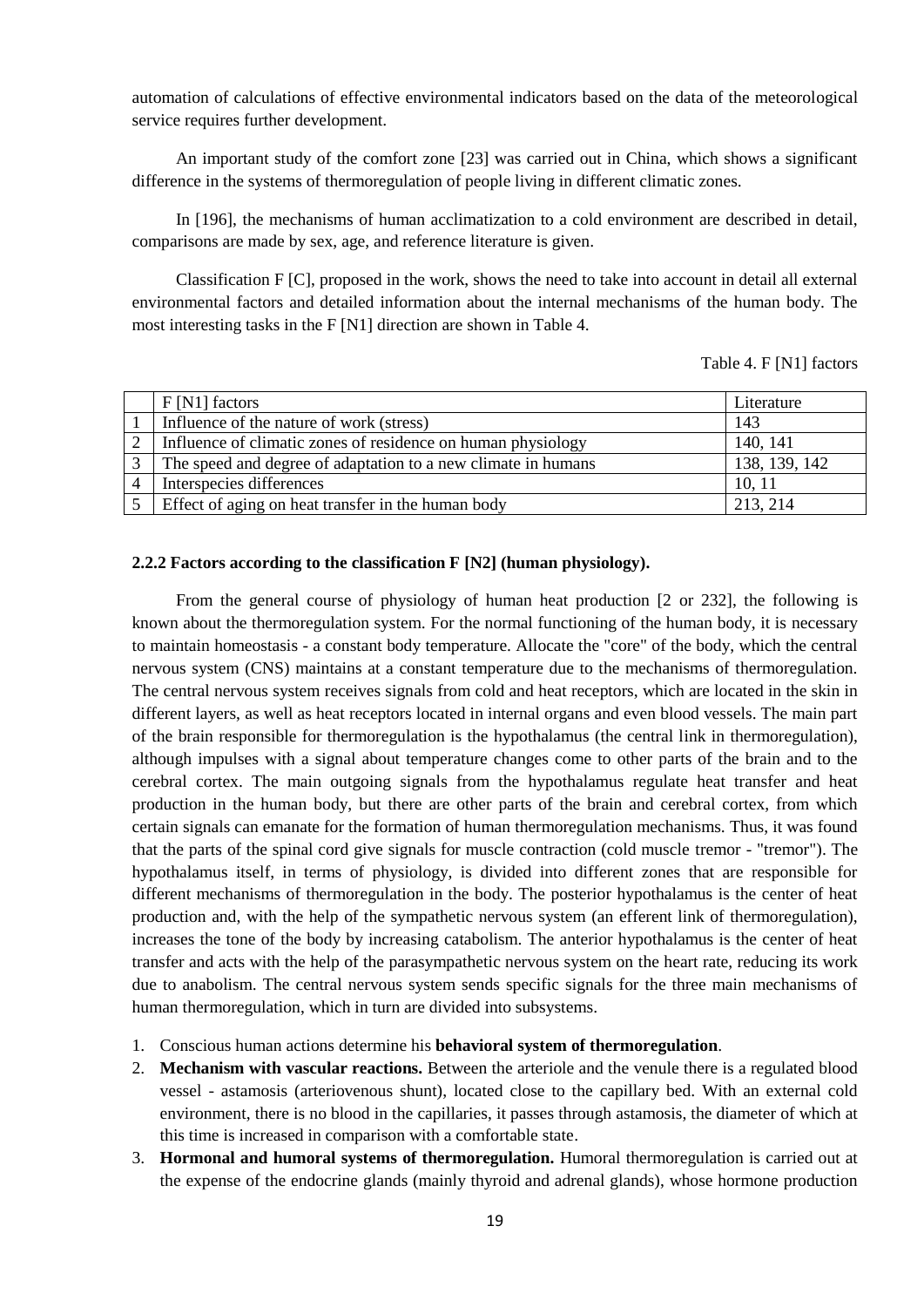automation of calculations of effective environmental indicators based on the data of the meteorological service requires further development.

An important study of the comfort zone [23] was carried out in China, which shows a significant difference in the systems of thermoregulation of people living in different climatic zones.

In [196], the mechanisms of human acclimatization to a cold environment are described in detail, comparisons are made by sex, age, and reference literature is given.

Classification F [C], proposed in the work, shows the need to take into account in detail all external environmental factors and detailed information about the internal mechanisms of the human body. The most interesting tasks in the F [N1] direction are shown in Table 4.

Table 4. F [N1] factors

| | F [N1] factors | Literature |
|---|---|---|
| 1 | Influence of the nature of work (stress) | 143 |
| 2 | Influence of climatic zones of residence on human physiology | 140, 141 |
| 3 | The speed and degree of adaptation to a new climate in humans | 138, 139, 142 |
| 4 | Interspecies differences | 10, 11 |
| 5 | Effect of aging on heat transfer in the human body | 213, 214 |

### 2.2.2 Factors according to the classification F [N2] (human physiology).

From the general course of physiology of human heat production [2 or 232], the following is known about the thermoregulation system. For the normal functioning of the human body, it is necessary to maintain homeostasis - a constant body temperature. Allocate the "core" of the body, which the central nervous system (CNS) maintains at a constant temperature due to the mechanisms of thermoregulation. The central nervous system receives signals from cold and heat receptors, which are located in the skin in different layers, as well as heat receptors located in internal organs and even blood vessels. The main part of the brain responsible for thermoregulation is the hypothalamus (the central link in thermoregulation), although impulses with a signal about temperature changes come to other parts of the brain and to the cerebral cortex. The main outgoing signals from the hypothalamus regulate heat transfer and heat production in the human body, but there are other parts of the brain and cerebral cortex, from which certain signals can emanate for the formation of human thermoregulation mechanisms. Thus, it was found that the parts of the spinal cord give signals for muscle contraction (cold muscle tremor - "tremor"). The hypothalamus itself, in terms of physiology, is divided into different zones that are responsible for different mechanisms of thermoregulation in the body. The posterior hypothalamus is the center of heat production and, with the help of the sympathetic nervous system (an efferent link of thermoregulation), increases the tone of the body by increasing catabolism. The anterior hypothalamus is the center of heat transfer and acts with the help of the parasympathetic nervous system on the heart rate, reducing its work due to anabolism. The central nervous system sends specific signals for the three main mechanisms of human thermoregulation, which in turn are divided into subsystems.

1. Conscious human actions determine his **behavioral system of thermoregulation**.
2. **Mechanism with vascular reactions.** Between the arteriole and the venule there is a regulated blood vessel - astamosis (arteriovenous shunt), located close to the capillary bed. With an external cold environment, there is no blood in the capillaries, it passes through astamosis, the diameter of which at this time is increased in comparison with a comfortable state.
3. **Hormonal and humoral systems of thermoregulation.** Humoral thermoregulation is carried out at the expense of the endocrine glands (mainly thyroid and adrenal glands), whose hormone production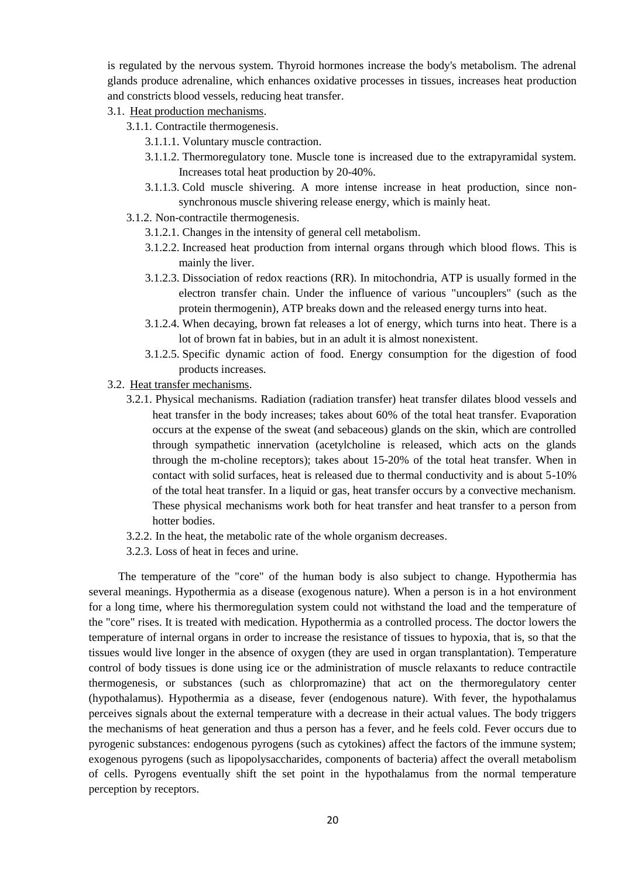is regulated by the nervous system. Thyroid hormones increase the body's metabolism. The adrenal glands produce adrenaline, which enhances oxidative processes in tissues, increases heat production and constricts blood vessels, reducing heat transfer.

3.1. Heat production mechanisms.

- 3.1.1. Contractile thermogenesis.
  - 3.1.1.1. Voluntary muscle contraction.
  - 3.1.1.2. Thermoregulatory tone. Muscle tone is increased due to the extrapyramidal system. Increases total heat production by 20-40%.
  - 3.1.1.3. Cold muscle shivering. A more intense increase in heat production, since non-synchronous muscle shivering release energy, which is mainly heat.
- 3.1.2. Non-contractile thermogenesis.
  - 3.1.2.1. Changes in the intensity of general cell metabolism.
  - 3.1.2.2. Increased heat production from internal organs through which blood flows. This is mainly the liver.
  - 3.1.2.3. Dissociation of redox reactions (RR). In mitochondria, ATP is usually formed in the electron transfer chain. Under the influence of various "uncouplers" (such as the protein thermogenin), ATP breaks down and the released energy turns into heat.
  - 3.1.2.4. When decaying, brown fat releases a lot of energy, which turns into heat. There is a lot of brown fat in babies, but in an adult it is almost nonexistent.
  - 3.1.2.5. Specific dynamic action of food. Energy consumption for the digestion of food products increases.

3.2. Heat transfer mechanisms.

- 3.2.1. Physical mechanisms. Radiation (radiation transfer) heat transfer dilates blood vessels and heat transfer in the body increases; takes about 60% of the total heat transfer. Evaporation occurs at the expense of the sweat (and sebaceous) glands on the skin, which are controlled through sympathetic innervation (acetylcholine is released, which acts on the glands through the m-choline receptors); takes about 15-20% of the total heat transfer. When in contact with solid surfaces, heat is released due to thermal conductivity and is about 5-10% of the total heat transfer. In a liquid or gas, heat transfer occurs by a convective mechanism. These physical mechanisms work both for heat transfer and heat transfer to a person from hotter bodies.
- 3.2.2. In the heat, the metabolic rate of the whole organism decreases.
- 3.2.3. Loss of heat in feces and urine.

The temperature of the "core" of the human body is also subject to change. Hypothermia has several meanings. Hypothermia as a disease (exogenous nature). When a person is in a hot environment for a long time, where his thermoregulation system could not withstand the load and the temperature of the "core" rises. It is treated with medication. Hypothermia as a controlled process. The doctor lowers the temperature of internal organs in order to increase the resistance of tissues to hypoxia, that is, so that the tissues would live longer in the absence of oxygen (they are used in organ transplantation). Temperature control of body tissues is done using ice or the administration of muscle relaxants to reduce contractile thermogenesis, or substances (such as chlorpromazine) that act on the thermoregulatory center (hypothalamus). Hypothermia as a disease, fever (endogenous nature). With fever, the hypothalamus perceives signals about the external temperature with a decrease in their actual values. The body triggers the mechanisms of heat generation and thus a person has a fever, and he feels cold. Fever occurs due to pyrogenic substances: endogenous pyrogens (such as cytokines) affect the factors of the immune system; exogenous pyrogens (such as lipopolysaccharides, components of bacteria) affect the overall metabolism of cells. Pyrogens eventually shift the set point in the hypothalamus from the normal temperature perception by receptors.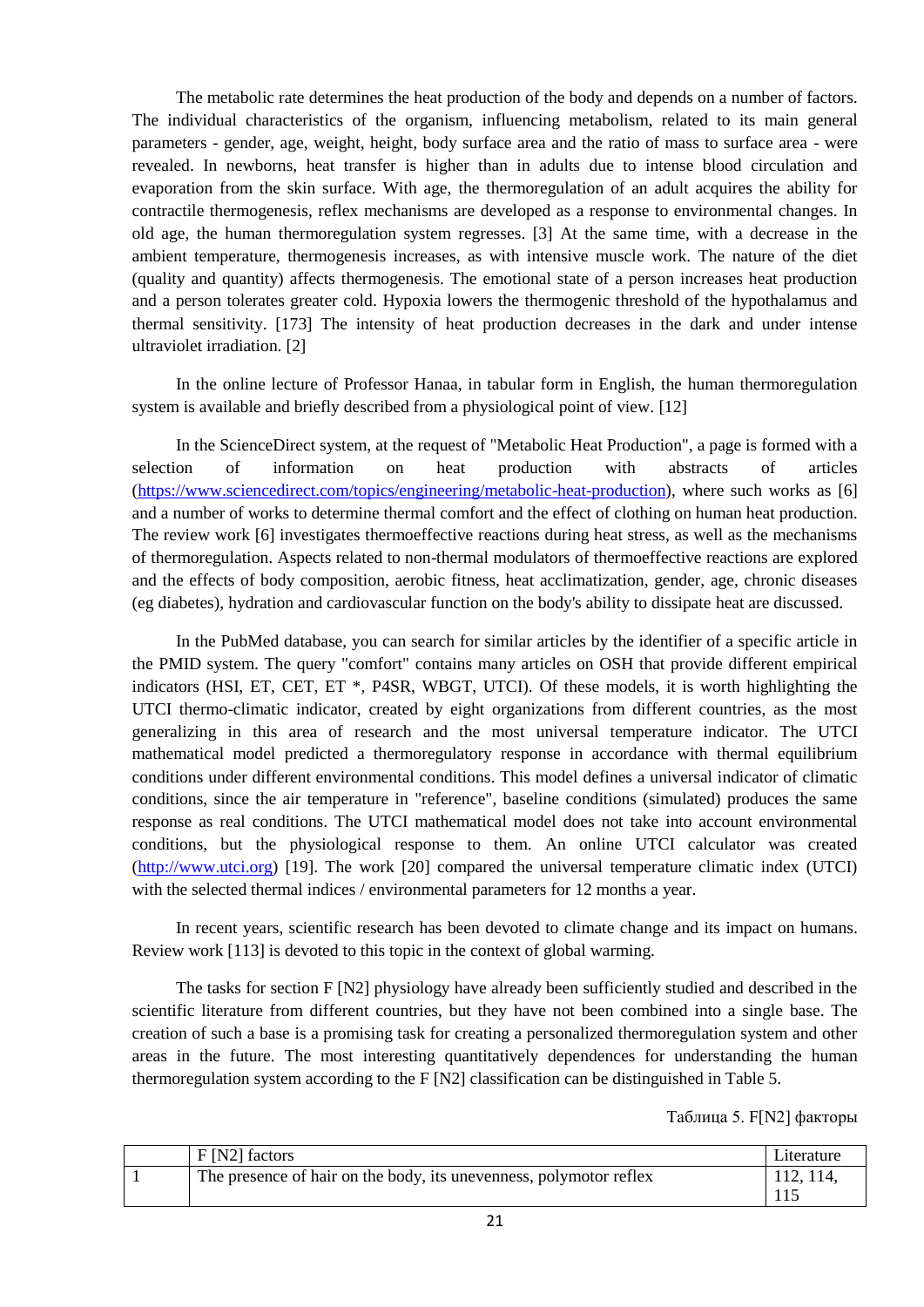The metabolic rate determines the heat production of the body and depends on a number of factors. The individual characteristics of the organism, influencing metabolism, related to its main general parameters - gender, age, weight, height, body surface area and the ratio of mass to surface area - were revealed. In newborns, heat transfer is higher than in adults due to intense blood circulation and evaporation from the skin surface. With age, the thermoregulation of an adult acquires the ability for contractile thermogenesis, reflex mechanisms are developed as a response to environmental changes. In old age, the human thermoregulation system regresses. [3] At the same time, with a decrease in the ambient temperature, thermogenesis increases, as with intensive muscle work. The nature of the diet (quality and quantity) affects thermogenesis. The emotional state of a person increases heat production and a person tolerates greater cold. Hypoxia lowers the thermogenic threshold of the hypothalamus and thermal sensitivity. [173] The intensity of heat production decreases in the dark and under intense ultraviolet irradiation. [2]

In the online lecture of Professor Hanaa, in tabular form in English, the human thermoregulation system is available and briefly described from a physiological point of view. [12]

In the ScienceDirect system, at the request of "Metabolic Heat Production", a page is formed with a selection of information on heat production with abstracts of articles (https://www.sciencedirect.com/topics/engineering/metabolic-heat-production), where such works as [6] and a number of works to determine thermal comfort and the effect of clothing on human heat production. The review work [6] investigates thermoeffective reactions during heat stress, as well as the mechanisms of thermoregulation. Aspects related to non-thermal modulators of thermoeffective reactions are explored and the effects of body composition, aerobic fitness, heat acclimatization, gender, age, chronic diseases (eg diabetes), hydration and cardiovascular function on the body's ability to dissipate heat are discussed.

In the PubMed database, you can search for similar articles by the identifier of a specific article in the PMID system. The query "comfort" contains many articles on OSH that provide different empirical indicators (HSI, ET, CET, ET *, P4SR, WBGT, UTCI). Of these models, it is worth highlighting the UTCI thermo-climatic indicator, created by eight organizations from different countries, as the most generalizing in this area of research and the most universal temperature indicator. The UTCI mathematical model predicted a thermoregulatory response in accordance with thermal equilibrium conditions under different environmental conditions. This model defines a universal indicator of climatic conditions, since the air temperature in "reference", baseline conditions (simulated) produces the same response as real conditions. The UTCI mathematical model does not take into account environmental conditions, but the physiological response to them. An online UTCI calculator was created (http://www.utci.org) [19]. The work [20] compared the universal temperature climatic index (UTCI) with the selected thermal indices / environmental parameters for 12 months a year.

In recent years, scientific research has been devoted to climate change and its impact on humans. Review work [113] is devoted to this topic in the context of global warming.

The tasks for section F [N2] physiology have already been sufficiently studied and described in the scientific literature from different countries, but they have not been combined into a single base. The creation of such a base is a promising task for creating a personalized thermoregulation system and other areas in the future. The most interesting quantitatively dependences for understanding the human thermoregulation system according to the F [N2] classification can be distinguished in Table 5.

Таблица 5. F[N2] факторы

| | F [N2] factors | Literature |
|---|---|---|
| 1 | The presence of hair on the body, its unevenness, polymotor reflex | 112, 114, 115 |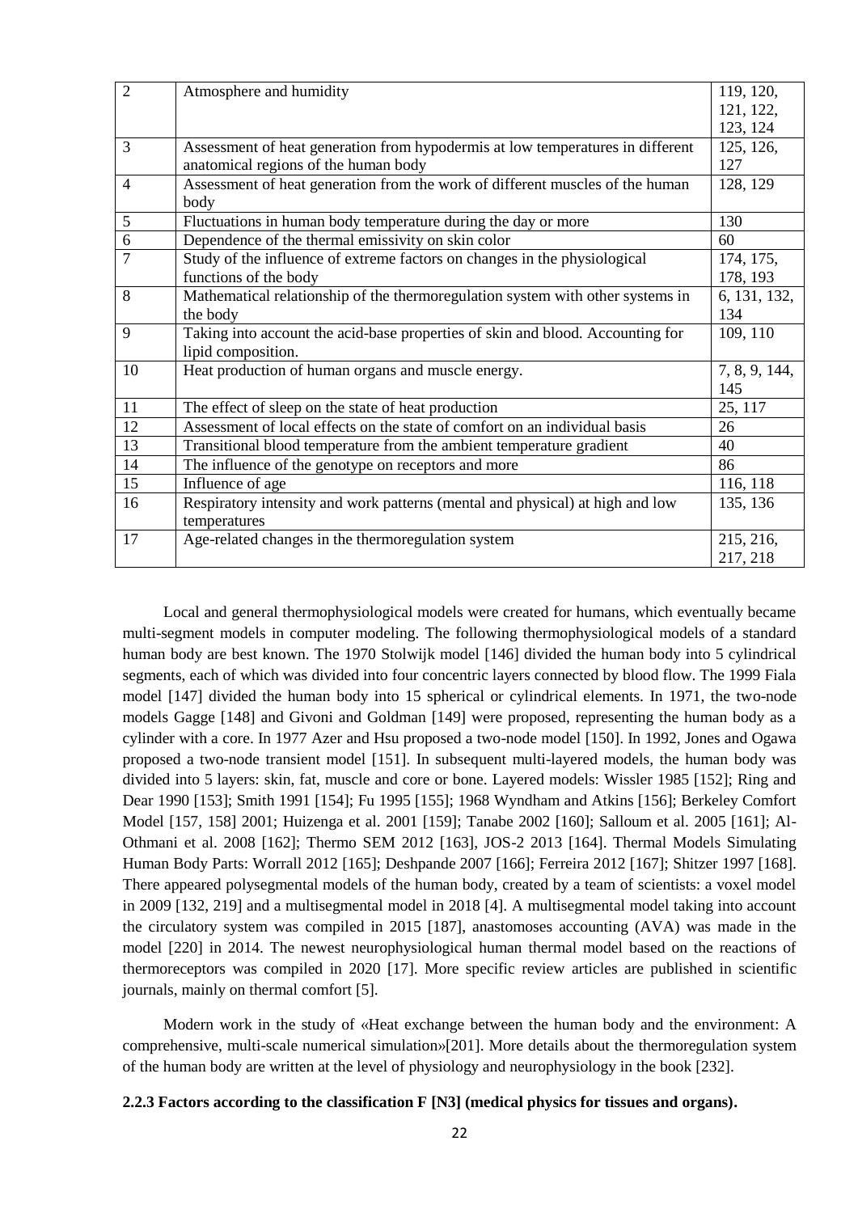| 2 | Atmosphere and humidity | 119, 120, 121, 122, 123, 124 |
|---|---|---|
| 3 | Assessment of heat generation from hypodermis at low temperatures in different anatomical regions of the human body | 125, 126, 127 |
| 4 | Assessment of heat generation from the work of different muscles of the human body | 128, 129 |
| 5 | Fluctuations in human body temperature during the day or more | 130 |
| 6 | Dependence of the thermal emissivity on skin color | 60 |
| 7 | Study of the influence of extreme factors on changes in the physiological functions of the body | 174, 175, 178, 193 |
| 8 | Mathematical relationship of the thermoregulation system with other systems in the body | 6, 131, 132, 134 |
| 9 | Taking into account the acid-base properties of skin and blood. Accounting for lipid composition. | 109, 110 |
| 10 | Heat production of human organs and muscle energy. | 7, 8, 9, 144, 145 |
| 11 | The effect of sleep on the state of heat production | 25, 117 |
| 12 | Assessment of local effects on the state of comfort on an individual basis | 26 |
| 13 | Transitional blood temperature from the ambient temperature gradient | 40 |
| 14 | The influence of the genotype on receptors and more | 86 |
| 15 | Influence of age | 116, 118 |
| 16 | Respiratory intensity and work patterns (mental and physical) at high and low temperatures | 135, 136 |
| 17 | Age-related changes in the thermoregulation system | 215, 216, 217, 218 |

Local and general thermophysiological models were created for humans, which eventually became multi-segment models in computer modeling. The following thermophysiological models of a standard human body are best known. The 1970 Stolwijk model [146] divided the human body into 5 cylindrical segments, each of which was divided into four concentric layers connected by blood flow. The 1999 Fiala model [147] divided the human body into 15 spherical or cylindrical elements. In 1971, the two-node models Gagge [148] and Givoni and Goldman [149] were proposed, representing the human body as a cylinder with a core. In 1977 Azer and Hsu proposed a two-node model [150]. In 1992, Jones and Ogawa proposed a two-node transient model [151]. In subsequent multi-layered models, the human body was divided into 5 layers: skin, fat, muscle and core or bone. Layered models: Wissler 1985 [152]; Ring and Dear 1990 [153]; Smith 1991 [154]; Fu 1995 [155]; 1968 Wyndham and Atkins [156]; Berkeley Comfort Model [157, 158] 2001; Huizenga et al. 2001 [159]; Tanabe 2002 [160]; Salloum et al. 2005 [161]; Al-Othmani et al. 2008 [162]; Thermo SEM 2012 [163], JOS-2 2013 [164]. Thermal Models Simulating Human Body Parts: Worrall 2012 [165]; Deshpande 2007 [166]; Ferreira 2012 [167]; Shitzer 1997 [168]. There appeared polysegmental models of the human body, created by a team of scientists: a voxel model in 2009 [132, 219] and a multisegmental model in 2018 [4]. A multisegmental model taking into account the circulatory system was compiled in 2015 [187], anastomoses accounting (AVA) was made in the model [220] in 2014. The newest neurophysiological human thermal model based on the reactions of thermoreceptors was compiled in 2020 [17]. More specific review articles are published in scientific journals, mainly on thermal comfort [5].

Modern work in the study of «Heat exchange between the human body and the environment: A comprehensive, multi-scale numerical simulation»[201]. More details about the thermoregulation system of the human body are written at the level of physiology and neurophysiology in the book [232].

**2.2.3 Factors according to the classification F [N3] (medical physics for tissues and organs).**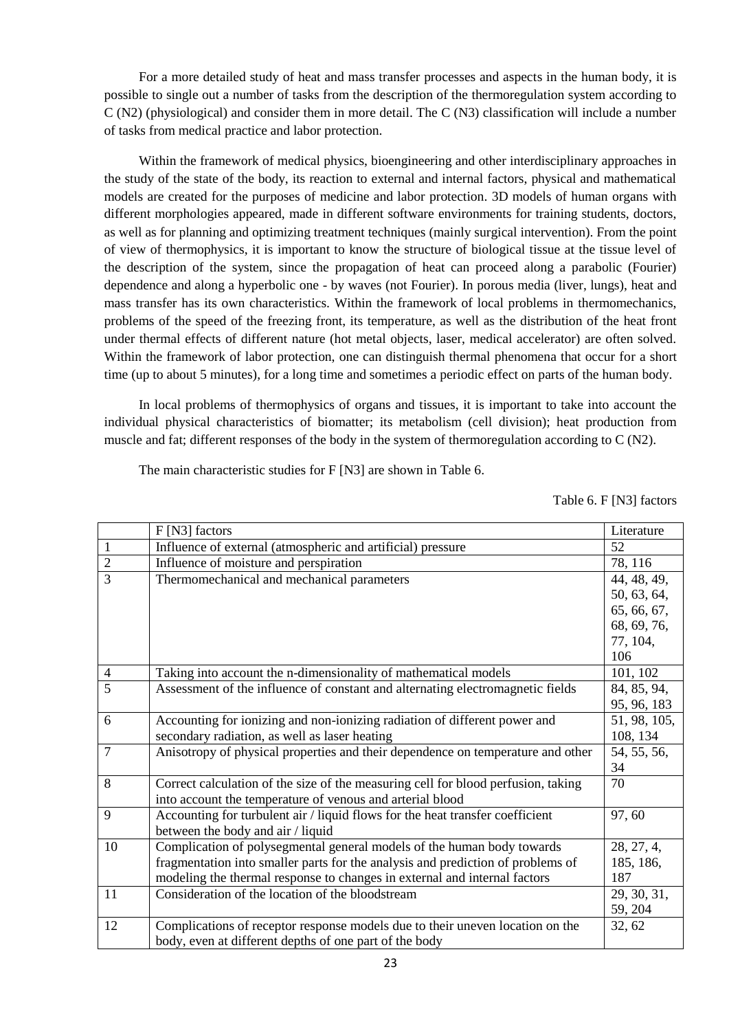For a more detailed study of heat and mass transfer processes and aspects in the human body, it is possible to single out a number of tasks from the description of the thermoregulation system according to C (N2) (physiological) and consider them in more detail. The C (N3) classification will include a number of tasks from medical practice and labor protection.

Within the framework of medical physics, bioengineering and other interdisciplinary approaches in the study of the state of the body, its reaction to external and internal factors, physical and mathematical models are created for the purposes of medicine and labor protection. 3D models of human organs with different morphologies appeared, made in different software environments for training students, doctors, as well as for planning and optimizing treatment techniques (mainly surgical intervention). From the point of view of thermophysics, it is important to know the structure of biological tissue at the tissue level of the description of the system, since the propagation of heat can proceed along a parabolic (Fourier) dependence and along a hyperbolic one - by waves (not Fourier). In porous media (liver, lungs), heat and mass transfer has its own characteristics. Within the framework of local problems in thermomechanics, problems of the speed of the freezing front, its temperature, as well as the distribution of the heat front under thermal effects of different nature (hot metal objects, laser, medical accelerator) are often solved. Within the framework of labor protection, one can distinguish thermal phenomena that occur for a short time (up to about 5 minutes), for a long time and sometimes a periodic effect on parts of the human body.

In local problems of thermophysics of organs and tissues, it is important to take into account the individual physical characteristics of biomatter; its metabolism (cell division); heat production from muscle and fat; different responses of the body in the system of thermoregulation according to C (N2).

The main characteristic studies for F [N3] are shown in Table 6.

Table 6. F [N3] factors

| | F [N3] factors | Literature |
|---|---|---|
| 1 | Influence of external (atmospheric and artificial) pressure | 52 |
| 2 | Influence of moisture and perspiration | 78, 116 |
| 3 | Thermomechanical and mechanical parameters | 44, 48, 49, 50, 63, 64, 65, 66, 67, 68, 69, 76, 77, 104, 106 |
| 4 | Taking into account the n-dimensionality of mathematical models | 101, 102 |
| 5 | Assessment of the influence of constant and alternating electromagnetic fields | 84, 85, 94, 95, 96, 183 |
| 6 | Accounting for ionizing and non-ionizing radiation of different power and secondary radiation, as well as laser heating | 51, 98, 105, 108, 134 |
| 7 | Anisotropy of physical properties and their dependence on temperature and other | 54, 55, 56, 34 |
| 8 | Correct calculation of the size of the measuring cell for blood perfusion, taking into account the temperature of venous and arterial blood | 70 |
| 9 | Accounting for turbulent air / liquid flows for the heat transfer coefficient between the body and air / liquid | 97, 60 |
| 10 | Complication of polysegmental general models of the human body towards fragmentation into smaller parts for the analysis and prediction of problems of modeling the thermal response to changes in external and internal factors | 28, 27, 4, 185, 186, 187 |
| 11 | Consideration of the location of the bloodstream | 29, 30, 31, 59, 204 |
| 12 | Complications of receptor response models due to their uneven location on the body, even at different depths of one part of the body | 32, 62 |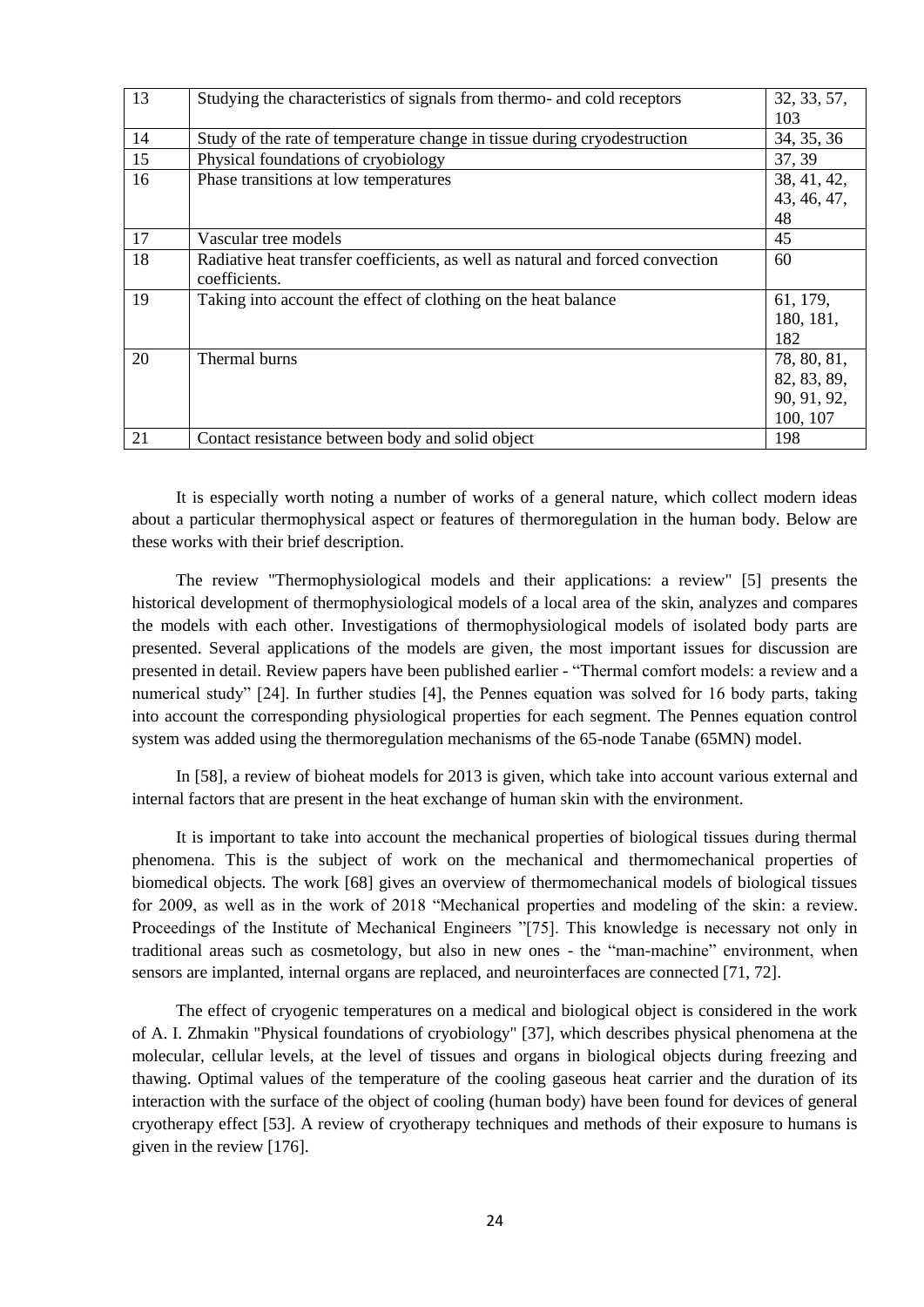| 13 | Studying the characteristics of signals from thermo- and cold receptors | 32, 33, 57, 103 |
|---|---|---|
| 14 | Study of the rate of temperature change in tissue during cryodestruction | 34, 35, 36 |
| 15 | Physical foundations of cryobiology | 37, 39 |
| 16 | Phase transitions at low temperatures | 38, 41, 42, 43, 46, 47, 48 |
| 17 | Vascular tree models | 45 |
| 18 | Radiative heat transfer coefficients, as well as natural and forced convection coefficients. | 60 |
| 19 | Taking into account the effect of clothing on the heat balance | 61, 179, 180, 181, 182 |
| 20 | Thermal burns | 78, 80, 81, 82, 83, 89, 90, 91, 92, 100, 107 |
| 21 | Contact resistance between body and solid object | 198 |

It is especially worth noting a number of works of a general nature, which collect modern ideas about a particular thermophysical aspect or features of thermoregulation in the human body. Below are these works with their brief description.

The review "Thermophysiological models and their applications: a review" [5] presents the historical development of thermophysiological models of a local area of the skin, analyzes and compares the models with each other. Investigations of thermophysiological models of isolated body parts are presented. Several applications of the models are given, the most important issues for discussion are presented in detail. Review papers have been published earlier - "Thermal comfort models: a review and a numerical study" [24]. In further studies [4], the Pennes equation was solved for 16 body parts, taking into account the corresponding physiological properties for each segment. The Pennes equation control system was added using the thermoregulation mechanisms of the 65-node Tanabe (65MN) model.

In [58], a review of bioheat models for 2013 is given, which take into account various external and internal factors that are present in the heat exchange of human skin with the environment.

It is important to take into account the mechanical properties of biological tissues during thermal phenomena. This is the subject of work on the mechanical and thermomechanical properties of biomedical objects. The work [68] gives an overview of thermomechanical models of biological tissues for 2009, as well as in the work of 2018 "Mechanical properties and modeling of the skin: a review. Proceedings of the Institute of Mechanical Engineers "[75]. This knowledge is necessary not only in traditional areas such as cosmetology, but also in new ones - the "man-machine" environment, when sensors are implanted, internal organs are replaced, and neurointerfaces are connected [71, 72].

The effect of cryogenic temperatures on a medical and biological object is considered in the work of A. I. Zhmakin "Physical foundations of cryobiology" [37], which describes physical phenomena at the molecular, cellular levels, at the level of tissues and organs in biological objects during freezing and thawing. Optimal values of the temperature of the cooling gaseous heat carrier and the duration of its interaction with the surface of the object of cooling (human body) have been found for devices of general cryotherapy effect [53]. A review of cryotherapy techniques and methods of their exposure to humans is given in the review [176].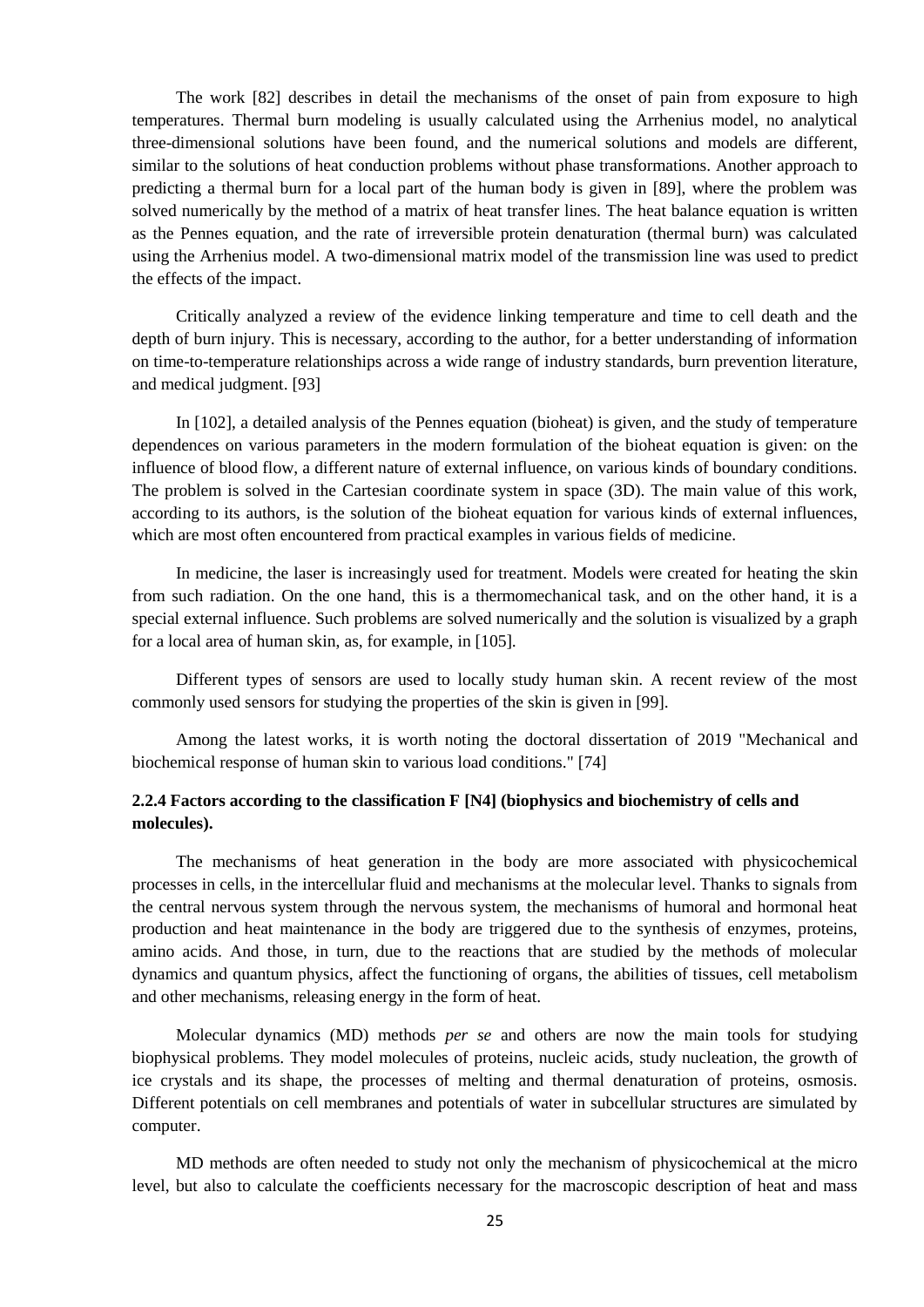The work [82] describes in detail the mechanisms of the onset of pain from exposure to high temperatures. Thermal burn modeling is usually calculated using the Arrhenius model, no analytical three-dimensional solutions have been found, and the numerical solutions and models are different, similar to the solutions of heat conduction problems without phase transformations. Another approach to predicting a thermal burn for a local part of the human body is given in [89], where the problem was solved numerically by the method of a matrix of heat transfer lines. The heat balance equation is written as the Pennes equation, and the rate of irreversible protein denaturation (thermal burn) was calculated using the Arrhenius model. A two-dimensional matrix model of the transmission line was used to predict the effects of the impact.

Critically analyzed a review of the evidence linking temperature and time to cell death and the depth of burn injury. This is necessary, according to the author, for a better understanding of information on time-to-temperature relationships across a wide range of industry standards, burn prevention literature, and medical judgment. [93]

In [102], a detailed analysis of the Pennes equation (bioheat) is given, and the study of temperature dependences on various parameters in the modern formulation of the bioheat equation is given: on the influence of blood flow, a different nature of external influence, on various kinds of boundary conditions. The problem is solved in the Cartesian coordinate system in space (3D). The main value of this work, according to its authors, is the solution of the bioheat equation for various kinds of external influences, which are most often encountered from practical examples in various fields of medicine.

In medicine, the laser is increasingly used for treatment. Models were created for heating the skin from such radiation. On the one hand, this is a thermomechanical task, and on the other hand, it is a special external influence. Such problems are solved numerically and the solution is visualized by a graph for a local area of human skin, as, for example, in [105].

Different types of sensors are used to locally study human skin. A recent review of the most commonly used sensors for studying the properties of the skin is given in [99].

Among the latest works, it is worth noting the doctoral dissertation of 2019 "Mechanical and biochemical response of human skin to various load conditions." [74]

#### 2.2.4 Factors according to the classification F [N4] (biophysics and biochemistry of cells and molecules).

The mechanisms of heat generation in the body are more associated with physicochemical processes in cells, in the intercellular fluid and mechanisms at the molecular level. Thanks to signals from the central nervous system through the nervous system, the mechanisms of humoral and hormonal heat production and heat maintenance in the body are triggered due to the synthesis of enzymes, proteins, amino acids. And those, in turn, due to the reactions that are studied by the methods of molecular dynamics and quantum physics, affect the functioning of organs, the abilities of tissues, cell metabolism and other mechanisms, releasing energy in the form of heat.

Molecular dynamics (MD) methods *per se* and others are now the main tools for studying biophysical problems. They model molecules of proteins, nucleic acids, study nucleation, the growth of ice crystals and its shape, the processes of melting and thermal denaturation of proteins, osmosis. Different potentials on cell membranes and potentials of water in subcellular structures are simulated by computer.

MD methods are often needed to study not only the mechanism of physicochemical at the micro level, but also to calculate the coefficients necessary for the macroscopic description of heat and mass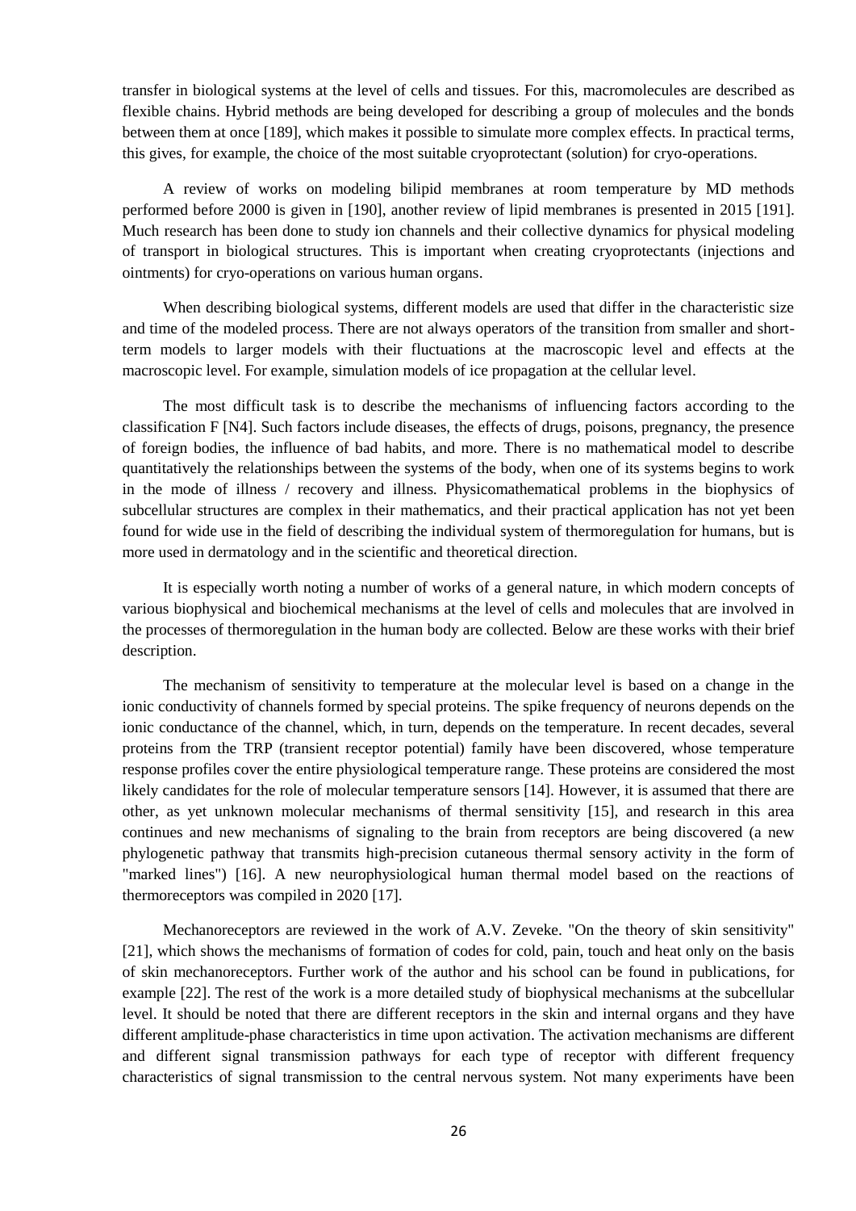transfer in biological systems at the level of cells and tissues. For this, macromolecules are described as flexible chains. Hybrid methods are being developed for describing a group of molecules and the bonds between them at once [189], which makes it possible to simulate more complex effects. In practical terms, this gives, for example, the choice of the most suitable cryoprotectant (solution) for cryo-operations.

A review of works on modeling bilipid membranes at room temperature by MD methods performed before 2000 is given in [190], another review of lipid membranes is presented in 2015 [191]. Much research has been done to study ion channels and their collective dynamics for physical modeling of transport in biological structures. This is important when creating cryoprotectants (injections and ointments) for cryo-operations on various human organs.

When describing biological systems, different models are used that differ in the characteristic size and time of the modeled process. There are not always operators of the transition from smaller and short-term models to larger models with their fluctuations at the macroscopic level and effects at the macroscopic level. For example, simulation models of ice propagation at the cellular level.

The most difficult task is to describe the mechanisms of influencing factors according to the classification F [N4]. Such factors include diseases, the effects of drugs, poisons, pregnancy, the presence of foreign bodies, the influence of bad habits, and more. There is no mathematical model to describe quantitatively the relationships between the systems of the body, when one of its systems begins to work in the mode of illness / recovery and illness. Physicomathematical problems in the biophysics of subcellular structures are complex in their mathematics, and their practical application has not yet been found for wide use in the field of describing the individual system of thermoregulation for humans, but is more used in dermatology and in the scientific and theoretical direction.

It is especially worth noting a number of works of a general nature, in which modern concepts of various biophysical and biochemical mechanisms at the level of cells and molecules that are involved in the processes of thermoregulation in the human body are collected. Below are these works with their brief description.

The mechanism of sensitivity to temperature at the molecular level is based on a change in the ionic conductivity of channels formed by special proteins. The spike frequency of neurons depends on the ionic conductance of the channel, which, in turn, depends on the temperature. In recent decades, several proteins from the TRP (transient receptor potential) family have been discovered, whose temperature response profiles cover the entire physiological temperature range. These proteins are considered the most likely candidates for the role of molecular temperature sensors [14]. However, it is assumed that there are other, as yet unknown molecular mechanisms of thermal sensitivity [15], and research in this area continues and new mechanisms of signaling to the brain from receptors are being discovered (a new phylogenetic pathway that transmits high-precision cutaneous thermal sensory activity in the form of "marked lines") [16]. A new neurophysiological human thermal model based on the reactions of thermoreceptors was compiled in 2020 [17].

Mechanoreceptors are reviewed in the work of A.V. Zeveke. "On the theory of skin sensitivity" [21], which shows the mechanisms of formation of codes for cold, pain, touch and heat only on the basis of skin mechanoreceptors. Further work of the author and his school can be found in publications, for example [22]. The rest of the work is a more detailed study of biophysical mechanisms at the subcellular level. It should be noted that there are different receptors in the skin and internal organs and they have different amplitude-phase characteristics in time upon activation. The activation mechanisms are different and different signal transmission pathways for each type of receptor with different frequency characteristics of signal transmission to the central nervous system. Not many experiments have been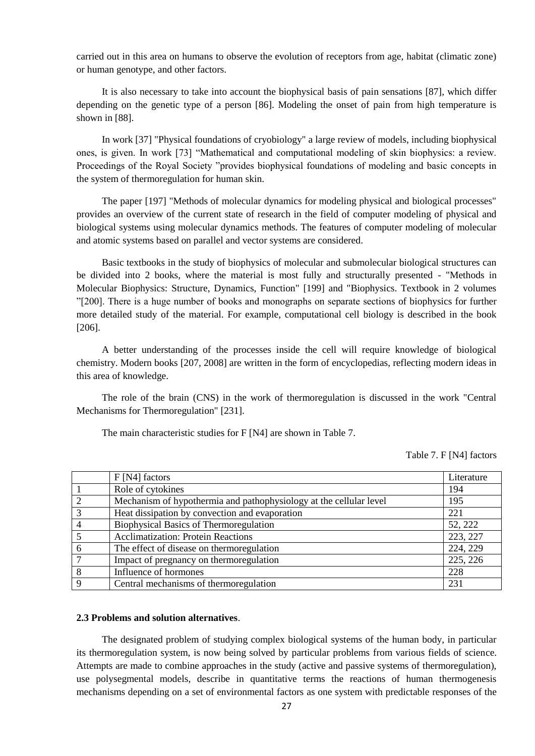carried out in this area on humans to observe the evolution of receptors from age, habitat (climatic zone) or human genotype, and other factors.

It is also necessary to take into account the biophysical basis of pain sensations [87], which differ depending on the genetic type of a person [86]. Modeling the onset of pain from high temperature is shown in [88].

In work [37] "Physical foundations of cryobiology" a large review of models, including biophysical ones, is given. In work [73] "Mathematical and computational modeling of skin biophysics: a review. Proceedings of the Royal Society "provides biophysical foundations of modeling and basic concepts in the system of thermoregulation for human skin.

The paper [197] "Methods of molecular dynamics for modeling physical and biological processes" provides an overview of the current state of research in the field of computer modeling of physical and biological systems using molecular dynamics methods. The features of computer modeling of molecular and atomic systems based on parallel and vector systems are considered.

Basic textbooks in the study of biophysics of molecular and submolecular biological structures can be divided into 2 books, where the material is most fully and structurally presented - "Methods in Molecular Biophysics: Structure, Dynamics, Function" [199] and "Biophysics. Textbook in 2 volumes "[200]. There is a huge number of books and monographs on separate sections of biophysics for further more detailed study of the material. For example, computational cell biology is described in the book [206].

A better understanding of the processes inside the cell will require knowledge of biological chemistry. Modern books [207, 2008] are written in the form of encyclopedias, reflecting modern ideas in this area of knowledge.

The role of the brain (CNS) in the work of thermoregulation is discussed in the work "Central Mechanisms for Thermoregulation" [231].

The main characteristic studies for F [N4] are shown in Table 7.

Table 7. F [N4] factors

| | F [N4] factors | Literature |
|---|---|---|
| 1 | Role of cytokines | 194 |
| 2 | Mechanism of hypothermia and pathophysiology at the cellular level | 195 |
| 3 | Heat dissipation by convection and evaporation | 221 |
| 4 | Biophysical Basics of Thermoregulation | 52, 222 |
| 5 | Acclimatization: Protein Reactions | 223, 227 |
| 6 | The effect of disease on thermoregulation | 224, 229 |
| 7 | Impact of pregnancy on thermoregulation | 225, 226 |
| 8 | Influence of hormones | 228 |
| 9 | Central mechanisms of thermoregulation | 231 |

### 2.3 Problems and solution alternatives.

The designated problem of studying complex biological systems of the human body, in particular its thermoregulation system, is now being solved by particular problems from various fields of science. Attempts are made to combine approaches in the study (active and passive systems of thermoregulation), use polysegmental models, describe in quantitative terms the reactions of human thermogenesis mechanisms depending on a set of environmental factors as one system with predictable responses of the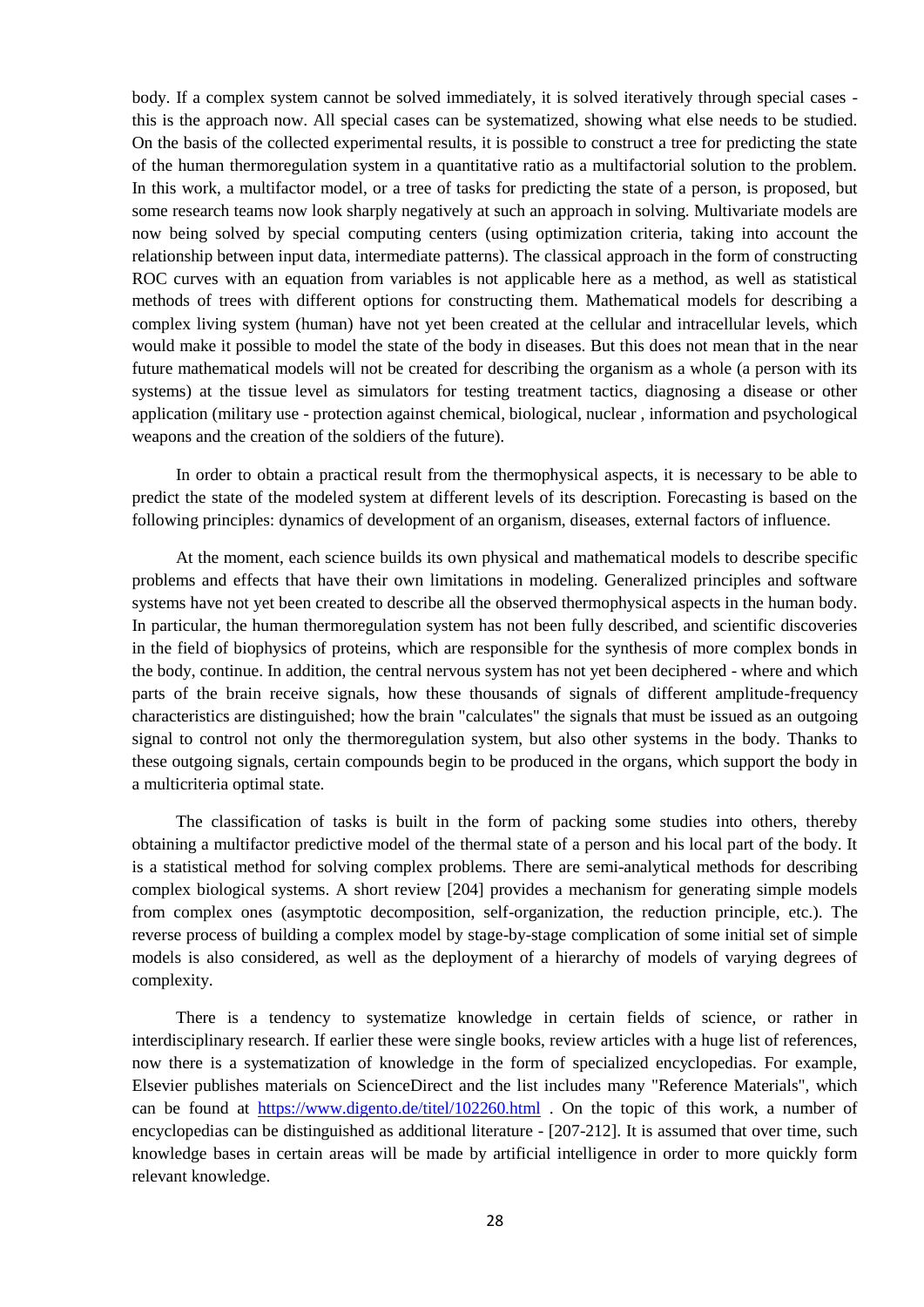body. If a complex system cannot be solved immediately, it is solved iteratively through special cases - this is the approach now. All special cases can be systematized, showing what else needs to be studied. On the basis of the collected experimental results, it is possible to construct a tree for predicting the state of the human thermoregulation system in a quantitative ratio as a multifactorial solution to the problem. In this work, a multifactor model, or a tree of tasks for predicting the state of a person, is proposed, but some research teams now look sharply negatively at such an approach in solving. Multivariate models are now being solved by special computing centers (using optimization criteria, taking into account the relationship between input data, intermediate patterns). The classical approach in the form of constructing ROC curves with an equation from variables is not applicable here as a method, as well as statistical methods of trees with different options for constructing them. Mathematical models for describing a complex living system (human) have not yet been created at the cellular and intracellular levels, which would make it possible to model the state of the body in diseases. But this does not mean that in the near future mathematical models will not be created for describing the organism as a whole (a person with its systems) at the tissue level as simulators for testing treatment tactics, diagnosing a disease or other application (military use - protection against chemical, biological, nuclear , information and psychological weapons and the creation of the soldiers of the future).

In order to obtain a practical result from the thermophysical aspects, it is necessary to be able to predict the state of the modeled system at different levels of its description. Forecasting is based on the following principles: dynamics of development of an organism, diseases, external factors of influence.

At the moment, each science builds its own physical and mathematical models to describe specific problems and effects that have their own limitations in modeling. Generalized principles and software systems have not yet been created to describe all the observed thermophysical aspects in the human body. In particular, the human thermoregulation system has not been fully described, and scientific discoveries in the field of biophysics of proteins, which are responsible for the synthesis of more complex bonds in the body, continue. In addition, the central nervous system has not yet been deciphered - where and which parts of the brain receive signals, how these thousands of signals of different amplitude-frequency characteristics are distinguished; how the brain "calculates" the signals that must be issued as an outgoing signal to control not only the thermoregulation system, but also other systems in the body. Thanks to these outgoing signals, certain compounds begin to be produced in the organs, which support the body in a multicriteria optimal state.

The classification of tasks is built in the form of packing some studies into others, thereby obtaining a multifactor predictive model of the thermal state of a person and his local part of the body. It is a statistical method for solving complex problems. There are semi-analytical methods for describing complex biological systems. A short review [204] provides a mechanism for generating simple models from complex ones (asymptotic decomposition, self-organization, the reduction principle, etc.). The reverse process of building a complex model by stage-by-stage complication of some initial set of simple models is also considered, as well as the deployment of a hierarchy of models of varying degrees of complexity.

There is a tendency to systematize knowledge in certain fields of science, or rather in interdisciplinary research. If earlier these were single books, review articles with a huge list of references, now there is a systematization of knowledge in the form of specialized encyclopedias. For example, Elsevier publishes materials on ScienceDirect and the list includes many "Reference Materials", which can be found at https://www.digento.de/titel/102260.html . On the topic of this work, a number of encyclopedias can be distinguished as additional literature - [207-212]. It is assumed that over time, such knowledge bases in certain areas will be made by artificial intelligence in order to more quickly form relevant knowledge.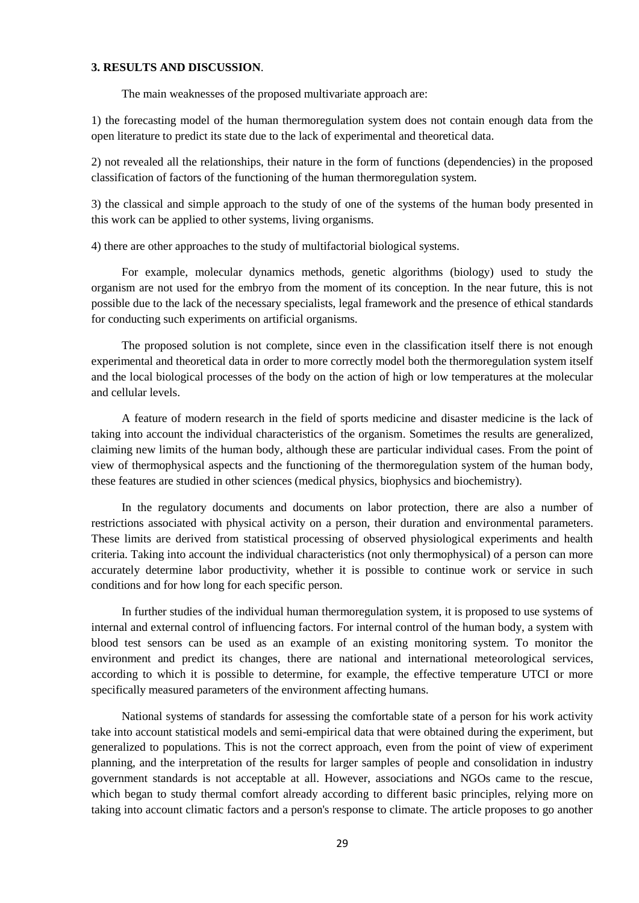**3. RESULTS AND DISCUSSION**.

The main weaknesses of the proposed multivariate approach are:

1) the forecasting model of the human thermoregulation system does not contain enough data from the open literature to predict its state due to the lack of experimental and theoretical data.

2) not revealed all the relationships, their nature in the form of functions (dependencies) in the proposed classification of factors of the functioning of the human thermoregulation system.

3) the classical and simple approach to the study of one of the systems of the human body presented in this work can be applied to other systems, living organisms.

4) there are other approaches to the study of multifactorial biological systems.

For example, molecular dynamics methods, genetic algorithms (biology) used to study the organism are not used for the embryo from the moment of its conception. In the near future, this is not possible due to the lack of the necessary specialists, legal framework and the presence of ethical standards for conducting such experiments on artificial organisms.

The proposed solution is not complete, since even in the classification itself there is not enough experimental and theoretical data in order to more correctly model both the thermoregulation system itself and the local biological processes of the body on the action of high or low temperatures at the molecular and cellular levels.

A feature of modern research in the field of sports medicine and disaster medicine is the lack of taking into account the individual characteristics of the organism. Sometimes the results are generalized, claiming new limits of the human body, although these are particular individual cases. From the point of view of thermophysical aspects and the functioning of the thermoregulation system of the human body, these features are studied in other sciences (medical physics, biophysics and biochemistry).

In the regulatory documents and documents on labor protection, there are also a number of restrictions associated with physical activity on a person, their duration and environmental parameters. These limits are derived from statistical processing of observed physiological experiments and health criteria. Taking into account the individual characteristics (not only thermophysical) of a person can more accurately determine labor productivity, whether it is possible to continue work or service in such conditions and for how long for each specific person.

In further studies of the individual human thermoregulation system, it is proposed to use systems of internal and external control of influencing factors. For internal control of the human body, a system with blood test sensors can be used as an example of an existing monitoring system. To monitor the environment and predict its changes, there are national and international meteorological services, according to which it is possible to determine, for example, the effective temperature UTCI or more specifically measured parameters of the environment affecting humans.

National systems of standards for assessing the comfortable state of a person for his work activity take into account statistical models and semi-empirical data that were obtained during the experiment, but generalized to populations. This is not the correct approach, even from the point of view of experiment planning, and the interpretation of the results for larger samples of people and consolidation in industry government standards is not acceptable at all. However, associations and NGOs came to the rescue, which began to study thermal comfort already according to different basic principles, relying more on taking into account climatic factors and a person's response to climate. The article proposes to go another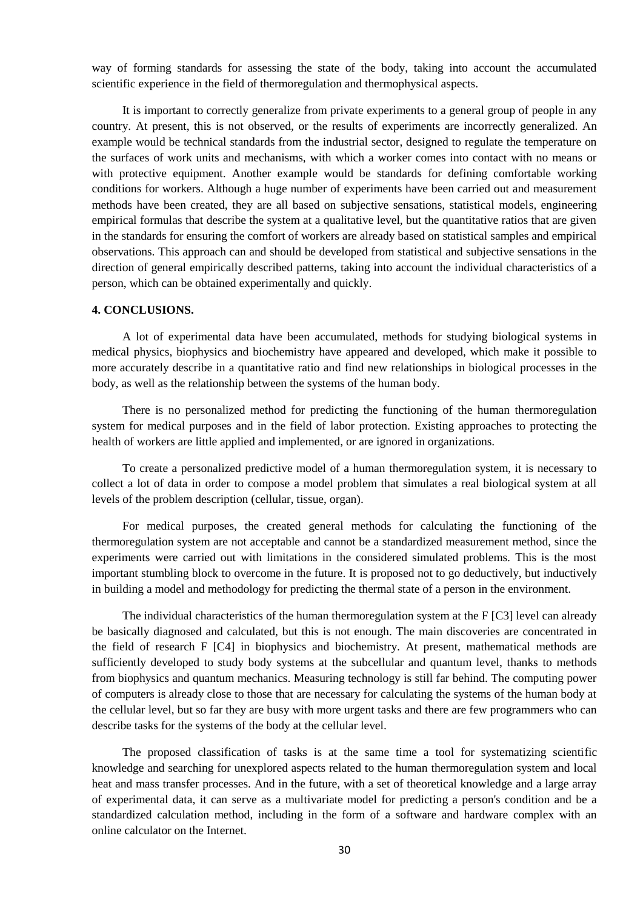way of forming standards for assessing the state of the body, taking into account the accumulated scientific experience in the field of thermoregulation and thermophysical aspects.

It is important to correctly generalize from private experiments to a general group of people in any country. At present, this is not observed, or the results of experiments are incorrectly generalized. An example would be technical standards from the industrial sector, designed to regulate the temperature on the surfaces of work units and mechanisms, with which a worker comes into contact with no means or with protective equipment. Another example would be standards for defining comfortable working conditions for workers. Although a huge number of experiments have been carried out and measurement methods have been created, they are all based on subjective sensations, statistical models, engineering empirical formulas that describe the system at a qualitative level, but the quantitative ratios that are given in the standards for ensuring the comfort of workers are already based on statistical samples and empirical observations. This approach can and should be developed from statistical and subjective sensations in the direction of general empirically described patterns, taking into account the individual characteristics of a person, which can be obtained experimentally and quickly.

## 4. CONCLUSIONS.

A lot of experimental data have been accumulated, methods for studying biological systems in medical physics, biophysics and biochemistry have appeared and developed, which make it possible to more accurately describe in a quantitative ratio and find new relationships in biological processes in the body, as well as the relationship between the systems of the human body.

There is no personalized method for predicting the functioning of the human thermoregulation system for medical purposes and in the field of labor protection. Existing approaches to protecting the health of workers are little applied and implemented, or are ignored in organizations.

To create a personalized predictive model of a human thermoregulation system, it is necessary to collect a lot of data in order to compose a model problem that simulates a real biological system at all levels of the problem description (cellular, tissue, organ).

For medical purposes, the created general methods for calculating the functioning of the thermoregulation system are not acceptable and cannot be a standardized measurement method, since the experiments were carried out with limitations in the considered simulated problems. This is the most important stumbling block to overcome in the future. It is proposed not to go deductively, but inductively in building a model and methodology for predicting the thermal state of a person in the environment.

The individual characteristics of the human thermoregulation system at the F [C3] level can already be basically diagnosed and calculated, but this is not enough. The main discoveries are concentrated in the field of research F [C4] in biophysics and biochemistry. At present, mathematical methods are sufficiently developed to study body systems at the subcellular and quantum level, thanks to methods from biophysics and quantum mechanics. Measuring technology is still far behind. The computing power of computers is already close to those that are necessary for calculating the systems of the human body at the cellular level, but so far they are busy with more urgent tasks and there are few programmers who can describe tasks for the systems of the body at the cellular level.

The proposed classification of tasks is at the same time a tool for systematizing scientific knowledge and searching for unexplored aspects related to the human thermoregulation system and local heat and mass transfer processes. And in the future, with a set of theoretical knowledge and a large array of experimental data, it can serve as a multivariate model for predicting a person's condition and be a standardized calculation method, including in the form of a software and hardware complex with an online calculator on the Internet.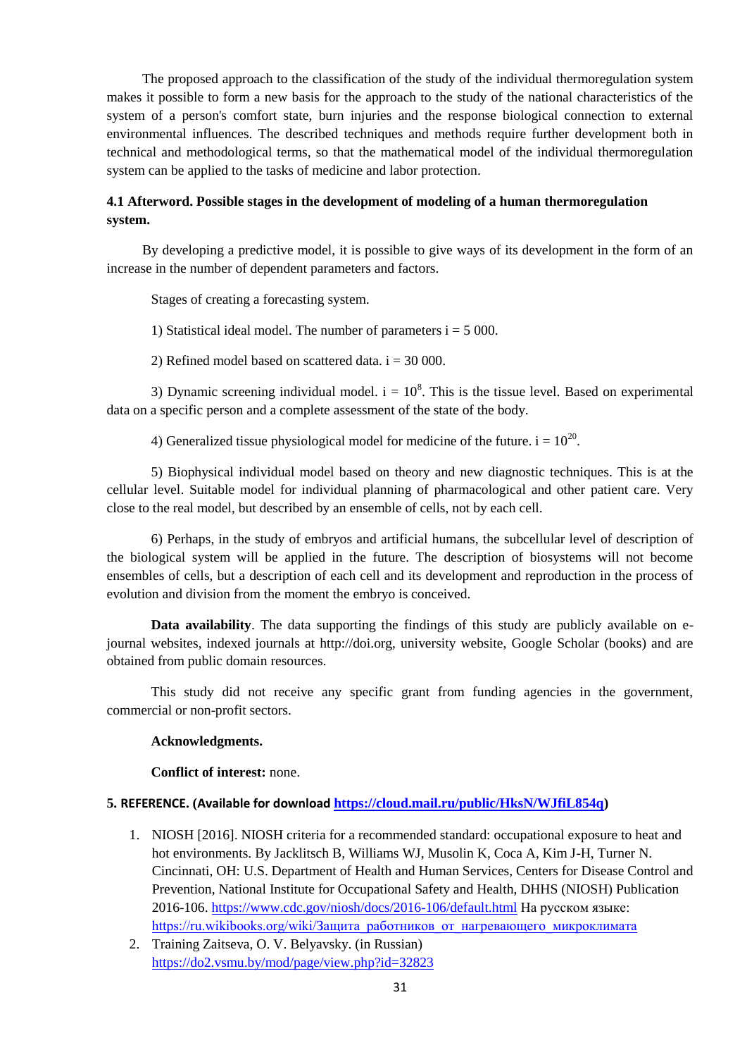The proposed approach to the classification of the study of the individual thermoregulation system makes it possible to form a new basis for the approach to the study of the national characteristics of the system of a person's comfort state, burn injuries and the response biological connection to external environmental influences. The described techniques and methods require further development both in technical and methodological terms, so that the mathematical model of the individual thermoregulation system can be applied to the tasks of medicine and labor protection.

### 4.1 Afterword. Possible stages in the development of modeling of a human thermoregulation system.

By developing a predictive model, it is possible to give ways of its development in the form of an increase in the number of dependent parameters and factors.

Stages of creating a forecasting system.

1) Statistical ideal model. The number of parameters i = 5 000.

2) Refined model based on scattered data. i = 30 000.

3) Dynamic screening individual model. $i = 10^8$. This is the tissue level. Based on experimental data on a specific person and a complete assessment of the state of the body.

4) Generalized tissue physiological model for medicine of the future. $i = 10^{20}$.

5) Biophysical individual model based on theory and new diagnostic techniques. This is at the cellular level. Suitable model for individual planning of pharmacological and other patient care. Very close to the real model, but described by an ensemble of cells, not by each cell.

6) Perhaps, in the study of embryos and artificial humans, the subcellular level of description of the biological system will be applied in the future. The description of biosystems will not become ensembles of cells, but a description of each cell and its development and reproduction in the process of evolution and division from the moment the embryo is conceived.

**Data availability**. The data supporting the findings of this study are publicly available on e-journal websites, indexed journals at http://doi.org, university website, Google Scholar (books) and are obtained from public domain resources.

This study did not receive any specific grant from funding agencies in the government, commercial or non-profit sectors.

**Acknowledgments.**

**Conflict of interest:** none.

## 5. REFERENCE. (Available for download https://cloud.mail.ru/public/HksN/WJfiL854q)

1. NIOSH [2016]. NIOSH criteria for a recommended standard: occupational exposure to heat and hot environments. By Jacklitsch B, Williams WJ, Musolin K, Coca A, Kim J-H, Turner N. Cincinnati, OH: U.S. Department of Health and Human Services, Centers for Disease Control and Prevention, National Institute for Occupational Safety and Health, DHHS (NIOSH) Publication 2016-106. https://www.cdc.gov/niosh/docs/2016-106/default.html На русском языке: https://ru.wikibooks.org/wiki/Защита_работников_от_нагревающего_микроклимата
2. Training Zaitseva, O. V. Belyavsky. (in Russian) https://do2.vsmu.by/mod/page/view.php?id=32823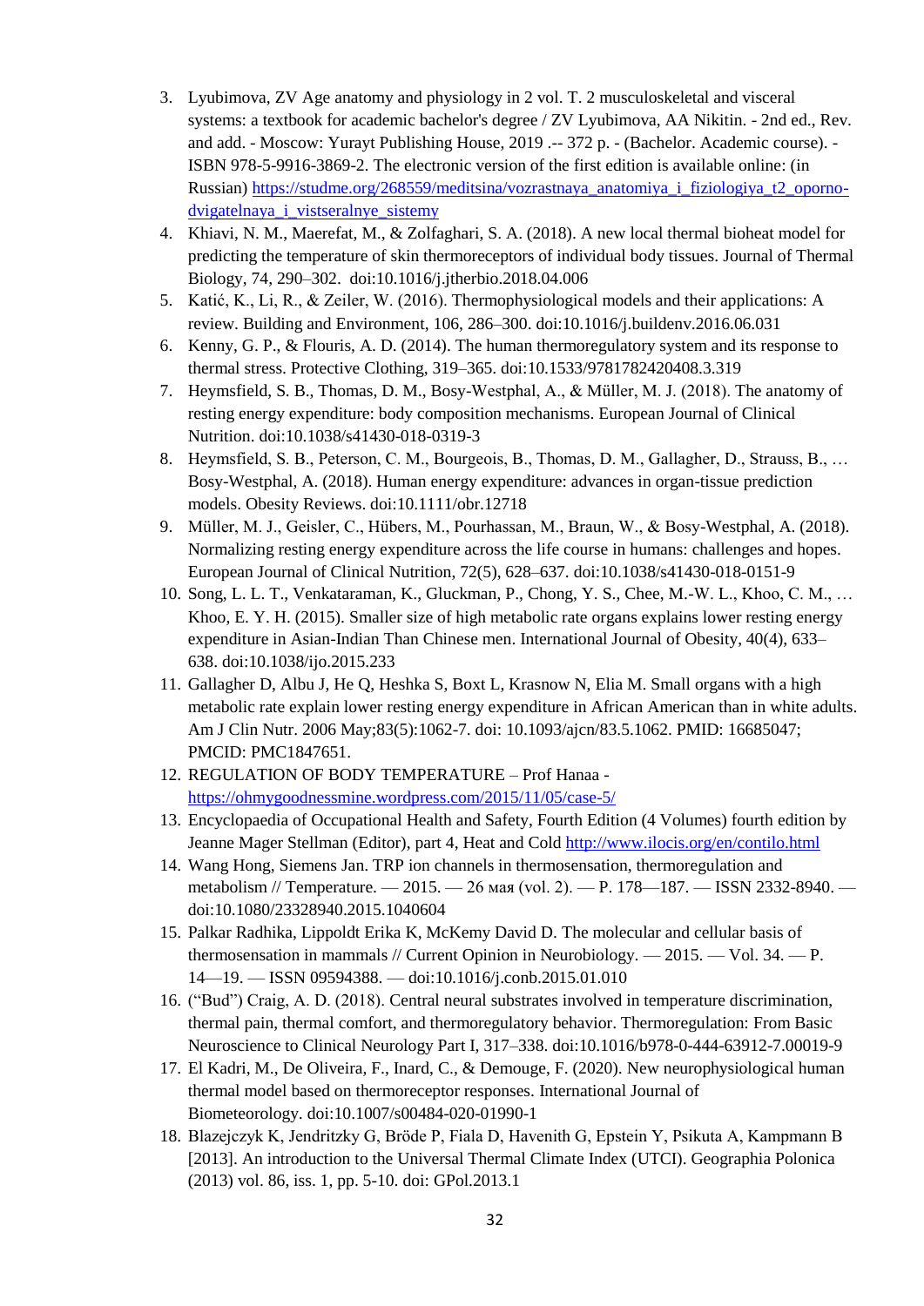3. Lyubimova, ZV Age anatomy and physiology in 2 vol. T. 2 musculoskeletal and visceral systems: a textbook for academic bachelor's degree / ZV Lyubimova, AA Nikitin. - 2nd ed., Rev. and add. - Moscow: Yurayt Publishing House, 2019 .-- 372 p. - (Bachelor. Academic course). - ISBN 978-5-9916-3869-2. The electronic version of the first edition is available online: (in Russian) https://studme.org/268559/meditsina/vozrastnaya_anatomiya_i_fiziologiya_t2_oporno-dvigatelnaya_i_vistseralnye_sistemy
4. Khiavi, N. M., Maerefat, M., & Zolfaghari, S. A. (2018). A new local thermal bioheat model for predicting the temperature of skin thermoreceptors of individual body tissues. Journal of Thermal Biology, 74, 290–302. doi:10.1016/j.jtherbio.2018.04.006
5. Katić, K., Li, R., & Zeiler, W. (2016). Thermophysiological models and their applications: A review. Building and Environment, 106, 286–300. doi:10.1016/j.buildenv.2016.06.031
6. Kenny, G. P., & Flouris, A. D. (2014). The human thermoregulatory system and its response to thermal stress. Protective Clothing, 319–365. doi:10.1533/9781782420408.3.319
7. Heymsfield, S. B., Thomas, D. M., Bosy-Westphal, A., & Müller, M. J. (2018). The anatomy of resting energy expenditure: body composition mechanisms. European Journal of Clinical Nutrition. doi:10.1038/s41430-018-0319-3
8. Heymsfield, S. B., Peterson, C. M., Bourgeois, B., Thomas, D. M., Gallagher, D., Strauss, B., … Bosy-Westphal, A. (2018). Human energy expenditure: advances in organ-tissue prediction models. Obesity Reviews. doi:10.1111/obr.12718
9. Müller, M. J., Geisler, C., Hübers, M., Pourhassan, M., Braun, W., & Bosy-Westphal, A. (2018). Normalizing resting energy expenditure across the life course in humans: challenges and hopes. European Journal of Clinical Nutrition, 72(5), 628–637. doi:10.1038/s41430-018-0151-9
10. Song, L. L. T., Venkataraman, K., Gluckman, P., Chong, Y. S., Chee, M.-W. L., Khoo, C. M., … Khoo, E. Y. H. (2015). Smaller size of high metabolic rate organs explains lower resting energy expenditure in Asian-Indian Than Chinese men. International Journal of Obesity, 40(4), 633–638. doi:10.1038/ijo.2015.233
11. Gallagher D, Albu J, He Q, Heshka S, Boxt L, Krasnow N, Elia M. Small organs with a high metabolic rate explain lower resting energy expenditure in African American than in white adults. Am J Clin Nutr. 2006 May;83(5):1062-7. doi: 10.1093/ajcn/83.5.1062. PMID: 16685047; PMCID: PMC1847651.
12. REGULATION OF BODY TEMPERATURE – Prof Hanaa - https://ohmygoodnessmine.wordpress.com/2015/11/05/case-5/
13. Encyclopaedia of Occupational Health and Safety, Fourth Edition (4 Volumes) fourth edition by Jeanne Mager Stellman (Editor), part 4, Heat and Cold http://www.ilocis.org/en/contilo.html
14. Wang Hong, Siemens Jan. TRP ion channels in thermosensation, thermoregulation and metabolism // Temperature. — 2015. — 26 мая (vol. 2). — P. 178—187. — ISSN 2332-8940. — doi:10.1080/23328940.2015.1040604
15. Palkar Radhika, Lippoldt Erika K, McKemy David D. The molecular and cellular basis of thermosensation in mammals // Current Opinion in Neurobiology. — 2015. — Vol. 34. — P. 14—19. — ISSN 09594388. — doi:10.1016/j.conb.2015.01.010
16. ("Bud") Craig, A. D. (2018). Central neural substrates involved in temperature discrimination, thermal pain, thermal comfort, and thermoregulatory behavior. Thermoregulation: From Basic Neuroscience to Clinical Neurology Part I, 317–338. doi:10.1016/b978-0-444-63912-7.00019-9
17. El Kadri, M., De Oliveira, F., Inard, C., & Demouge, F. (2020). New neurophysiological human thermal model based on thermoreceptor responses. International Journal of Biometeorology. doi:10.1007/s00484-020-01990-1
18. Blazejczyk K, Jendritzky G, Bröde P, Fiala D, Havenith G, Epstein Y, Psikuta A, Kampmann B [2013]. An introduction to the Universal Thermal Climate Index (UTCI). Geographia Polonica (2013) vol. 86, iss. 1, pp. 5-10. doi: GPol.2013.1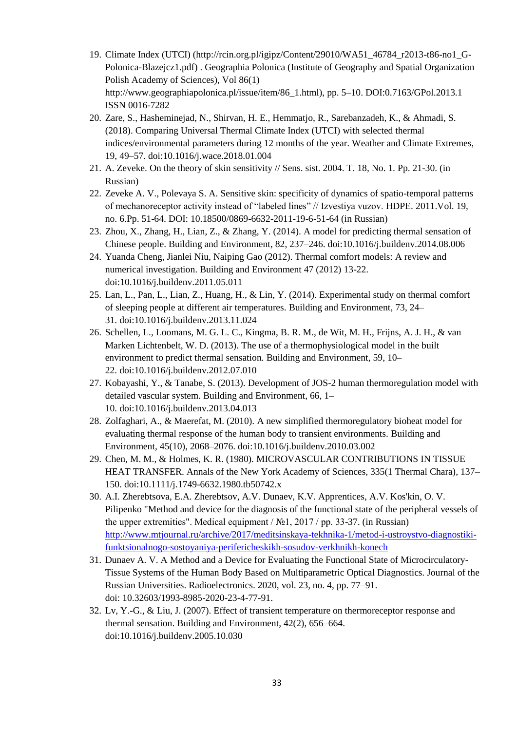19. Climate Index (UTCI) (http://rcin.org.pl/igipz/Content/29010/WA51_46784_r2013-t86-no1_G-Polonica-Blazejcz1.pdf) . Geographia Polonica (Institute of Geography and Spatial Organization Polish Academy of Sciences), Vol 86(1) http://www.geographiapolonica.pl/issue/item/86_1.html), pp. 5–10. DOI:0.7163/GPol.2013.1 ISSN 0016-7282
20. Zare, S., Hasheminejad, N., Shirvan, H. E., Hemmatjo, R., Sarebanzadeh, K., & Ahmadi, S. (2018). Comparing Universal Thermal Climate Index (UTCI) with selected thermal indices/environmental parameters during 12 months of the year. Weather and Climate Extremes, 19, 49–57. doi:10.1016/j.wace.2018.01.004
21. A. Zeveke. On the theory of skin sensitivity // Sens. sist. 2004. T. 18, No. 1. Pp. 21-30. (in Russian)
22. Zeveke A. V., Polevaya S. A. Sensitive skin: specificity of dynamics of spatio-temporal patterns of mechanoreceptor activity instead of "labeled lines" // Izvestiya vuzov. HDPE. 2011.Vol. 19, no. 6.Pp. 51-64. DOI: 10.18500/0869-6632-2011-19-6-51-64 (in Russian)
23. Zhou, X., Zhang, H., Lian, Z., & Zhang, Y. (2014). A model for predicting thermal sensation of Chinese people. Building and Environment, 82, 237–246. doi:10.1016/j.buildenv.2014.08.006
24. Yuanda Cheng, Jianlei Niu, Naiping Gao (2012). Thermal comfort models: A review and numerical investigation. Building and Environment 47 (2012) 13-22. doi:10.1016/j.buildenv.2011.05.011
25. Lan, L., Pan, L., Lian, Z., Huang, H., & Lin, Y. (2014). Experimental study on thermal comfort of sleeping people at different air temperatures. Building and Environment, 73, 24–31. doi:10.1016/j.buildenv.2013.11.024
26. Schellen, L., Loomans, M. G. L. C., Kingma, B. R. M., de Wit, M. H., Frijns, A. J. H., & van Marken Lichtenbelt, W. D. (2013). The use of a thermophysiological model in the built environment to predict thermal sensation. Building and Environment, 59, 10–22. doi:10.1016/j.buildenv.2012.07.010
27. Kobayashi, Y., & Tanabe, S. (2013). Development of JOS-2 human thermoregulation model with detailed vascular system. Building and Environment, 66, 1–10. doi:10.1016/j.buildenv.2013.04.013
28. Zolfaghari, A., & Maerefat, M. (2010). A new simplified thermoregulatory bioheat model for evaluating thermal response of the human body to transient environments. Building and Environment, 45(10), 2068–2076. doi:10.1016/j.buildenv.2010.03.002
29. Chen, M. M., & Holmes, K. R. (1980). MICROVASCULAR CONTRIBUTIONS IN TISSUE HEAT TRANSFER. Annals of the New York Academy of Sciences, 335(1 Thermal Chara), 137–150. doi:10.1111/j.1749-6632.1980.tb50742.x
30. A.I. Zherebtsova, E.A. Zherebtsov, A.V. Dunaev, K.V. Apprentices, A.V. Kos'kin, O. V. Pilipenko "Method and device for the diagnosis of the functional state of the peripheral vessels of the upper extremities". Medical equipment / №1, 2017 / pp. 33-37. (in Russian) http://www.mtjournal.ru/archive/2017/meditsinskaya-tekhnika-1/metod-i-ustroystvo-diagnostiki-funktsionalnogo-sostoyaniya-perifericheskikh-sosudov-verkhnikh-konech
31. Dunaev A. V. A Method and a Device for Evaluating the Functional State of Microcirculatory-Tissue Systems of the Human Body Based on Multiparametric Optical Diagnostics. Journal of the Russian Universities. Radioelectronics. 2020, vol. 23, no. 4, pp. 77–91. doi: 10.32603/1993-8985-2020-23-4-77-91.
32. Lv, Y.-G., & Liu, J. (2007). Effect of transient temperature on thermoreceptor response and thermal sensation. Building and Environment, 42(2), 656–664. doi:10.1016/j.buildenv.2005.10.030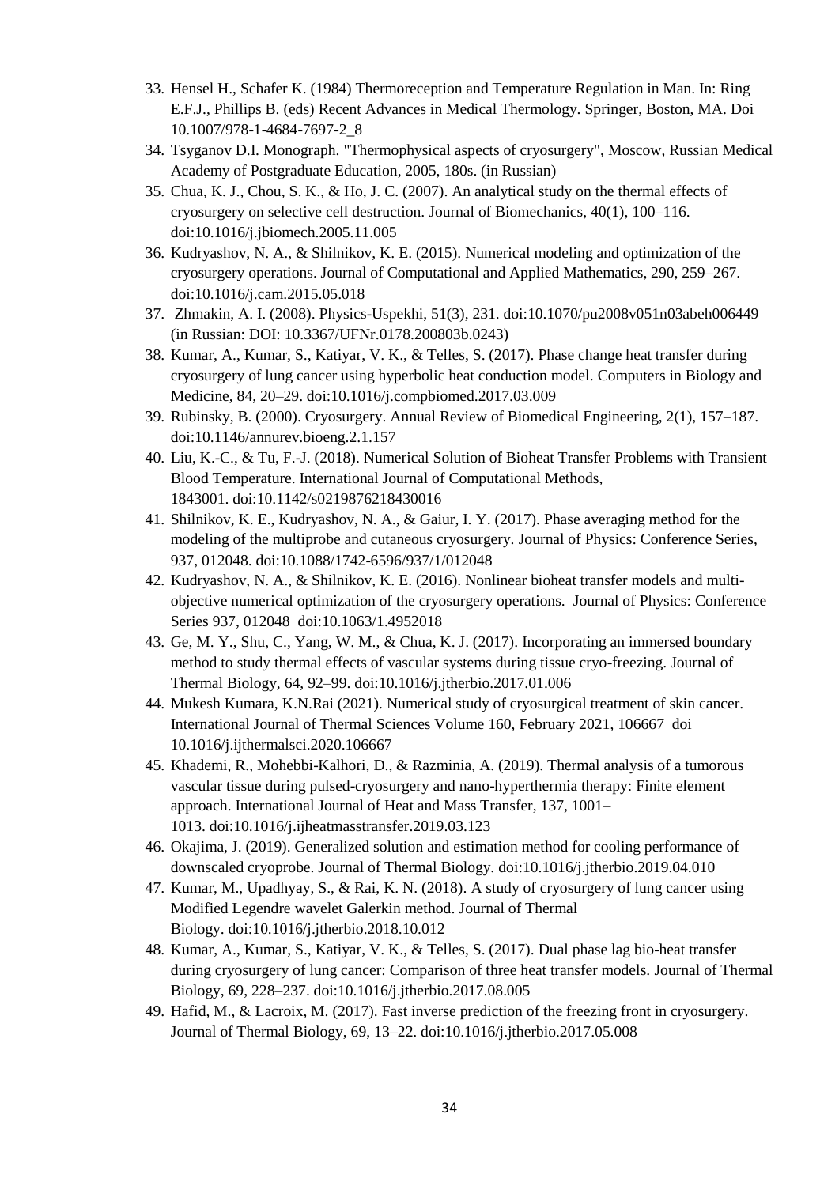33. Hensel H., Schafer K. (1984) Thermoreception and Temperature Regulation in Man. In: Ring E.F.J., Phillips B. (eds) Recent Advances in Medical Thermology. Springer, Boston, MA. Doi 10.1007/978-1-4684-7697-2_8
34. Tsyganov D.I. Monograph. "Thermophysical aspects of cryosurgery", Moscow, Russian Medical Academy of Postgraduate Education, 2005, 180s. (in Russian)
35. Chua, K. J., Chou, S. K., & Ho, J. C. (2007). An analytical study on the thermal effects of cryosurgery on selective cell destruction. Journal of Biomechanics, 40(1), 100–116. doi:10.1016/j.jbiomech.2005.11.005
36. Kudryashov, N. A., & Shilnikov, K. E. (2015). Numerical modeling and optimization of the cryosurgery operations. Journal of Computational and Applied Mathematics, 290, 259–267. doi:10.1016/j.cam.2015.05.018
37. Zhmakin, A. I. (2008). Physics-Uspekhi, 51(3), 231. doi:10.1070/pu2008v051n03abeh006449 (in Russian: DOI: 10.3367/UFNr.0178.200803b.0243)
38. Kumar, A., Kumar, S., Katiyar, V. K., & Telles, S. (2017). Phase change heat transfer during cryosurgery of lung cancer using hyperbolic heat conduction model. Computers in Biology and Medicine, 84, 20–29. doi:10.1016/j.compbiomed.2017.03.009
39. Rubinsky, B. (2000). Cryosurgery. Annual Review of Biomedical Engineering, 2(1), 157–187. doi:10.1146/annurev.bioeng.2.1.157
40. Liu, K.-C., & Tu, F.-J. (2018). Numerical Solution of Bioheat Transfer Problems with Transient Blood Temperature. International Journal of Computational Methods, 1843001. doi:10.1142/s0219876218430016
41. Shilnikov, K. E., Kudryashov, N. A., & Gaiur, I. Y. (2017). Phase averaging method for the modeling of the multiprobe and cutaneous cryosurgery. Journal of Physics: Conference Series, 937, 012048. doi:10.1088/1742-6596/937/1/012048
42. Kudryashov, N. A., & Shilnikov, K. E. (2016). Nonlinear bioheat transfer models and multi-objective numerical optimization of the cryosurgery operations. Journal of Physics: Conference Series 937, 012048 doi:10.1063/1.4952018
43. Ge, M. Y., Shu, C., Yang, W. M., & Chua, K. J. (2017). Incorporating an immersed boundary method to study thermal effects of vascular systems during tissue cryo-freezing. Journal of Thermal Biology, 64, 92–99. doi:10.1016/j.jtherbio.2017.01.006
44. Mukesh Kumara, K.N.Rai (2021). Numerical study of cryosurgical treatment of skin cancer. International Journal of Thermal Sciences Volume 160, February 2021, 106667 doi 10.1016/j.ijthermalsci.2020.106667
45. Khademi, R., Mohebbi-Kalhori, D., & Razminia, A. (2019). Thermal analysis of a tumorous vascular tissue during pulsed-cryosurgery and nano-hyperthermia therapy: Finite element approach. International Journal of Heat and Mass Transfer, 137, 1001–1013. doi:10.1016/j.ijheatmasstransfer.2019.03.123
46. Okajima, J. (2019). Generalized solution and estimation method for cooling performance of downscaled cryoprobe. Journal of Thermal Biology. doi:10.1016/j.jtherbio.2019.04.010
47. Kumar, M., Upadhyay, S., & Rai, K. N. (2018). A study of cryosurgery of lung cancer using Modified Legendre wavelet Galerkin method. Journal of Thermal Biology. doi:10.1016/j.jtherbio.2018.10.012
48. Kumar, A., Kumar, S., Katiyar, V. K., & Telles, S. (2017). Dual phase lag bio-heat transfer during cryosurgery of lung cancer: Comparison of three heat transfer models. Journal of Thermal Biology, 69, 228–237. doi:10.1016/j.jtherbio.2017.08.005
49. Hafid, M., & Lacroix, M. (2017). Fast inverse prediction of the freezing front in cryosurgery. Journal of Thermal Biology, 69, 13–22. doi:10.1016/j.jtherbio.2017.05.008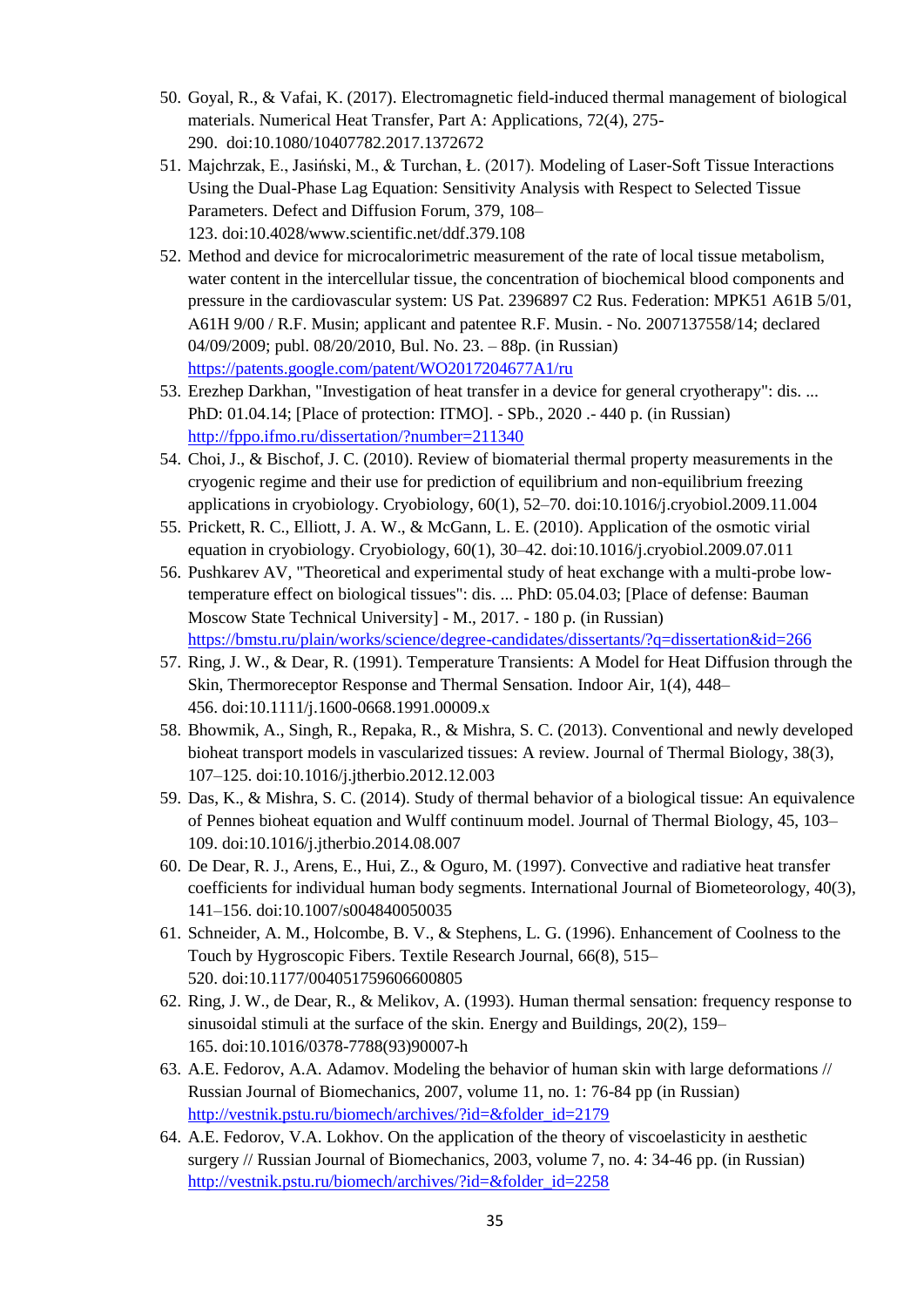50. Goyal, R., & Vafai, K. (2017). Electromagnetic field-induced thermal management of biological materials. Numerical Heat Transfer, Part A: Applications, 72(4), 275-290. doi:10.1080/10407782.2017.1372672
51. Majchrzak, E., Jasiński, M., & Turchan, Ł. (2017). Modeling of Laser-Soft Tissue Interactions Using the Dual-Phase Lag Equation: Sensitivity Analysis with Respect to Selected Tissue Parameters. Defect and Diffusion Forum, 379, 108–123. doi:10.4028/www.scientific.net/ddf.379.108
52. Method and device for microcalorimetric measurement of the rate of local tissue metabolism, water content in the intercellular tissue, the concentration of biochemical blood components and pressure in the cardiovascular system: US Pat. 2396897 C2 Rus. Federation: MPK51 A61B 5/01, A61H 9/00 / R.F. Musin; applicant and patentee R.F. Musin. - No. 2007137558/14; declared 04/09/2009; publ. 08/20/2010, Bul. No. 23. – 88p. (in Russian) https://patents.google.com/patent/WO2017204677A1/ru
53. Erezhep Darkhan, "Investigation of heat transfer in a device for general cryotherapy": dis. ... PhD: 01.04.14; [Place of protection: ITMO]. - SPb., 2020 .- 440 p. (in Russian) http://fppo.ifmo.ru/dissertation/?number=211340
54. Choi, J., & Bischof, J. C. (2010). Review of biomaterial thermal property measurements in the cryogenic regime and their use for prediction of equilibrium and non-equilibrium freezing applications in cryobiology. Cryobiology, 60(1), 52–70. doi:10.1016/j.cryobiol.2009.11.004
55. Prickett, R. C., Elliott, J. A. W., & McGann, L. E. (2010). Application of the osmotic virial equation in cryobiology. Cryobiology, 60(1), 30–42. doi:10.1016/j.cryobiol.2009.07.011
56. Pushkarev AV, "Theoretical and experimental study of heat exchange with a multi-probe low-temperature effect on biological tissues": dis. ... PhD: 05.04.03; [Place of defense: Bauman Moscow State Technical University] - M., 2017. - 180 p. (in Russian) https://bmstu.ru/plain/works/science/degree-candidates/dissertants/?q=dissertation&id=266
57. Ring, J. W., & Dear, R. (1991). Temperature Transients: A Model for Heat Diffusion through the Skin, Thermoreceptor Response and Thermal Sensation. Indoor Air, 1(4), 448–456. doi:10.1111/j.1600-0668.1991.00009.x
58. Bhowmik, A., Singh, R., Repaka, R., & Mishra, S. C. (2013). Conventional and newly developed bioheat transport models in vascularized tissues: A review. Journal of Thermal Biology, 38(3), 107–125. doi:10.1016/j.jtherbio.2012.12.003
59. Das, K., & Mishra, S. C. (2014). Study of thermal behavior of a biological tissue: An equivalence of Pennes bioheat equation and Wulff continuum model. Journal of Thermal Biology, 45, 103–109. doi:10.1016/j.jtherbio.2014.08.007
60. De Dear, R. J., Arens, E., Hui, Z., & Oguro, M. (1997). Convective and radiative heat transfer coefficients for individual human body segments. International Journal of Biometeorology, 40(3), 141–156. doi:10.1007/s004840050035
61. Schneider, A. M., Holcombe, B. V., & Stephens, L. G. (1996). Enhancement of Coolness to the Touch by Hygroscopic Fibers. Textile Research Journal, 66(8), 515–520. doi:10.1177/004051759606600805
62. Ring, J. W., de Dear, R., & Melikov, A. (1993). Human thermal sensation: frequency response to sinusoidal stimuli at the surface of the skin. Energy and Buildings, 20(2), 159–165. doi:10.1016/0378-7788(93)90007-h
63. A.E. Fedorov, A.A. Adamov. Modeling the behavior of human skin with large deformations // Russian Journal of Biomechanics, 2007, volume 11, no. 1: 76-84 pp (in Russian) http://vestnik.pstu.ru/biomech/archives/?id=&folder_id=2179
64. A.E. Fedorov, V.A. Lokhov. On the application of the theory of viscoelasticity in aesthetic surgery // Russian Journal of Biomechanics, 2003, volume 7, no. 4: 34-46 pp. (in Russian) http://vestnik.pstu.ru/biomech/archives/?id=&folder_id=2258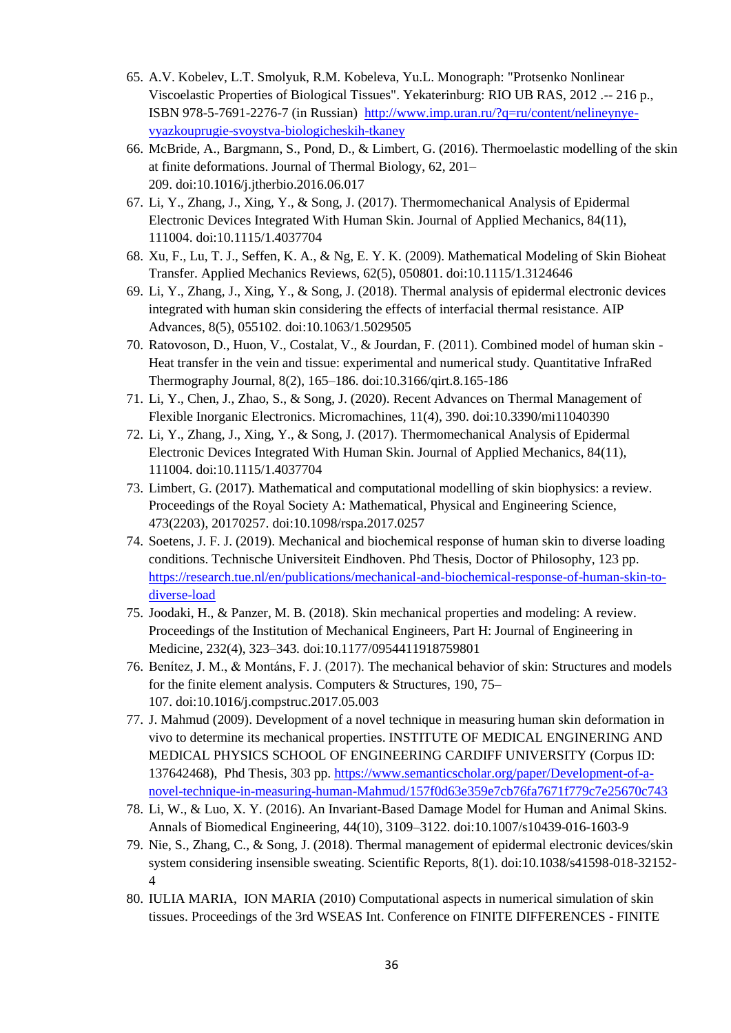65. A.V. Kobelev, L.T. Smolyuk, R.M. Kobeleva, Yu.L. Monograph: "Protsenko Nonlinear Viscoelastic Properties of Biological Tissues". Yekaterinburg: RIO UB RAS, 2012 .-- 216 p., ISBN 978-5-7691-2276-7 (in Russian) http://www.imp.uran.ru/?q=ru/content/nelineynye-vyazkouprugie-svoystva-biologicheskih-tkaney
66. McBride, A., Bargmann, S., Pond, D., & Limbert, G. (2016). Thermoelastic modelling of the skin at finite deformations. Journal of Thermal Biology, 62, 201–209. doi:10.1016/j.jtherbio.2016.06.017
67. Li, Y., Zhang, J., Xing, Y., & Song, J. (2017). Thermomechanical Analysis of Epidermal Electronic Devices Integrated With Human Skin. Journal of Applied Mechanics, 84(11), 111004. doi:10.1115/1.4037704
68. Xu, F., Lu, T. J., Seffen, K. A., & Ng, E. Y. K. (2009). Mathematical Modeling of Skin Bioheat Transfer. Applied Mechanics Reviews, 62(5), 050801. doi:10.1115/1.3124646
69. Li, Y., Zhang, J., Xing, Y., & Song, J. (2018). Thermal analysis of epidermal electronic devices integrated with human skin considering the effects of interfacial thermal resistance. AIP Advances, 8(5), 055102. doi:10.1063/1.5029505
70. Ratovoson, D., Huon, V., Costalat, V., & Jourdan, F. (2011). Combined model of human skin - Heat transfer in the vein and tissue: experimental and numerical study. Quantitative InfraRed Thermography Journal, 8(2), 165–186. doi:10.3166/qirt.8.165-186
71. Li, Y., Chen, J., Zhao, S., & Song, J. (2020). Recent Advances on Thermal Management of Flexible Inorganic Electronics. Micromachines, 11(4), 390. doi:10.3390/mi11040390
72. Li, Y., Zhang, J., Xing, Y., & Song, J. (2017). Thermomechanical Analysis of Epidermal Electronic Devices Integrated With Human Skin. Journal of Applied Mechanics, 84(11), 111004. doi:10.1115/1.4037704
73. Limbert, G. (2017). Mathematical and computational modelling of skin biophysics: a review. Proceedings of the Royal Society A: Mathematical, Physical and Engineering Science, 473(2203), 20170257. doi:10.1098/rspa.2017.0257
74. Soetens, J. F. J. (2019). Mechanical and biochemical response of human skin to diverse loading conditions. Technische Universiteit Eindhoven. Phd Thesis, Doctor of Philosophy, 123 pp. https://research.tue.nl/en/publications/mechanical-and-biochemical-response-of-human-skin-to-diverse-load
75. Joodaki, H., & Panzer, M. B. (2018). Skin mechanical properties and modeling: A review. Proceedings of the Institution of Mechanical Engineers, Part H: Journal of Engineering in Medicine, 232(4), 323–343. doi:10.1177/0954411918759801
76. Benítez, J. M., & Montáns, F. J. (2017). The mechanical behavior of skin: Structures and models for the finite element analysis. Computers & Structures, 190, 75–107. doi:10.1016/j.compstruc.2017.05.003
77. J. Mahmud (2009). Development of a novel technique in measuring human skin deformation in vivo to determine its mechanical properties. INSTITUTE OF MEDICAL ENGINERING AND MEDICAL PHYSICS SCHOOL OF ENGINEERING CARDIFF UNIVERSITY (Corpus ID: 137642468), Phd Thesis, 303 pp. https://www.semanticscholar.org/paper/Development-of-a-novel-technique-in-measuring-human-Mahmud/157f0d63e359e7cb76fa7671f779c7e25670c743
78. Li, W., & Luo, X. Y. (2016). An Invariant-Based Damage Model for Human and Animal Skins. Annals of Biomedical Engineering, 44(10), 3109–3122. doi:10.1007/s10439-016-1603-9
79. Nie, S., Zhang, C., & Song, J. (2018). Thermal management of epidermal electronic devices/skin system considering insensible sweating. Scientific Reports, 8(1). doi:10.1038/s41598-018-32152-4
80. IULIA MARIA, ION MARIA (2010) Computational aspects in numerical simulation of skin tissues. Proceedings of the 3rd WSEAS Int. Conference on FINITE DIFFERENCES - FINITE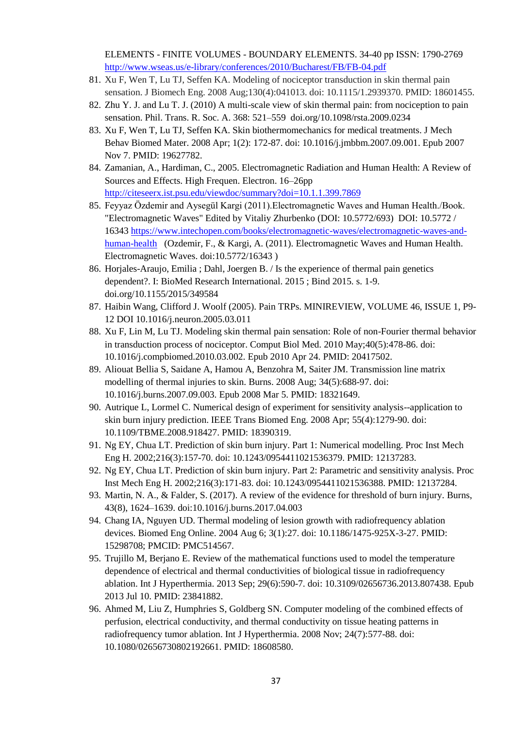ELEMENTS - FINITE VOLUMES - BOUNDARY ELEMENTS. 34-40 pp ISSN: 1790-2769 http://www.wseas.us/e-library/conferences/2010/Bucharest/FB/FB-04.pdf

81. Xu F, Wen T, Lu TJ, Seffen KA. Modeling of nociceptor transduction in skin thermal pain sensation. J Biomech Eng. 2008 Aug;130(4):041013. doi: 10.1115/1.2939370. PMID: 18601455.
82. Zhu Y. J. and Lu T. J. (2010) A multi-scale view of skin thermal pain: from nociception to pain sensation. Phil. Trans. R. Soc. A. 368: 521–559 doi.org/10.1098/rsta.2009.0234
83. Xu F, Wen T, Lu TJ, Seffen KA. Skin biothermomechanics for medical treatments. J Mech Behav Biomed Mater. 2008 Apr; 1(2): 172-87. doi: 10.1016/j.jmbbm.2007.09.001. Epub 2007 Nov 7. PMID: 19627782.
84. Zamanian, A., Hardiman, C., 2005. Electromagnetic Radiation and Human Health: A Review of Sources and Effects. High Frequen. Electron. 16–26pp http://citeseerx.ist.psu.edu/viewdoc/summary?doi=10.1.1.399.7869
85. Feyyaz Özdemir and Aysegül Kargi (2011).Electromagnetic Waves and Human Health./Book. "Electromagnetic Waves" Edited by Vitaliy Zhurbenko (DOI: 10.5772/693) DOI: 10.5772 / 16343 https://www.intechopen.com/books/electromagnetic-waves/electromagnetic-waves-and-human-health (Ozdemir, F., & Kargi, A. (2011). Electromagnetic Waves and Human Health. Electromagnetic Waves. doi:10.5772/16343 )
86. Horjales-Araujo, Emilia ; Dahl, Joergen B. / Is the experience of thermal pain genetics dependent?. I: BioMed Research International. 2015 ; Bind 2015. s. 1-9. doi.org/10.1155/2015/349584
87. Haibin Wang, Clifford J. Woolf (2005). Pain TRPs. MINIREVIEW, VOLUME 46, ISSUE 1, P9-12 DOI 10.1016/j.neuron.2005.03.011
88. Xu F, Lin M, Lu TJ. Modeling skin thermal pain sensation: Role of non-Fourier thermal behavior in transduction process of nociceptor. Comput Biol Med. 2010 May;40(5):478-86. doi: 10.1016/j.compbiomed.2010.03.002. Epub 2010 Apr 24. PMID: 20417502.
89. Aliouat Bellia S, Saidane A, Hamou A, Benzohra M, Saiter JM. Transmission line matrix modelling of thermal injuries to skin. Burns. 2008 Aug; 34(5):688-97. doi: 10.1016/j.burns.2007.09.003. Epub 2008 Mar 5. PMID: 18321649.
90. Autrique L, Lormel C. Numerical design of experiment for sensitivity analysis--application to skin burn injury prediction. IEEE Trans Biomed Eng. 2008 Apr; 55(4):1279-90. doi: 10.1109/TBME.2008.918427. PMID: 18390319.
91. Ng EY, Chua LT. Prediction of skin burn injury. Part 1: Numerical modelling. Proc Inst Mech Eng H. 2002;216(3):157-70. doi: 10.1243/0954411021536379. PMID: 12137283.
92. Ng EY, Chua LT. Prediction of skin burn injury. Part 2: Parametric and sensitivity analysis. Proc Inst Mech Eng H. 2002;216(3):171-83. doi: 10.1243/0954411021536388. PMID: 12137284.
93. Martin, N. A., & Falder, S. (2017). A review of the evidence for threshold of burn injury. Burns, 43(8), 1624–1639. doi:10.1016/j.burns.2017.04.003
94. Chang IA, Nguyen UD. Thermal modeling of lesion growth with radiofrequency ablation devices. Biomed Eng Online. 2004 Aug 6; 3(1):27. doi: 10.1186/1475-925X-3-27. PMID: 15298708; PMCID: PMC514567.
95. Trujillo M, Berjano E. Review of the mathematical functions used to model the temperature dependence of electrical and thermal conductivities of biological tissue in radiofrequency ablation. Int J Hyperthermia. 2013 Sep; 29(6):590-7. doi: 10.3109/02656736.2013.807438. Epub 2013 Jul 10. PMID: 23841882.
96. Ahmed M, Liu Z, Humphries S, Goldberg SN. Computer modeling of the combined effects of perfusion, electrical conductivity, and thermal conductivity on tissue heating patterns in radiofrequency tumor ablation. Int J Hyperthermia. 2008 Nov; 24(7):577-88. doi: 10.1080/02656730802192661. PMID: 18608580.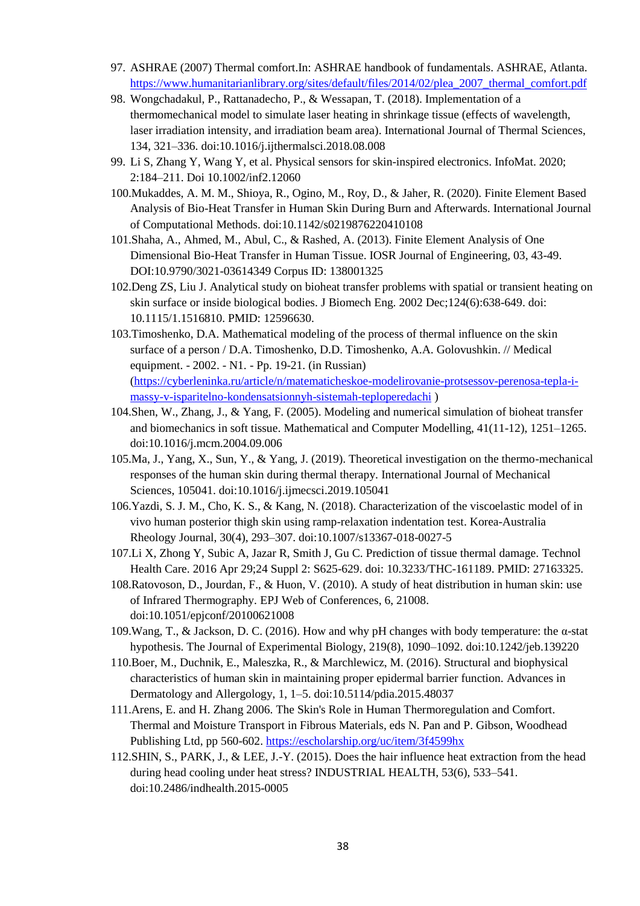97. ASHRAE (2007) Thermal comfort.In: ASHRAE handbook of fundamentals. ASHRAE, Atlanta. https://www.humanitarianlibrary.org/sites/default/files/2014/02/plea_2007_thermal_comfort.pdf
98. Wongchadakul, P., Rattanadecho, P., & Wessapan, T. (2018). Implementation of a thermomechanical model to simulate laser heating in shrinkage tissue (effects of wavelength, laser irradiation intensity, and irradiation beam area). International Journal of Thermal Sciences, 134, 321–336. doi:10.1016/j.ijthermalsci.2018.08.008
99. Li S, Zhang Y, Wang Y, et al. Physical sensors for skin-inspired electronics. InfoMat. 2020; 2:184–211. Doi 10.1002/inf2.12060
100. Mukaddes, A. M. M., Shioya, R., Ogino, M., Roy, D., & Jaher, R. (2020). Finite Element Based Analysis of Bio-Heat Transfer in Human Skin During Burn and Afterwards. International Journal of Computational Methods. doi:10.1142/s0219876220410108
101. Shaha, A., Ahmed, M., Abul, C., & Rashed, A. (2013). Finite Element Analysis of One Dimensional Bio-Heat Transfer in Human Tissue. IOSR Journal of Engineering, 03, 43-49. DOI:10.9790/3021-03614349 Corpus ID: 138001325
102. Deng ZS, Liu J. Analytical study on bioheat transfer problems with spatial or transient heating on skin surface or inside biological bodies. J Biomech Eng. 2002 Dec;124(6):638-649. doi: 10.1115/1.1516810. PMID: 12596630.
103. Timoshenko, D.A. Mathematical modeling of the process of thermal influence on the skin surface of a person / D.A. Timoshenko, D.D. Timoshenko, A.A. Golovushkin. // Medical equipment. - 2002. - N1. - Pp. 19-21. (in Russian) (https://cyberleninka.ru/article/n/matematicheskoe-modelirovanie-protsessov-perenosa-tepla-i-massy-v-isparitelno-kondensatsionnyh-sistemah-teploperedachi )
104. Shen, W., Zhang, J., & Yang, F. (2005). Modeling and numerical simulation of bioheat transfer and biomechanics in soft tissue. Mathematical and Computer Modelling, 41(11-12), 1251–1265. doi:10.1016/j.mcm.2004.09.006
105. Ma, J., Yang, X., Sun, Y., & Yang, J. (2019). Theoretical investigation on the thermo-mechanical responses of the human skin during thermal therapy. International Journal of Mechanical Sciences, 105041. doi:10.1016/j.ijmecsci.2019.105041
106. Yazdi, S. J. M., Cho, K. S., & Kang, N. (2018). Characterization of the viscoelastic model of in vivo human posterior thigh skin using ramp-relaxation indentation test. Korea-Australia Rheology Journal, 30(4), 293–307. doi:10.1007/s13367-018-0027-5
107. Li X, Zhong Y, Subic A, Jazar R, Smith J, Gu C. Prediction of tissue thermal damage. Technol Health Care. 2016 Apr 29;24 Suppl 2: S625-629. doi: 10.3233/THC-161189. PMID: 27163325.
108. Ratovoson, D., Jourdan, F., & Huon, V. (2010). A study of heat distribution in human skin: use of Infrared Thermography. EPJ Web of Conferences, 6, 21008. doi:10.1051/epjconf/20100621008
109. Wang, T., & Jackson, D. C. (2016). How and why pH changes with body temperature: the α-stat hypothesis. The Journal of Experimental Biology, 219(8), 1090–1092. doi:10.1242/jeb.139220
110. Boer, M., Duchnik, E., Maleszka, R., & Marchlewicz, M. (2016). Structural and biophysical characteristics of human skin in maintaining proper epidermal barrier function. Advances in Dermatology and Allergology, 1, 1–5. doi:10.5114/pdia.2015.48037
111. Arens, E. and H. Zhang 2006. The Skin's Role in Human Thermoregulation and Comfort. Thermal and Moisture Transport in Fibrous Materials, eds N. Pan and P. Gibson, Woodhead Publishing Ltd, pp 560-602. https://escholarship.org/uc/item/3f4599hx
112. SHIN, S., PARK, J., & LEE, J.-Y. (2015). Does the hair influence heat extraction from the head during head cooling under heat stress? INDUSTRIAL HEALTH, 53(6), 533–541. doi:10.2486/indhealth.2015-0005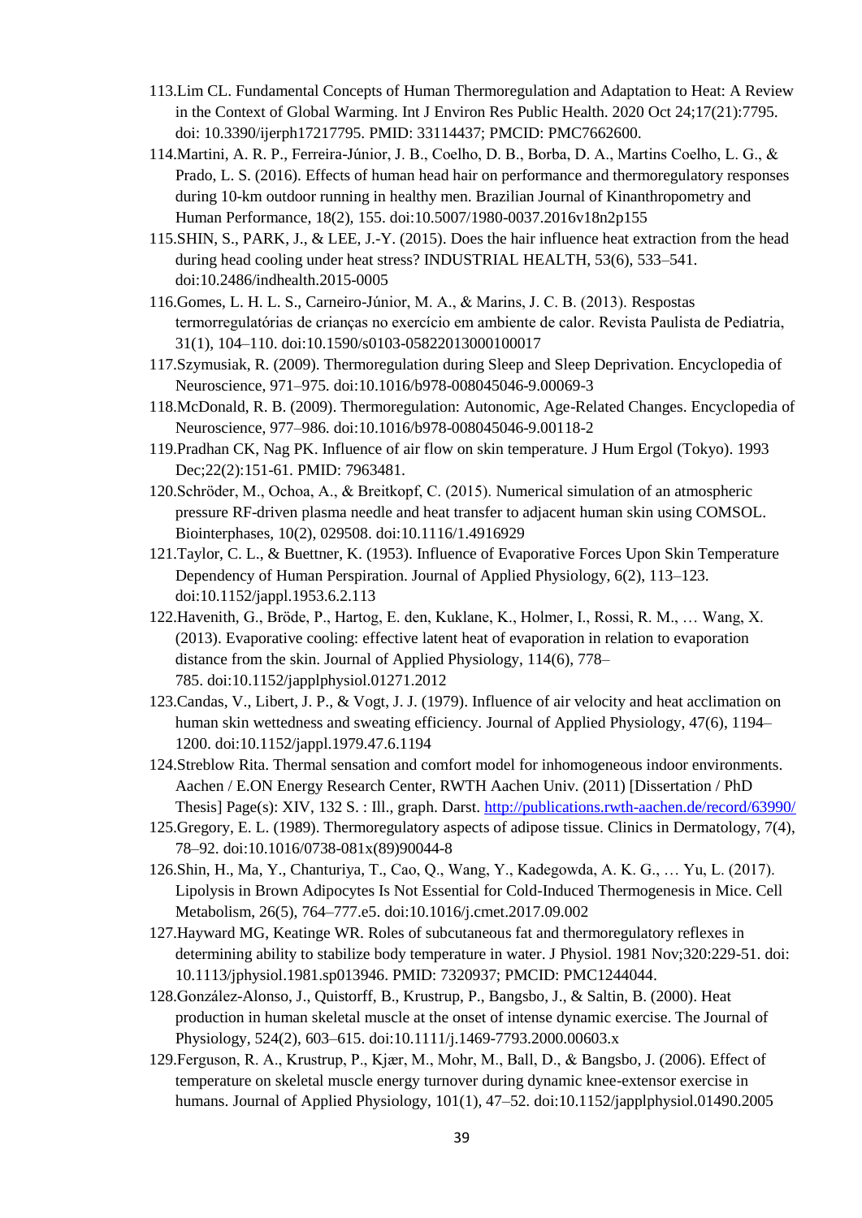113. Lim CL. Fundamental Concepts of Human Thermoregulation and Adaptation to Heat: A Review in the Context of Global Warming. Int J Environ Res Public Health. 2020 Oct 24;17(21):7795. doi: 10.3390/ijerph17217795. PMID: 33114437; PMCID: PMC7662600.
114. Martini, A. R. P., Ferreira-Júnior, J. B., Coelho, D. B., Borba, D. A., Martins Coelho, L. G., & Prado, L. S. (2016). Effects of human head hair on performance and thermoregulatory responses during 10-km outdoor running in healthy men. Brazilian Journal of Kinanthropometry and Human Performance, 18(2), 155. doi:10.5007/1980-0037.2016v18n2p155
115. SHIN, S., PARK, J., & LEE, J.-Y. (2015). Does the hair influence heat extraction from the head during head cooling under heat stress? INDUSTRIAL HEALTH, 53(6), 533–541. doi:10.2486/indhealth.2015-0005
116. Gomes, L. H. L. S., Carneiro-Júnior, M. A., & Marins, J. C. B. (2013). Respostas termorregulatórias de crianças no exercício em ambiente de calor. Revista Paulista de Pediatria, 31(1), 104–110. doi:10.1590/s0103-05822013000100017
117. Szymusiak, R. (2009). Thermoregulation during Sleep and Sleep Deprivation. Encyclopedia of Neuroscience, 971–975. doi:10.1016/b978-008045046-9.00069-3
118. McDonald, R. B. (2009). Thermoregulation: Autonomic, Age-Related Changes. Encyclopedia of Neuroscience, 977–986. doi:10.1016/b978-008045046-9.00118-2
119. Pradhan CK, Nag PK. Influence of air flow on skin temperature. J Hum Ergol (Tokyo). 1993 Dec;22(2):151-61. PMID: 7963481.
120. Schröder, M., Ochoa, A., & Breitkopf, C. (2015). Numerical simulation of an atmospheric pressure RF-driven plasma needle and heat transfer to adjacent human skin using COMSOL. Biointerphases, 10(2), 029508. doi:10.1116/1.4916929
121. Taylor, C. L., & Buettner, K. (1953). Influence of Evaporative Forces Upon Skin Temperature Dependency of Human Perspiration. Journal of Applied Physiology, 6(2), 113–123. doi:10.1152/jappl.1953.6.2.113
122. Havenith, G., Bröde, P., Hartog, E. den, Kuklane, K., Holmer, I., Rossi, R. M., … Wang, X. (2013). Evaporative cooling: effective latent heat of evaporation in relation to evaporation distance from the skin. Journal of Applied Physiology, 114(6), 778–785. doi:10.1152/japplphysiol.01271.2012
123. Candas, V., Libert, J. P., & Vogt, J. J. (1979). Influence of air velocity and heat acclimation on human skin wettedness and sweating efficiency. Journal of Applied Physiology, 47(6), 1194–1200. doi:10.1152/jappl.1979.47.6.1194
124. Streblow Rita. Thermal sensation and comfort model for inhomogeneous indoor environments. Aachen / E.ON Energy Research Center, RWTH Aachen Univ. (2011) [Dissertation / PhD Thesis] Page(s): XIV, 132 S. : Ill., graph. Darst. http://publications.rwth-aachen.de/record/63990/
125. Gregory, E. L. (1989). Thermoregulatory aspects of adipose tissue. Clinics in Dermatology, 7(4), 78–92. doi:10.1016/0738-081x(89)90044-8
126. Shin, H., Ma, Y., Chanturiya, T., Cao, Q., Wang, Y., Kadegowda, A. K. G., … Yu, L. (2017). Lipolysis in Brown Adipocytes Is Not Essential for Cold-Induced Thermogenesis in Mice. Cell Metabolism, 26(5), 764–777.e5. doi:10.1016/j.cmet.2017.09.002
127. Hayward MG, Keatinge WR. Roles of subcutaneous fat and thermoregulatory reflexes in determining ability to stabilize body temperature in water. J Physiol. 1981 Nov;320:229-51. doi: 10.1113/jphysiol.1981.sp013946. PMID: 7320937; PMCID: PMC1244044.
128. González-Alonso, J., Quistorff, B., Krustrup, P., Bangsbo, J., & Saltin, B. (2000). Heat production in human skeletal muscle at the onset of intense dynamic exercise. The Journal of Physiology, 524(2), 603–615. doi:10.1111/j.1469-7793.2000.00603.x
129. Ferguson, R. A., Krustrup, P., Kjær, M., Mohr, M., Ball, D., & Bangsbo, J. (2006). Effect of temperature on skeletal muscle energy turnover during dynamic knee-extensor exercise in humans. Journal of Applied Physiology, 101(1), 47–52. doi:10.1152/japplphysiol.01490.2005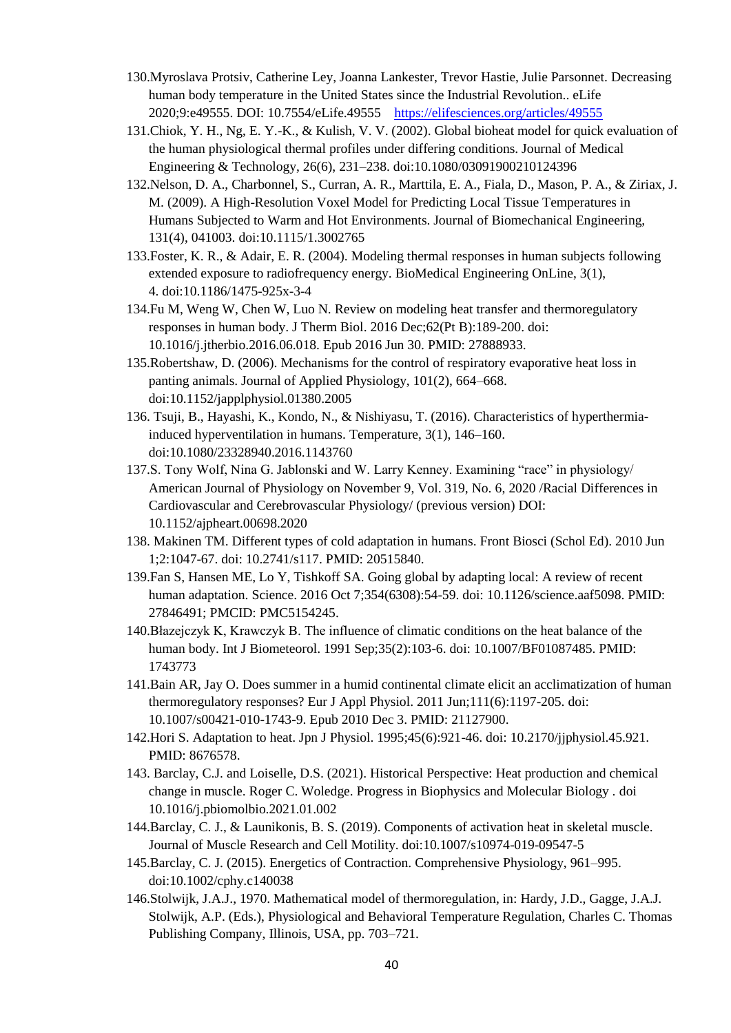130. Myroslava Protsiv, Catherine Ley, Joanna Lankester, Trevor Hastie, Julie Parsonnet. Decreasing human body temperature in the United States since the Industrial Revolution.. eLife 2020;9:e49555. DOI: 10.7554/eLife.49555 https://elifesciences.org/articles/49555
131. Chiok, Y. H., Ng, E. Y.-K., & Kulish, V. V. (2002). Global bioheat model for quick evaluation of the human physiological thermal profiles under differing conditions. Journal of Medical Engineering & Technology, 26(6), 231–238. doi:10.1080/03091900210124396
132. Nelson, D. A., Charbonnel, S., Curran, A. R., Marttila, E. A., Fiala, D., Mason, P. A., & Ziriax, J. M. (2009). A High-Resolution Voxel Model for Predicting Local Tissue Temperatures in Humans Subjected to Warm and Hot Environments. Journal of Biomechanical Engineering, 131(4), 041003. doi:10.1115/1.3002765
133. Foster, K. R., & Adair, E. R. (2004). Modeling thermal responses in human subjects following extended exposure to radiofrequency energy. BioMedical Engineering OnLine, 3(1), 4. doi:10.1186/1475-925x-3-4
134. Fu M, Weng W, Chen W, Luo N. Review on modeling heat transfer and thermoregulatory responses in human body. J Therm Biol. 2016 Dec;62(Pt B):189-200. doi: 10.1016/j.jtherbio.2016.06.018. Epub 2016 Jun 30. PMID: 27888933.
135. Robertshaw, D. (2006). Mechanisms for the control of respiratory evaporative heat loss in panting animals. Journal of Applied Physiology, 101(2), 664–668. doi:10.1152/japplphysiol.01380.2005
136. Tsuji, B., Hayashi, K., Kondo, N., & Nishiyasu, T. (2016). Characteristics of hyperthermia-induced hyperventilation in humans. Temperature, 3(1), 146–160. doi:10.1080/23328940.2016.1143760
137. S. Tony Wolf, Nina G. Jablonski and W. Larry Kenney. Examining “race” in physiology/ American Journal of Physiology on November 9, Vol. 319, No. 6, 2020 /Racial Differences in Cardiovascular and Cerebrovascular Physiology/ (previous version) DOI: 10.1152/ajpheart.00698.2020
138. Makinen TM. Different types of cold adaptation in humans. Front Biosci (Schol Ed). 2010 Jun 1;2:1047-67. doi: 10.2741/s117. PMID: 20515840.
139. Fan S, Hansen ME, Lo Y, Tishkoff SA. Going global by adapting local: A review of recent human adaptation. Science. 2016 Oct 7;354(6308):54-59. doi: 10.1126/science.aaf5098. PMID: 27846491; PMCID: PMC5154245.
140. Błazejczyk K, Krawczyk B. The influence of climatic conditions on the heat balance of the human body. Int J Biometeorol. 1991 Sep;35(2):103-6. doi: 10.1007/BF01087485. PMID: 1743773
141. Bain AR, Jay O. Does summer in a humid continental climate elicit an acclimatization of human thermoregulatory responses? Eur J Appl Physiol. 2011 Jun;111(6):1197-205. doi: 10.1007/s00421-010-1743-9. Epub 2010 Dec 3. PMID: 21127900.
142. Hori S. Adaptation to heat. Jpn J Physiol. 1995;45(6):921-46. doi: 10.2170/jjphysiol.45.921. PMID: 8676578.
143. Barclay, C.J. and Loiselle, D.S. (2021). Historical Perspective: Heat production and chemical change in muscle. Roger C. Woledge. Progress in Biophysics and Molecular Biology . doi 10.1016/j.pbiomolbio.2021.01.002
144. Barclay, C. J., & Launikonis, B. S. (2019). Components of activation heat in skeletal muscle. Journal of Muscle Research and Cell Motility. doi:10.1007/s10974-019-09547-5
145. Barclay, C. J. (2015). Energetics of Contraction. Comprehensive Physiology, 961–995. doi:10.1002/cphy.c140038
146. Stolwijk, J.A.J., 1970. Mathematical model of thermoregulation, in: Hardy, J.D., Gagge, J.A.J. Stolwijk, A.P. (Eds.), Physiological and Behavioral Temperature Regulation, Charles C. Thomas Publishing Company, Illinois, USA, pp. 703–721.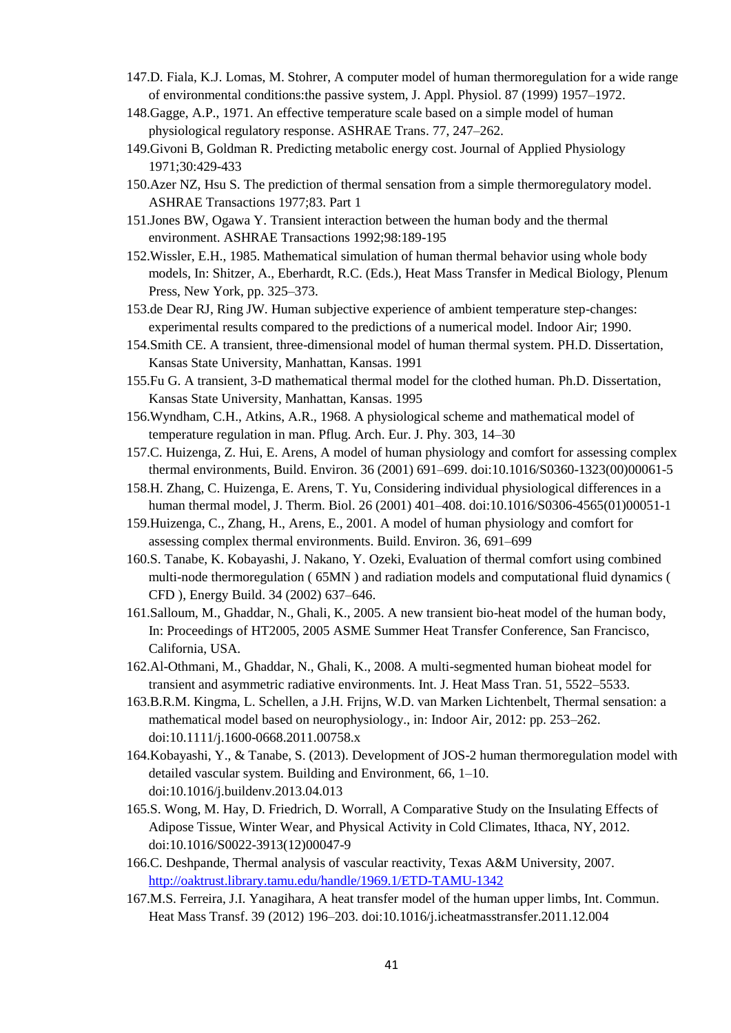147. D. Fiala, K.J. Lomas, M. Stohrer, A computer model of human thermoregulation for a wide range of environmental conditions:the passive system, J. Appl. Physiol. 87 (1999) 1957–1972.
148. Gagge, A.P., 1971. An effective temperature scale based on a simple model of human physiological regulatory response. ASHRAE Trans. 77, 247–262.
149. Givoni B, Goldman R. Predicting metabolic energy cost. Journal of Applied Physiology 1971;30:429-433
150. Azer NZ, Hsu S. The prediction of thermal sensation from a simple thermoregulatory model. ASHRAE Transactions 1977;83. Part 1
151. Jones BW, Ogawa Y. Transient interaction between the human body and the thermal environment. ASHRAE Transactions 1992;98:189-195
152. Wissler, E.H., 1985. Mathematical simulation of human thermal behavior using whole body models, In: Shitzer, A., Eberhardt, R.C. (Eds.), Heat Mass Transfer in Medical Biology, Plenum Press, New York, pp. 325–373.
153. de Dear RJ, Ring JW. Human subjective experience of ambient temperature step-changes: experimental results compared to the predictions of a numerical model. Indoor Air; 1990.
154. Smith CE. A transient, three-dimensional model of human thermal system. PH.D. Dissertation, Kansas State University, Manhattan, Kansas. 1991
155. Fu G. A transient, 3-D mathematical thermal model for the clothed human. Ph.D. Dissertation, Kansas State University, Manhattan, Kansas. 1995
156. Wyndham, C.H., Atkins, A.R., 1968. A physiological scheme and mathematical model of temperature regulation in man. Pflug. Arch. Eur. J. Phy. 303, 14–30
157. C. Huizenga, Z. Hui, E. Arens, A model of human physiology and comfort for assessing complex thermal environments, Build. Environ. 36 (2001) 691–699. doi:10.1016/S0360-1323(00)00061-5
158. H. Zhang, C. Huizenga, E. Arens, T. Yu, Considering individual physiological differences in a human thermal model, J. Therm. Biol. 26 (2001) 401–408. doi:10.1016/S0306-4565(01)00051-1
159. Huizenga, C., Zhang, H., Arens, E., 2001. A model of human physiology and comfort for assessing complex thermal environments. Build. Environ. 36, 691–699
160. S. Tanabe, K. Kobayashi, J. Nakano, Y. Ozeki, Evaluation of thermal comfort using combined multi-node thermoregulation ( 65MN ) and radiation models and computational fluid dynamics ( CFD ), Energy Build. 34 (2002) 637–646.
161. Salloum, M., Ghaddar, N., Ghali, K., 2005. A new transient bio-heat model of the human body, In: Proceedings of HT2005, 2005 ASME Summer Heat Transfer Conference, San Francisco, California, USA.
162. Al-Othmani, M., Ghaddar, N., Ghali, K., 2008. A multi-segmented human bioheat model for transient and asymmetric radiative environments. Int. J. Heat Mass Tran. 51, 5522–5533.
163. B.R.M. Kingma, L. Schellen, a J.H. Frijns, W.D. van Marken Lichtenbelt, Thermal sensation: a mathematical model based on neurophysiology., in: Indoor Air, 2012: pp. 253–262. doi:10.1111/j.1600-0668.2011.00758.x
164. Kobayashi, Y., & Tanabe, S. (2013). Development of JOS-2 human thermoregulation model with detailed vascular system. Building and Environment, 66, 1–10. doi:10.1016/j.buildenv.2013.04.013
165. S. Wong, M. Hay, D. Friedrich, D. Worrall, A Comparative Study on the Insulating Effects of Adipose Tissue, Winter Wear, and Physical Activity in Cold Climates, Ithaca, NY, 2012. doi:10.1016/S0022-3913(12)00047-9
166. C. Deshpande, Thermal analysis of vascular reactivity, Texas A&M University, 2007. http://oaktrust.library.tamu.edu/handle/1969.1/ETD-TAMU-1342
167. M.S. Ferreira, J.I. Yanagihara, A heat transfer model of the human upper limbs, Int. Commun. Heat Mass Transf. 39 (2012) 196–203. doi:10.1016/j.icheatmasstransfer.2011.12.004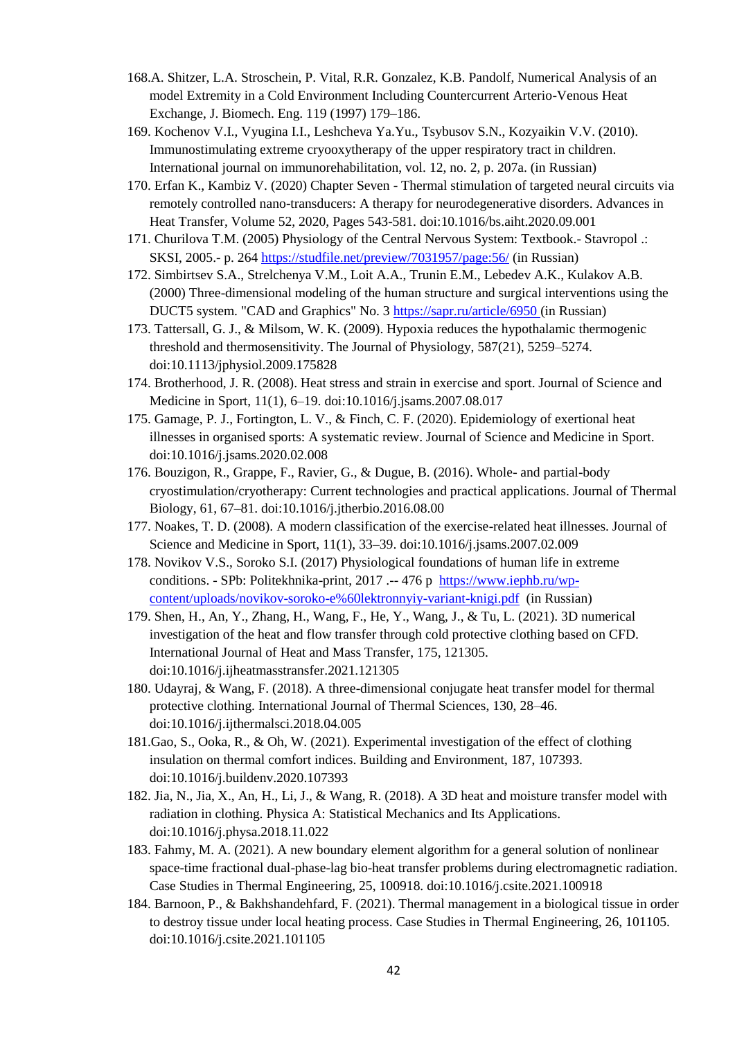168. A. Shitzer, L.A. Stroschein, P. Vital, R.R. Gonzalez, K.B. Pandolf, Numerical Analysis of an model Extremity in a Cold Environment Including Countercurrent Arterio-Venous Heat Exchange, J. Biomech. Eng. 119 (1997) 179–186.

169. Kochenov V.I., Vyugina I.I., Leshcheva Ya.Yu., Tsybusov S.N., Kozyaikin V.V. (2010). Immunostimulating extreme cryooxytherapy of the upper respiratory tract in children. International journal on immunorehabilitation, vol. 12, no. 2, p. 207a. (in Russian)

170. Erfan K., Kambiz V. (2020) Chapter Seven - Thermal stimulation of targeted neural circuits via remotely controlled nano-transducers: A therapy for neurodegenerative disorders. Advances in Heat Transfer, Volume 52, 2020, Pages 543-581. doi:10.1016/bs.aiht.2020.09.001

171. Churilova T.M. (2005) Physiology of the Central Nervous System: Textbook.- Stavropol .: SKSI, 2005.- p. 264 https://studfile.net/preview/7031957/page:56/ (in Russian)

172. Simbirtsev S.A., Strelchenya V.M., Loit A.A., Trunin E.M., Lebedev A.K., Kulakov A.B. (2000) Three-dimensional modeling of the human structure and surgical interventions using the DUCT5 system. "CAD and Graphics" No. 3 https://sapr.ru/article/6950 (in Russian)

173. Tattersall, G. J., & Milsom, W. K. (2009). Hypoxia reduces the hypothalamic thermogenic threshold and thermosensitivity. The Journal of Physiology, 587(21), 5259–5274. doi:10.1113/jphysiol.2009.175828

174. Brotherhood, J. R. (2008). Heat stress and strain in exercise and sport. Journal of Science and Medicine in Sport, 11(1), 6–19. doi:10.1016/j.jsams.2007.08.017

175. Gamage, P. J., Fortington, L. V., & Finch, C. F. (2020). Epidemiology of exertional heat illnesses in organised sports: A systematic review. Journal of Science and Medicine in Sport. doi:10.1016/j.jsams.2020.02.008

176. Bouzigon, R., Grappe, F., Ravier, G., & Dugue, B. (2016). Whole- and partial-body cryostimulation/cryotherapy: Current technologies and practical applications. Journal of Thermal Biology, 61, 67–81. doi:10.1016/j.jtherbio.2016.08.00

177. Noakes, T. D. (2008). A modern classification of the exercise-related heat illnesses. Journal of Science and Medicine in Sport, 11(1), 33–39. doi:10.1016/j.jsams.2007.02.009

178. Novikov V.S., Soroko S.I. (2017) Physiological foundations of human life in extreme conditions. - SPb: Politekhnika-print, 2017 .-- 476 p https://www.iephb.ru/wp-content/uploads/novikov-soroko-e%60lektronnyiy-variant-knigi.pdf (in Russian)

179. Shen, H., An, Y., Zhang, H., Wang, F., He, Y., Wang, J., & Tu, L. (2021). 3D numerical investigation of the heat and flow transfer through cold protective clothing based on CFD. International Journal of Heat and Mass Transfer, 175, 121305. doi:10.1016/j.ijheatmasstransfer.2021.121305

180. Udayraj, & Wang, F. (2018). A three-dimensional conjugate heat transfer model for thermal protective clothing. International Journal of Thermal Sciences, 130, 28–46. doi:10.1016/j.ijthermalsci.2018.04.005

181. Gao, S., Ooka, R., & Oh, W. (2021). Experimental investigation of the effect of clothing insulation on thermal comfort indices. Building and Environment, 187, 107393. doi:10.1016/j.buildenv.2020.107393

182. Jia, N., Jia, X., An, H., Li, J., & Wang, R. (2018). A 3D heat and moisture transfer model with radiation in clothing. Physica A: Statistical Mechanics and Its Applications. doi:10.1016/j.physa.2018.11.022

183. Fahmy, M. A. (2021). A new boundary element algorithm for a general solution of nonlinear space-time fractional dual-phase-lag bio-heat transfer problems during electromagnetic radiation. Case Studies in Thermal Engineering, 25, 100918. doi:10.1016/j.csite.2021.100918

184. Barnoon, P., & Bakhshandehfard, F. (2021). Thermal management in a biological tissue in order to destroy tissue under local heating process. Case Studies in Thermal Engineering, 26, 101105. doi:10.1016/j.csite.2021.101105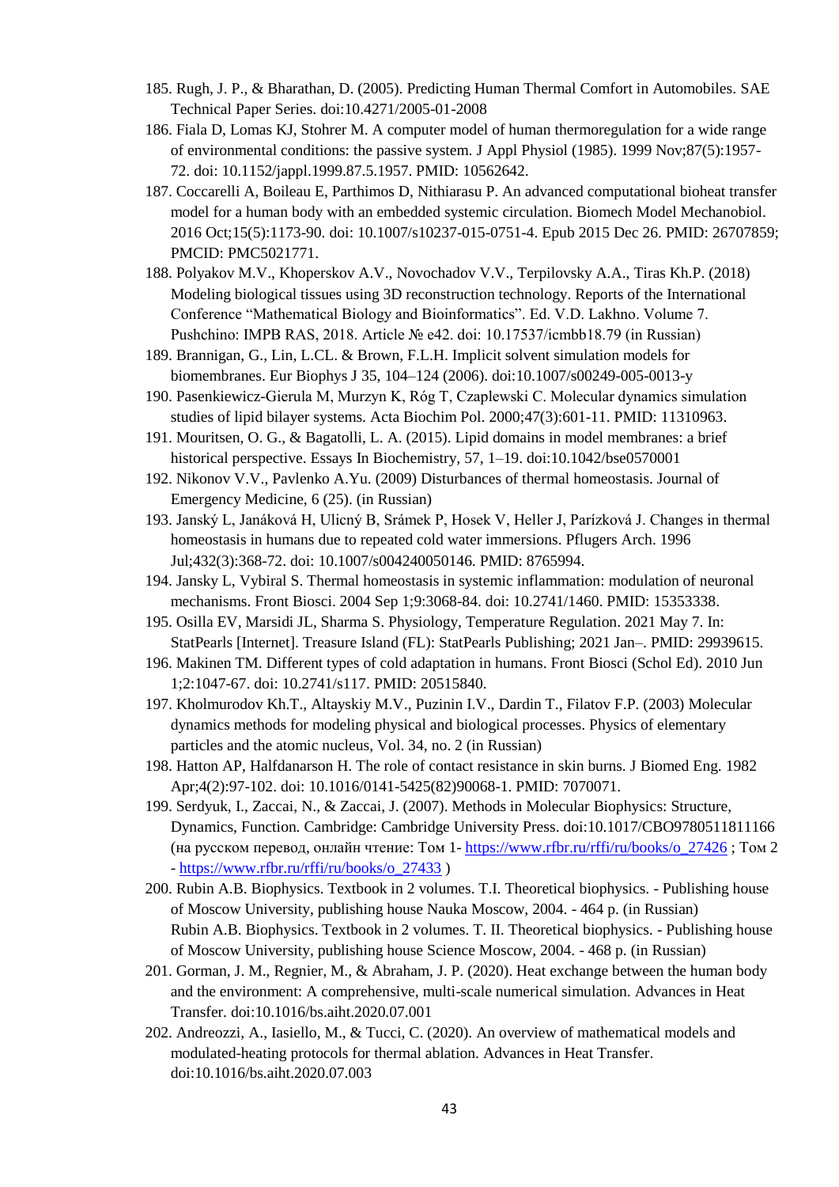185. Rugh, J. P., & Bharathan, D. (2005). Predicting Human Thermal Comfort in Automobiles. SAE Technical Paper Series. doi:10.4271/2005-01-2008
186. Fiala D, Lomas KJ, Stohrer M. A computer model of human thermoregulation for a wide range of environmental conditions: the passive system. J Appl Physiol (1985). 1999 Nov;87(5):1957-72. doi: 10.1152/jappl.1999.87.5.1957. PMID: 10562642.
187. Coccarelli A, Boileau E, Parthimos D, Nithiarasu P. An advanced computational bioheat transfer model for a human body with an embedded systemic circulation. Biomech Model Mechanobiol. 2016 Oct;15(5):1173-90. doi: 10.1007/s10237-015-0751-4. Epub 2015 Dec 26. PMID: 26707859; PMCID: PMC5021771.
188. Polyakov M.V., Khoperskov A.V., Novochadov V.V., Terpilovsky A.A., Tiras Kh.P. (2018) Modeling biological tissues using 3D reconstruction technology. Reports of the International Conference "Mathematical Biology and Bioinformatics". Ed. V.D. Lakhno. Volume 7. Pushchino: IMPB RAS, 2018. Article № e42. doi: 10.17537/icmbb18.79 (in Russian)
189. Brannigan, G., Lin, L.CL. & Brown, F.L.H. Implicit solvent simulation models for biomembranes. Eur Biophys J 35, 104–124 (2006). doi:10.1007/s00249-005-0013-y
190. Pasenkiewicz-Gierula M, Murzyn K, Róg T, Czaplewski C. Molecular dynamics simulation studies of lipid bilayer systems. Acta Biochim Pol. 2000;47(3):601-11. PMID: 11310963.
191. Mouritsen, O. G., & Bagatolli, L. A. (2015). Lipid domains in model membranes: a brief historical perspective. Essays In Biochemistry, 57, 1–19. doi:10.1042/bse0570001
192. Nikonov V.V., Pavlenko A.Yu. (2009) Disturbances of thermal homeostasis. Journal of Emergency Medicine, 6 (25). (in Russian)
193. Janský L, Janáková H, Ulicný B, Srámek P, Hosek V, Heller J, Parízková J. Changes in thermal homeostasis in humans due to repeated cold water immersions. Pflugers Arch. 1996 Jul;432(3):368-72. doi: 10.1007/s004240050146. PMID: 8765994.
194. Jansky L, Vybiral S. Thermal homeostasis in systemic inflammation: modulation of neuronal mechanisms. Front Biosci. 2004 Sep 1;9:3068-84. doi: 10.2741/1460. PMID: 15353338.
195. Osilla EV, Marsidi JL, Sharma S. Physiology, Temperature Regulation. 2021 May 7. In: StatPearls [Internet]. Treasure Island (FL): StatPearls Publishing; 2021 Jan–. PMID: 29939615.
196. Makinen TM. Different types of cold adaptation in humans. Front Biosci (Schol Ed). 2010 Jun 1;2:1047-67. doi: 10.2741/s117. PMID: 20515840.
197. Kholmurodov Kh.T., Altayskiy M.V., Puzinin I.V., Dardin T., Filatov F.P. (2003) Molecular dynamics methods for modeling physical and biological processes. Physics of elementary particles and the atomic nucleus, Vol. 34, no. 2 (in Russian)
198. Hatton AP, Halfdanarson H. The role of contact resistance in skin burns. J Biomed Eng. 1982 Apr;4(2):97-102. doi: 10.1016/0141-5425(82)90068-1. PMID: 7070071.
199. Serdyuk, I., Zaccai, N., & Zaccai, J. (2007). Methods in Molecular Biophysics: Structure, Dynamics, Function. Cambridge: Cambridge University Press. doi:10.1017/CBO9780511811166 (на русском перевод, онлайн чтение: Том 1- https://www.rfbr.ru/rffi/ru/books/o_27426 ; Том 2 - https://www.rfbr.ru/rffi/ru/books/o_27433 )
200. Rubin A.B. Biophysics. Textbook in 2 volumes. T.I. Theoretical biophysics. - Publishing house of Moscow University, publishing house Nauka Moscow, 2004. - 464 p. (in Russian)
     Rubin A.B. Biophysics. Textbook in 2 volumes. T. II. Theoretical biophysics. - Publishing house of Moscow University, publishing house Science Moscow, 2004. - 468 p. (in Russian)
201. Gorman, J. M., Regnier, M., & Abraham, J. P. (2020). Heat exchange between the human body and the environment: A comprehensive, multi-scale numerical simulation. Advances in Heat Transfer. doi:10.1016/bs.aiht.2020.07.001
202. Andreozzi, A., Iasiello, M., & Tucci, C. (2020). An overview of mathematical models and modulated-heating protocols for thermal ablation. Advances in Heat Transfer. doi:10.1016/bs.aiht.2020.07.003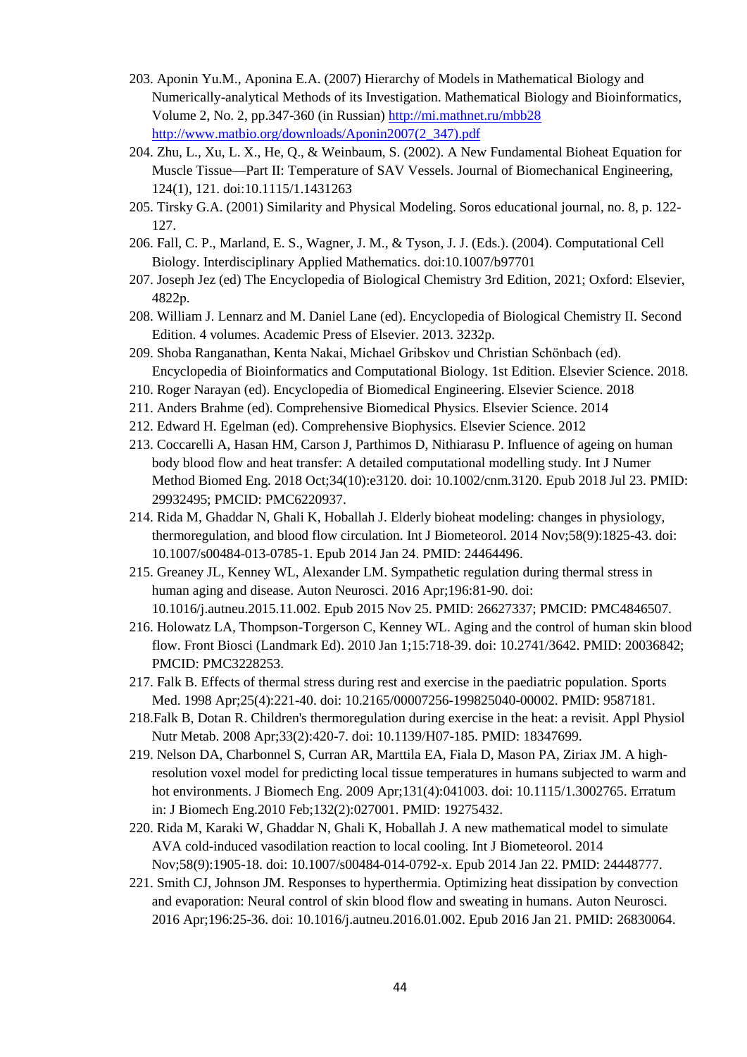203. Aponin Yu.M., Aponina E.A. (2007) Hierarchy of Models in Mathematical Biology and Numerically-analytical Methods of its Investigation. Mathematical Biology and Bioinformatics, Volume 2, No. 2, pp.347-360 (in Russian) http://mi.mathnet.ru/mbb28 http://www.matbio.org/downloads/Aponin2007(2_347).pdf
204. Zhu, L., Xu, L. X., He, Q., & Weinbaum, S. (2002). A New Fundamental Bioheat Equation for Muscle Tissue—Part II: Temperature of SAV Vessels. Journal of Biomechanical Engineering, 124(1), 121. doi:10.1115/1.1431263
205. Tirsky G.A. (2001) Similarity and Physical Modeling. Soros educational journal, no. 8, p. 122-127.
206. Fall, C. P., Marland, E. S., Wagner, J. M., & Tyson, J. J. (Eds.). (2004). Computational Cell Biology. Interdisciplinary Applied Mathematics. doi:10.1007/b97701
207. Joseph Jez (ed) The Encyclopedia of Biological Chemistry 3rd Edition, 2021; Oxford: Elsevier, 4822p.
208. William J. Lennarz and M. Daniel Lane (ed). Encyclopedia of Biological Chemistry II. Second Edition. 4 volumes. Academic Press of Elsevier. 2013. 3232p.
209. Shoba Ranganathan, Kenta Nakai, Michael Gribskov und Christian Schönbach (ed). Encyclopedia of Bioinformatics and Computational Biology. 1st Edition. Elsevier Science. 2018.
210. Roger Narayan (ed). Encyclopedia of Biomedical Engineering. Elsevier Science. 2018
211. Anders Brahme (ed). Comprehensive Biomedical Physics. Elsevier Science. 2014
212. Edward H. Egelman (ed). Comprehensive Biophysics. Elsevier Science. 2012
213. Coccarelli A, Hasan HM, Carson J, Parthimos D, Nithiarasu P. Influence of ageing on human body blood flow and heat transfer: A detailed computational modelling study. Int J Numer Method Biomed Eng. 2018 Oct;34(10):e3120. doi: 10.1002/cnm.3120. Epub 2018 Jul 23. PMID: 29932495; PMCID: PMC6220937.
214. Rida M, Ghaddar N, Ghali K, Hoballah J. Elderly bioheat modeling: changes in physiology, thermoregulation, and blood flow circulation. Int J Biometeorol. 2014 Nov;58(9):1825-43. doi: 10.1007/s00484-013-0785-1. Epub 2014 Jan 24. PMID: 24464496.
215. Greaney JL, Kenney WL, Alexander LM. Sympathetic regulation during thermal stress in human aging and disease. Auton Neurosci. 2016 Apr;196:81-90. doi: 10.1016/j.autneu.2015.11.002. Epub 2015 Nov 25. PMID: 26627337; PMCID: PMC4846507.
216. Holowatz LA, Thompson-Torgerson C, Kenney WL. Aging and the control of human skin blood flow. Front Biosci (Landmark Ed). 2010 Jan 1;15:718-39. doi: 10.2741/3642. PMID: 20036842; PMCID: PMC3228253.
217. Falk B. Effects of thermal stress during rest and exercise in the paediatric population. Sports Med. 1998 Apr;25(4):221-40. doi: 10.2165/00007256-199825040-00002. PMID: 9587181.
218. Falk B, Dotan R. Children's thermoregulation during exercise in the heat: a revisit. Appl Physiol Nutr Metab. 2008 Apr;33(2):420-7. doi: 10.1139/H07-185. PMID: 18347699.
219. Nelson DA, Charbonnel S, Curran AR, Marttila EA, Fiala D, Mason PA, Ziriax JM. A high-resolution voxel model for predicting local tissue temperatures in humans subjected to warm and hot environments. J Biomech Eng. 2009 Apr;131(4):041003. doi: 10.1115/1.3002765. Erratum in: J Biomech Eng.2010 Feb;132(2):027001. PMID: 19275432.
220. Rida M, Karaki W, Ghaddar N, Ghali K, Hoballah J. A new mathematical model to simulate AVA cold-induced vasodilation reaction to local cooling. Int J Biometeorol. 2014 Nov;58(9):1905-18. doi: 10.1007/s00484-014-0792-x. Epub 2014 Jan 22. PMID: 24448777.
221. Smith CJ, Johnson JM. Responses to hyperthermia. Optimizing heat dissipation by convection and evaporation: Neural control of skin blood flow and sweating in humans. Auton Neurosci. 2016 Apr;196:25-36. doi: 10.1016/j.autneu.2016.01.002. Epub 2016 Jan 21. PMID: 26830064.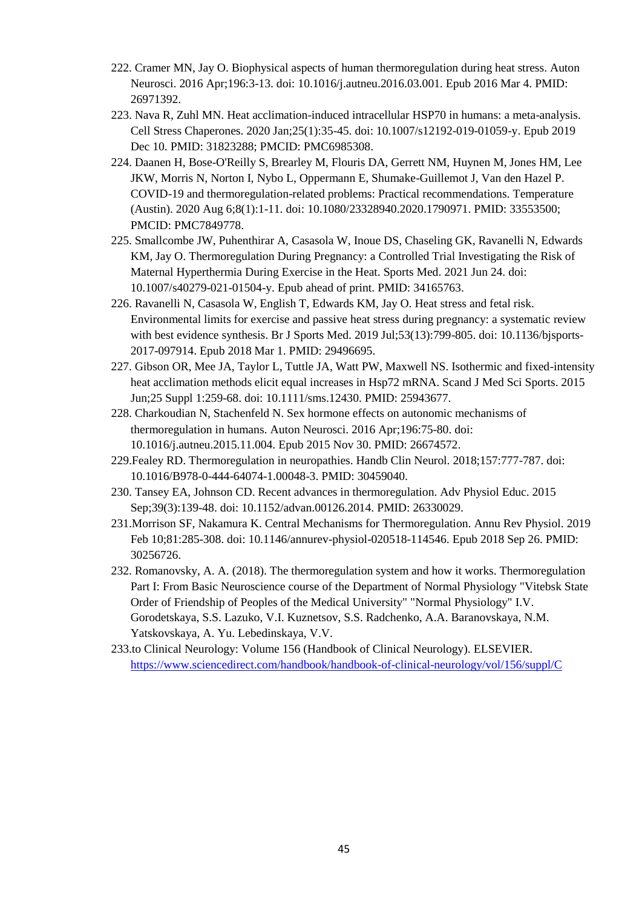222. Cramer MN, Jay O. Biophysical aspects of human thermoregulation during heat stress. Auton Neurosci. 2016 Apr;196:3-13. doi: 10.1016/j.autneu.2016.03.001. Epub 2016 Mar 4. PMID: 26971392.

223. Nava R, Zuhl MN. Heat acclimation-induced intracellular HSP70 in humans: a meta-analysis. Cell Stress Chaperones. 2020 Jan;25(1):35-45. doi: 10.1007/s12192-019-01059-y. Epub 2019 Dec 10. PMID: 31823288; PMCID: PMC6985308.

224. Daanen H, Bose-O'Reilly S, Brearley M, Flouris DA, Gerrett NM, Huynen M, Jones HM, Lee JKW, Morris N, Norton I, Nybo L, Oppermann E, Shumake-Guillemot J, Van den Hazel P. COVID-19 and thermoregulation-related problems: Practical recommendations. Temperature (Austin). 2020 Aug 6;8(1):1-11. doi: 10.1080/23328940.2020.1790971. PMID: 33553500; PMCID: PMC7849778.

225. Smallcombe JW, Puhenthirar A, Casasola W, Inoue DS, Chaseling GK, Ravanelli N, Edwards KM, Jay O. Thermoregulation During Pregnancy: a Controlled Trial Investigating the Risk of Maternal Hyperthermia During Exercise in the Heat. Sports Med. 2021 Jun 24. doi: 10.1007/s40279-021-01504-y. Epub ahead of print. PMID: 34165763.

226. Ravanelli N, Casasola W, English T, Edwards KM, Jay O. Heat stress and fetal risk. Environmental limits for exercise and passive heat stress during pregnancy: a systematic review with best evidence synthesis. Br J Sports Med. 2019 Jul;53(13):799-805. doi: 10.1136/bjsports-2017-097914. Epub 2018 Mar 1. PMID: 29496695.

227. Gibson OR, Mee JA, Taylor L, Tuttle JA, Watt PW, Maxwell NS. Isothermic and fixed-intensity heat acclimation methods elicit equal increases in Hsp72 mRNA. Scand J Med Sci Sports. 2015 Jun;25 Suppl 1:259-68. doi: 10.1111/sms.12430. PMID: 25943677.

228. Charkoudian N, Stachenfeld N. Sex hormone effects on autonomic mechanisms of thermoregulation in humans. Auton Neurosci. 2016 Apr;196:75-80. doi: 10.1016/j.autneu.2015.11.004. Epub 2015 Nov 30. PMID: 26674572.

229.Fealey RD. Thermoregulation in neuropathies. Handb Clin Neurol. 2018;157:777-787. doi: 10.1016/B978-0-444-64074-1.00048-3. PMID: 30459040.

230. Tansey EA, Johnson CD. Recent advances in thermoregulation. Adv Physiol Educ. 2015 Sep;39(3):139-48. doi: 10.1152/advan.00126.2014. PMID: 26330029.

231.Morrison SF, Nakamura K. Central Mechanisms for Thermoregulation. Annu Rev Physiol. 2019 Feb 10;81:285-308. doi: 10.1146/annurev-physiol-020518-114546. Epub 2018 Sep 26. PMID: 30256726.

232. Romanovsky, A. A. (2018). The thermoregulation system and how it works. Thermoregulation Part I: From Basic Neuroscience course of the Department of Normal Physiology "Vitebsk State Order of Friendship of Peoples of the Medical University" "Normal Physiology" I.V. Gorodetskaya, S.S. Lazuko, V.I. Kuznetsov, S.S. Radchenko, A.A. Baranovskaya, N.M. Yatskovskaya, A. Yu. Lebedinskaya, V.V.

233.to Clinical Neurology: Volume 156 (Handbook of Clinical Neurology). ELSEVIER. https://www.sciencedirect.com/handbook/handbook-of-clinical-neurology/vol/156/suppl/C